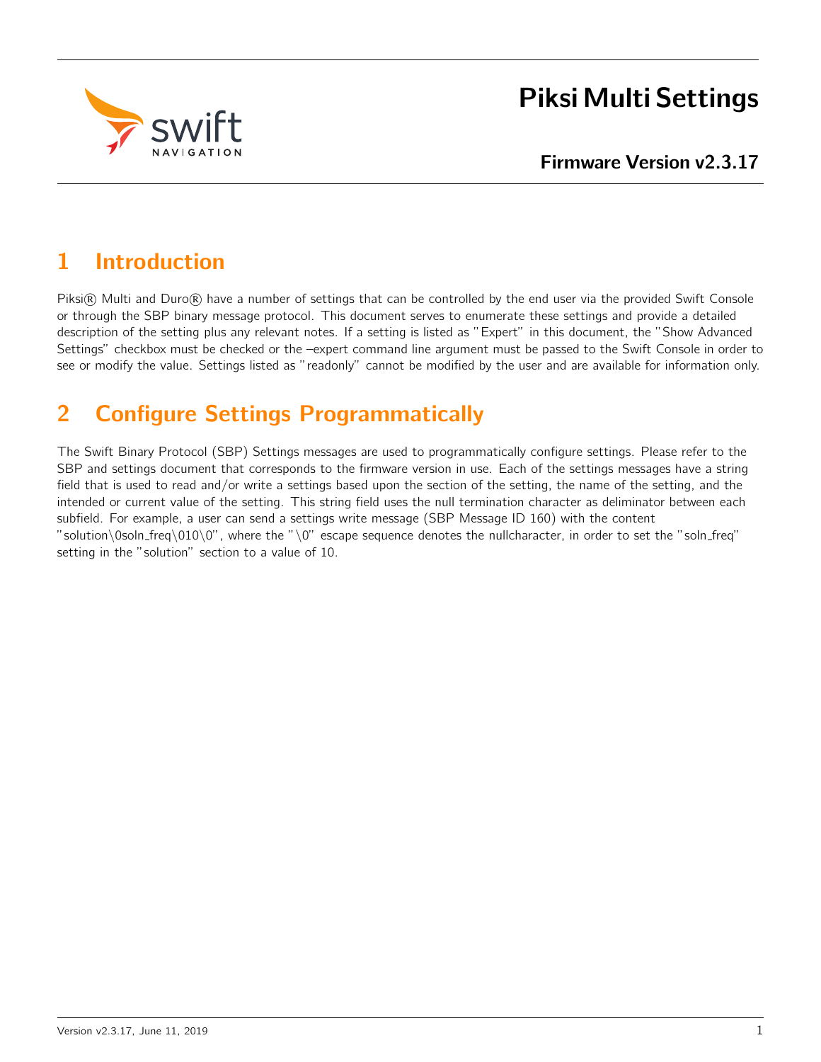# Piksi Multi Settings

**Firmware Version v2.3.17**

## 1 Introduction

Piksi® Multi and Duro® have a number of settings that can be controlled by the end user via the provided Swift Console or through the SBP binary message protocol. This document serves to enumerate these settings and provide a detailed description of the setting plus any relevant notes. If a setting is listed as "Expert" in this document, the "Show Advanced Settings" checkbox must be checked or the –expert command line argument must be passed to the Swift Console in order to see or modify the value. Settings listed as "readonly" cannot be modified by the user and are available for information only.

## 2 Configure Settings Programmatically

The Swift Binary Protocol (SBP) Settings messages are used to programmatically configure settings. Please refer to the SBP and settings document that corresponds to the firmware version in use. Each of the settings messages have a string field that is used to read and/or write a settings based upon the section of the setting, the name of the setting, and the intended or current value of the setting. This string field uses the null termination character as deliminator between each subfield. For example, a user can send a settings write message (SBP Message ID 160) with the content "solution\0soln_freq\010\0", where the "\0" escape sequence denotes the nullcharacter, in order to set the "soln_freq" setting in the "solution" section to a value of 10.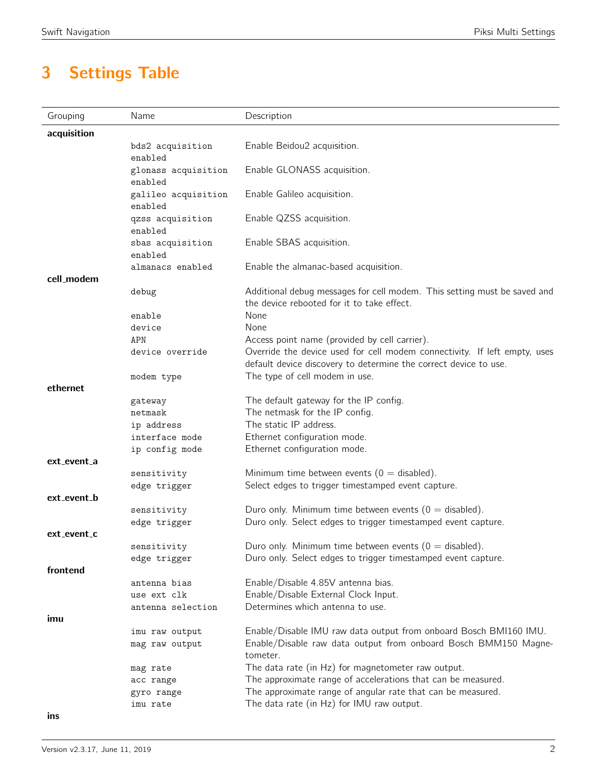# 3 Settings Table

| Grouping | Name | Description |
|---|---|---|
| **acquisition** | | |
| | `bds2 acquisition enabled` | Enable Beidou2 acquisition. |
| | `glonass acquisition enabled` | Enable GLONASS acquisition. |
| | `galileo acquisition enabled` | Enable Galileo acquisition. |
| | `qzss acquisition enabled` | Enable QZSS acquisition. |
| | `sbas acquisition enabled` | Enable SBAS acquisition. |
| | `almanacs enabled` | Enable the almanac-based acquisition. |
| **cell_modem** | | |
| | `debug` | Additional debug messages for cell modem. This setting must be saved and the device rebooted for it to take effect. |
| | `enable` | None |
| | `device` | None |
| | `APN` | Access point name (provided by cell carrier). |
| | `device override` | Override the device used for cell modem connectivity. If left empty, uses default device discovery to determine the correct device to use. |
| | `modem type` | The type of cell modem in use. |
| **ethernet** | | |
| | `gateway` | The default gateway for the IP config. |
| | `netmask` | The netmask for the IP config. |
| | `ip address` | The static IP address. |
| | `interface mode` | Ethernet configuration mode. |
| | `ip config mode` | Ethernet configuration mode. |
| **ext_event_a** | | |
| | `sensitivity` | Minimum time between events (0 = disabled). |
| | `edge trigger` | Select edges to trigger timestamped event capture. |
| **ext_event_b** | | |
| | `sensitivity` | Duro only. Minimum time between events (0 = disabled). |
| | `edge trigger` | Duro only. Select edges to trigger timestamped event capture. |
| **ext_event_c** | | |
| | `sensitivity` | Duro only. Minimum time between events (0 = disabled). |
| | `edge trigger` | Duro only. Select edges to trigger timestamped event capture. |
| **frontend** | | |
| | `antenna bias` | Enable/Disable 4.85V antenna bias. |
| | `use ext clk` | Enable/Disable External Clock Input. |
| | `antenna selection` | Determines which antenna to use. |
| **imu** | | |
| | `imu raw output` | Enable/Disable IMU raw data output from onboard Bosch BMI160 IMU. |
| | `mag raw output` | Enable/Disable raw data output from onboard Bosch BMM150 Magnetometer. |
| | `mag rate` | The data rate (in Hz) for magnetometer raw output. |
| | `acc range` | The approximate range of accelerations that can be measured. |
| | `gyro range` | The approximate range of angular rate that can be measured. |
| | `imu rate` | The data rate (in Hz) for IMU raw output. |
| **ins** | | |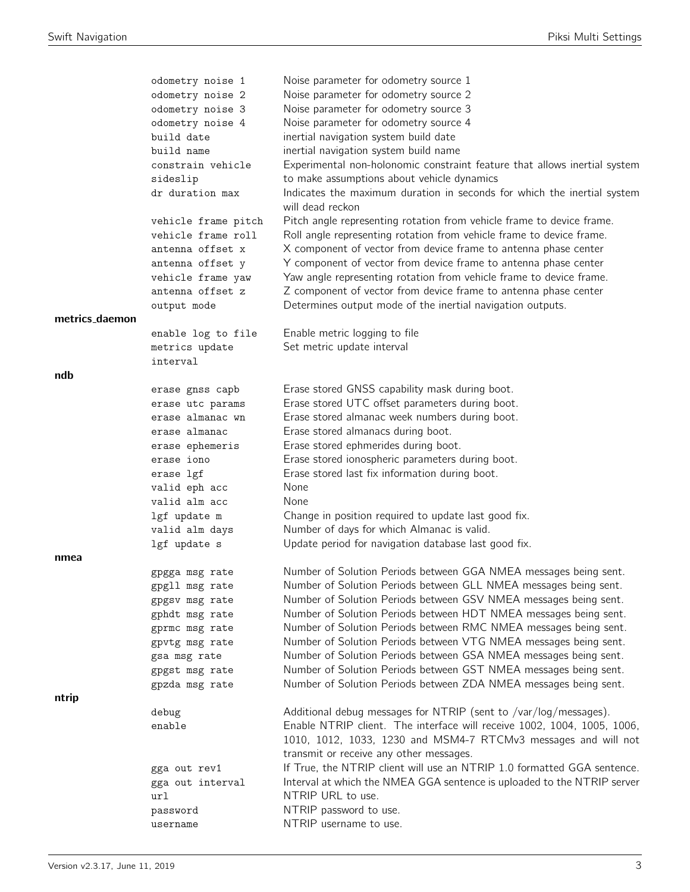| | | |
|---|---|---|
| | `odometry noise 1` | Noise parameter for odometry source 1 |
| | `odometry noise 2` | Noise parameter for odometry source 2 |
| | `odometry noise 3` | Noise parameter for odometry source 3 |
| | `odometry noise 4` | Noise parameter for odometry source 4 |
| | `build date` | inertial navigation system build date |
| | `build name` | inertial navigation system build name |
| | `constrain vehicle sideslip` | Experimental non-holonomic constraint feature that allows inertial system to make assumptions about vehicle dynamics |
| | `dr duration max` | Indicates the maximum duration in seconds for which the inertial system will dead reckon |
| | `vehicle frame pitch` | Pitch angle representing rotation from vehicle frame to device frame. |
| | `vehicle frame roll` | Roll angle representing rotation from vehicle frame to device frame. |
| | `antenna offset x` | X component of vector from device frame to antenna phase center |
| | `antenna offset y` | Y component of vector from device frame to antenna phase center |
| | `vehicle frame yaw` | Yaw angle representing rotation from vehicle frame to device frame. |
| | `antenna offset z` | Z component of vector from device frame to antenna phase center |
| | `output mode` | Determines output mode of the inertial navigation outputs. |
| **metrics_daemon** | | |
| | `enable log to file` | Enable metric logging to file |
| | `metrics update interval` | Set metric update interval |
| **ndb** | | |
| | `erase gnss capb` | Erase stored GNSS capability mask during boot. |
| | `erase utc params` | Erase stored UTC offset parameters during boot. |
| | `erase almanac wn` | Erase stored almanac week numbers during boot. |
| | `erase almanac` | Erase stored almanacs during boot. |
| | `erase ephemeris` | Erase stored ephmerides during boot. |
| | `erase iono` | Erase stored ionospheric parameters during boot. |
| | `erase lgf` | Erase stored last fix information during boot. |
| | `valid eph acc` | None |
| | `valid alm acc` | None |
| | `lgf update m` | Change in position required to update last good fix. |
| | `valid alm days` | Number of days for which Almanac is valid. |
| | `lgf update s` | Update period for navigation database last good fix. |
| **nmea** | | |
| | `gpgga msg rate` | Number of Solution Periods between GGA NMEA messages being sent. |
| | `gpgll msg rate` | Number of Solution Periods between GLL NMEA messages being sent. |
| | `gpgsv msg rate` | Number of Solution Periods between GSV NMEA messages being sent. |
| | `gphdt msg rate` | Number of Solution Periods between HDT NMEA messages being sent. |
| | `gprmc msg rate` | Number of Solution Periods between RMC NMEA messages being sent. |
| | `gpvtg msg rate` | Number of Solution Periods between VTG NMEA messages being sent. |
| | `gsa msg rate` | Number of Solution Periods between GSA NMEA messages being sent. |
| | `gpgst msg rate` | Number of Solution Periods between GST NMEA messages being sent. |
| | `gpzda msg rate` | Number of Solution Periods between ZDA NMEA messages being sent. |
| **ntrip** | | |
| | `debug` | Additional debug messages for NTRIP (sent to /var/log/messages). |
| | `enable` | Enable NTRIP client. The interface will receive 1002, 1004, 1005, 1006, 1010, 1012, 1033, 1230 and MSM4-7 RTCMv3 messages and will not transmit or receive any other messages. |
| | `gga out rev1` | If True, the NTRIP client will use an NTRIP 1.0 formatted GGA sentence. |
| | `gga out interval` | Interval at which the NMEA GGA sentence is uploaded to the NTRIP server |
| | `url` | NTRIP URL to use. |
| | `password` | NTRIP password to use. |
| | `username` | NTRIP username to use. |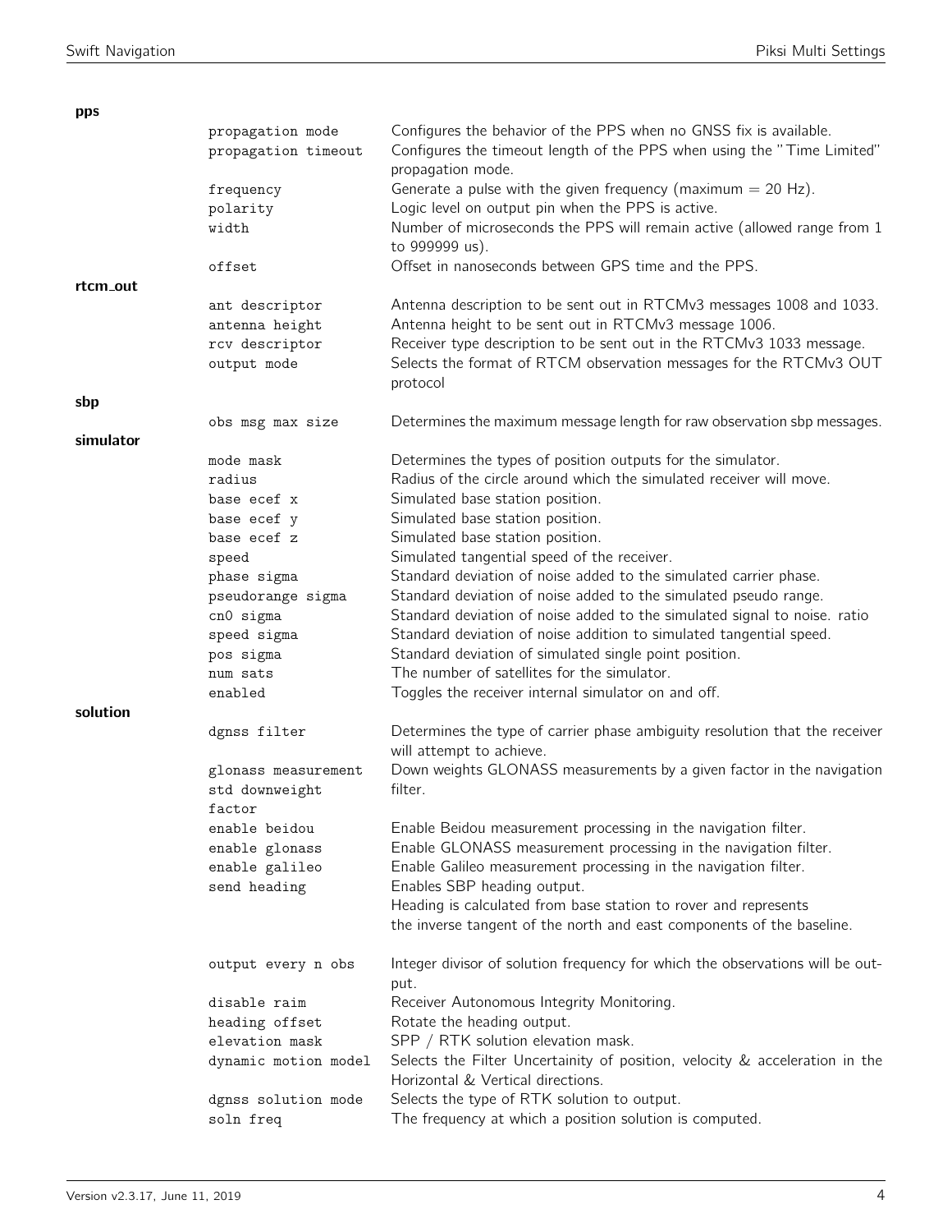| Group | Setting | Description |
|---|---|---|
| **pps** | | |
| | propagation mode | Configures the behavior of the PPS when no GNSS fix is available. |
| | propagation timeout | Configures the timeout length of the PPS when using the "Time Limited" propagation mode. |
| | frequency | Generate a pulse with the given frequency (maximum = 20 Hz). |
| | polarity | Logic level on output pin when the PPS is active. |
| | width | Number of microseconds the PPS will remain active (allowed range from 1 to 999999 us). |
| | offset | Offset in nanoseconds between GPS time and the PPS. |
| **rtcm_out** | | |
| | ant descriptor | Antenna description to be sent out in RTCMv3 messages 1008 and 1033. |
| | antenna height | Antenna height to be sent out in RTCMv3 message 1006. |
| | rcv descriptor | Receiver type description to be sent out in the RTCMv3 1033 message. |
| | output mode | Selects the format of RTCM observation messages for the RTCMv3 OUT protocol |
| **sbp** | | |
| | obs msg max size | Determines the maximum message length for raw observation sbp messages. |
| **simulator** | | |
| | mode mask | Determines the types of position outputs for the simulator. |
| | radius | Radius of the circle around which the simulated receiver will move. |
| | base ecef x | Simulated base station position. |
| | base ecef y | Simulated base station position. |
| | base ecef z | Simulated base station position. |
| | speed | Simulated tangential speed of the receiver. |
| | phase sigma | Standard deviation of noise added to the simulated carrier phase. |
| | pseudorange sigma | Standard deviation of noise added to the simulated pseudo range. |
| | cn0 sigma | Standard deviation of noise added to the simulated signal to noise. ratio |
| | speed sigma | Standard deviation of noise addition to simulated tangential speed. |
| | pos sigma | Standard deviation of simulated single point position. |
| | num sats | The number of satellites for the simulator. |
| | enabled | Toggles the receiver internal simulator on and off. |
| **solution** | | |
| | dgnss filter | Determines the type of carrier phase ambiguity resolution that the receiver will attempt to achieve. |
| | glonass measurement std downweight factor | Down weights GLONASS measurements by a given factor in the navigation filter. |
| | enable beidou | Enable Beidou measurement processing in the navigation filter. |
| | enable glonass | Enable GLONASS measurement processing in the navigation filter. |
| | enable galileo | Enable Galileo measurement processing in the navigation filter. |
| | send heading | Enables SBP heading output. Heading is calculated from base station to rover and represents the inverse tangent of the north and east components of the baseline. |
| | output every n obs | Integer divisor of solution frequency for which the observations will be output. |
| | disable raim | Receiver Autonomous Integrity Monitoring. |
| | heading offset | Rotate the heading output. |
| | elevation mask | SPP / RTK solution elevation mask. |
| | dynamic motion model | Selects the Filter Uncertainity of position, velocity & acceleration in the Horizontal & Vertical directions. |
| | dgnss solution mode | Selects the type of RTK solution to output. |
| | soln freq | The frequency at which a position solution is computed. |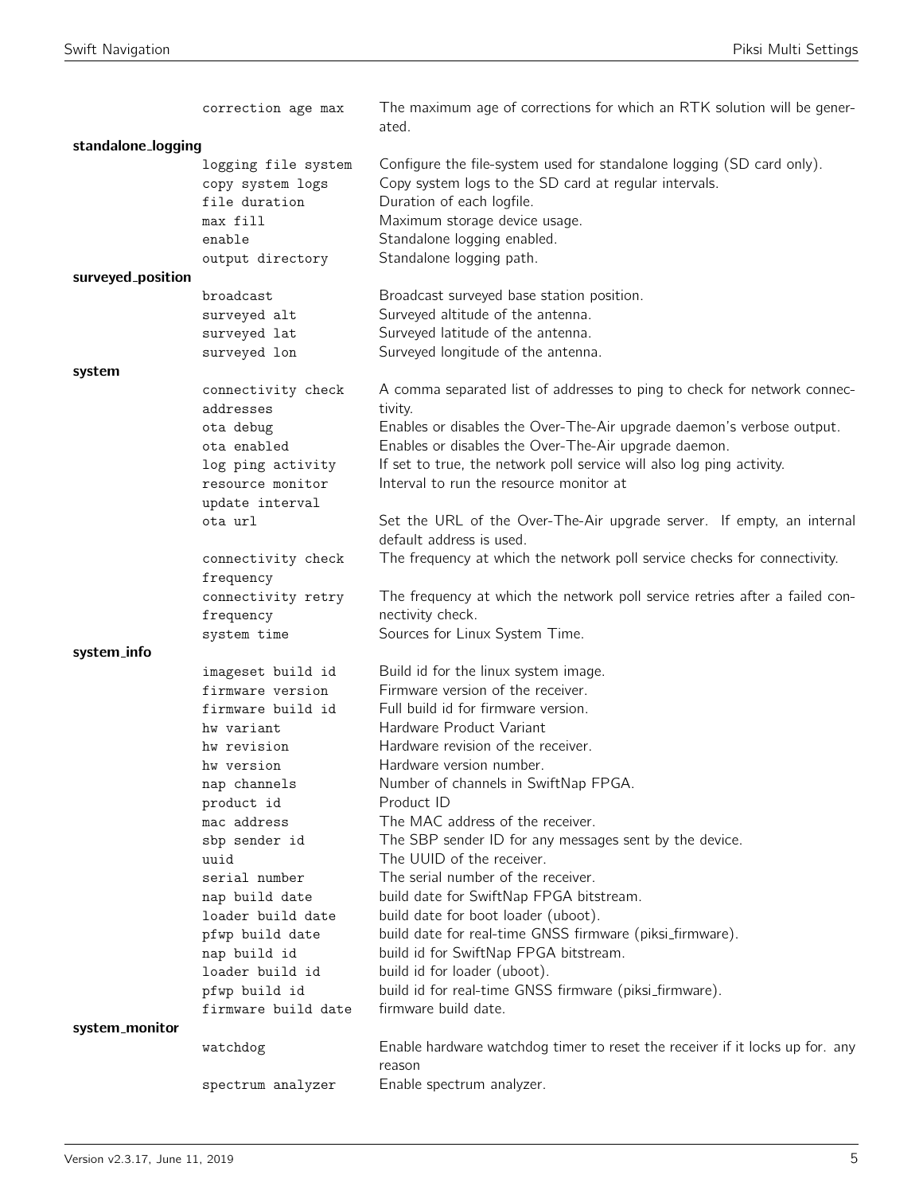| | | |
|---|---|---|
| | `correction age max` | The maximum age of corrections for which an RTK solution will be generated. |
| **standalone_logging** | | |
| | `logging file system` | Configure the file-system used for standalone logging (SD card only). |
| | `copy system logs` | Copy system logs to the SD card at regular intervals. |
| | `file duration` | Duration of each logfile. |
| | `max fill` | Maximum storage device usage. |
| | `enable` | Standalone logging enabled. |
| | `output directory` | Standalone logging path. |
| **surveyed_position** | | |
| | `broadcast` | Broadcast surveyed base station position. |
| | `surveyed alt` | Surveyed altitude of the antenna. |
| | `surveyed lat` | Surveyed latitude of the antenna. |
| | `surveyed lon` | Surveyed longitude of the antenna. |
| **system** | | |
| | `connectivity check addresses` | A comma separated list of addresses to ping to check for network connectivity. |
| | `ota debug` | Enables or disables the Over-The-Air upgrade daemon's verbose output. |
| | `ota enabled` | Enables or disables the Over-The-Air upgrade daemon. |
| | `log ping activity` | If set to true, the network poll service will also log ping activity. |
| | `resource monitor update interval` | Interval to run the resource monitor at |
| | `ota url` | Set the URL of the Over-The-Air upgrade server. If empty, an internal default address is used. |
| | `connectivity check frequency` | The frequency at which the network poll service checks for connectivity. |
| | `connectivity retry frequency` | The frequency at which the network poll service retries after a failed connectivity check. |
| | `system time` | Sources for Linux System Time. |
| **system_info** | | |
| | `imageset build id` | Build id for the linux system image. |
| | `firmware version` | Firmware version of the receiver. |
| | `firmware build id` | Full build id for firmware version. |
| | `hw variant` | Hardware Product Variant |
| | `hw revision` | Hardware revision of the receiver. |
| | `hw version` | Hardware version number. |
| | `nap channels` | Number of channels in SwiftNap FPGA. |
| | `product id` | Product ID |
| | `mac address` | The MAC address of the receiver. |
| | `sbp sender id` | The SBP sender ID for any messages sent by the device. |
| | `uuid` | The UUID of the receiver. |
| | `serial number` | The serial number of the receiver. |
| | `nap build date` | build date for SwiftNap FPGA bitstream. |
| | `loader build date` | build date for boot loader (uboot). |
| | `pfwp build date` | build date for real-time GNSS firmware (piksi_firmware). |
| | `nap build id` | build id for SwiftNap FPGA bitstream. |
| | `loader build id` | build id for loader (uboot). |
| | `pfwp build id` | build id for real-time GNSS firmware (piksi_firmware). |
| | `firmware build date` | firmware build date. |
| **system_monitor** | | |
| | `watchdog` | Enable hardware watchdog timer to reset the receiver if it locks up for. any reason |
| | `spectrum analyzer` | Enable spectrum analyzer. |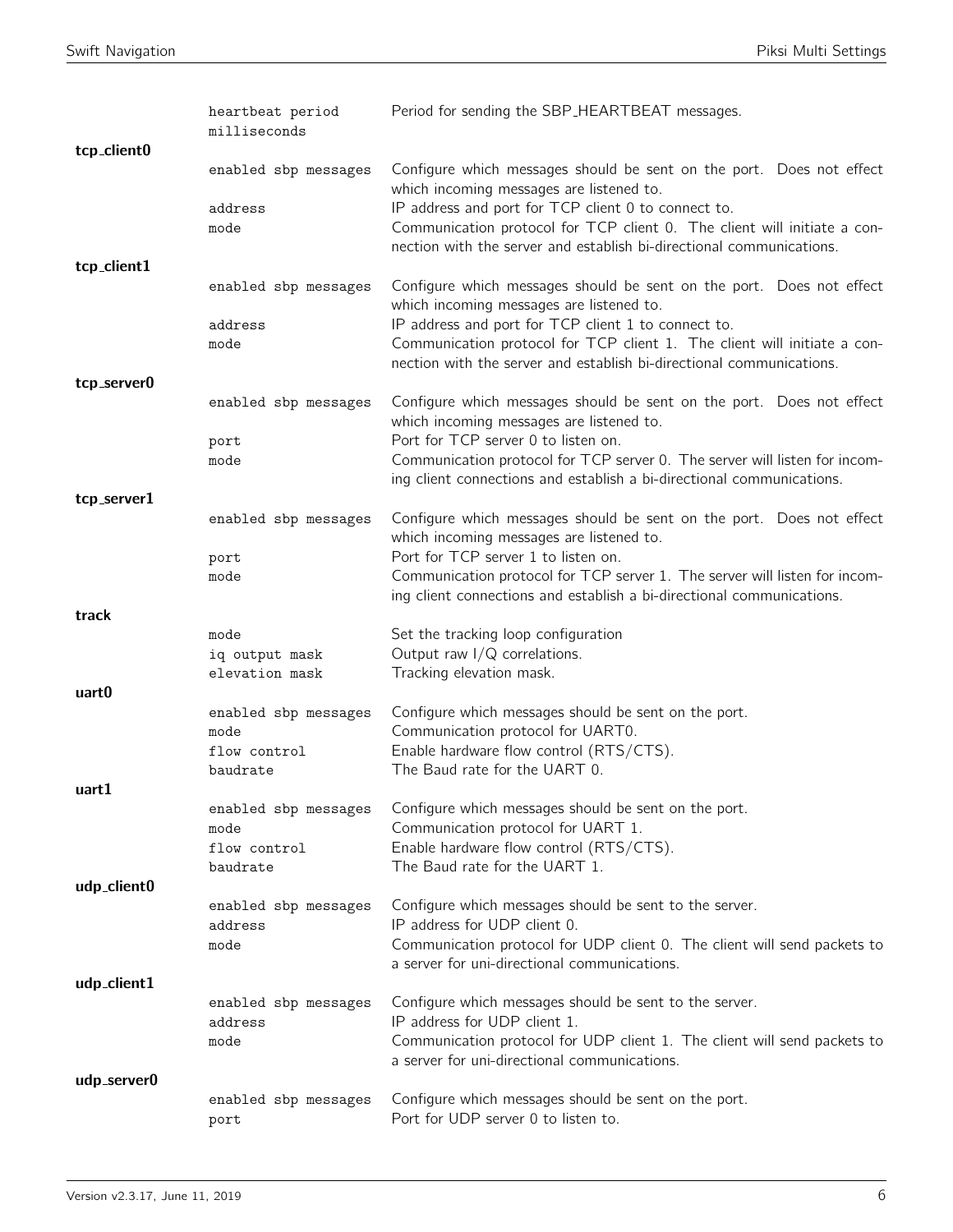| | | |
|---|---|---|
| | heartbeat period milliseconds | Period for sending the SBP_HEARTBEAT messages. |
| **tcp_client0** | | |
| | enabled sbp messages | Configure which messages should be sent on the port. Does not effect which incoming messages are listened to. |
| | address | IP address and port for TCP client 0 to connect to. |
| | mode | Communication protocol for TCP client 0. The client will initiate a connection with the server and establish bi-directional communications. |
| **tcp_client1** | | |
| | enabled sbp messages | Configure which messages should be sent on the port. Does not effect which incoming messages are listened to. |
| | address | IP address and port for TCP client 1 to connect to. |
| | mode | Communication protocol for TCP client 1. The client will initiate a connection with the server and establish bi-directional communications. |
| **tcp_server0** | | |
| | enabled sbp messages | Configure which messages should be sent on the port. Does not effect which incoming messages are listened to. |
| | port | Port for TCP server 0 to listen on. |
| | mode | Communication protocol for TCP server 0. The server will listen for incoming client connections and establish a bi-directional communications. |
| **tcp_server1** | | |
| | enabled sbp messages | Configure which messages should be sent on the port. Does not effect which incoming messages are listened to. |
| | port | Port for TCP server 1 to listen on. |
| | mode | Communication protocol for TCP server 1. The server will listen for incoming client connections and establish a bi-directional communications. |
| **track** | | |
| | mode | Set the tracking loop configuration |
| | iq output mask | Output raw I/Q correlations. |
| | elevation mask | Tracking elevation mask. |
| **uart0** | | |
| | enabled sbp messages | Configure which messages should be sent on the port. |
| | mode | Communication protocol for UART0. |
| | flow control | Enable hardware flow control (RTS/CTS). |
| | baudrate | The Baud rate for the UART 0. |
| **uart1** | | |
| | enabled sbp messages | Configure which messages should be sent on the port. |
| | mode | Communication protocol for UART 1. |
| | flow control | Enable hardware flow control (RTS/CTS). |
| | baudrate | The Baud rate for the UART 1. |
| **udp_client0** | | |
| | enabled sbp messages | Configure which messages should be sent to the server. |
| | address | IP address for UDP client 0. |
| | mode | Communication protocol for UDP client 0. The client will send packets to a server for uni-directional communications. |
| **udp_client1** | | |
| | enabled sbp messages | Configure which messages should be sent to the server. |
| | address | IP address for UDP client 1. |
| | mode | Communication protocol for UDP client 1. The client will send packets to a server for uni-directional communications. |
| **udp_server0** | | |
| | enabled sbp messages | Configure which messages should be sent on the port. |
| | port | Port for UDP server 0 to listen to. |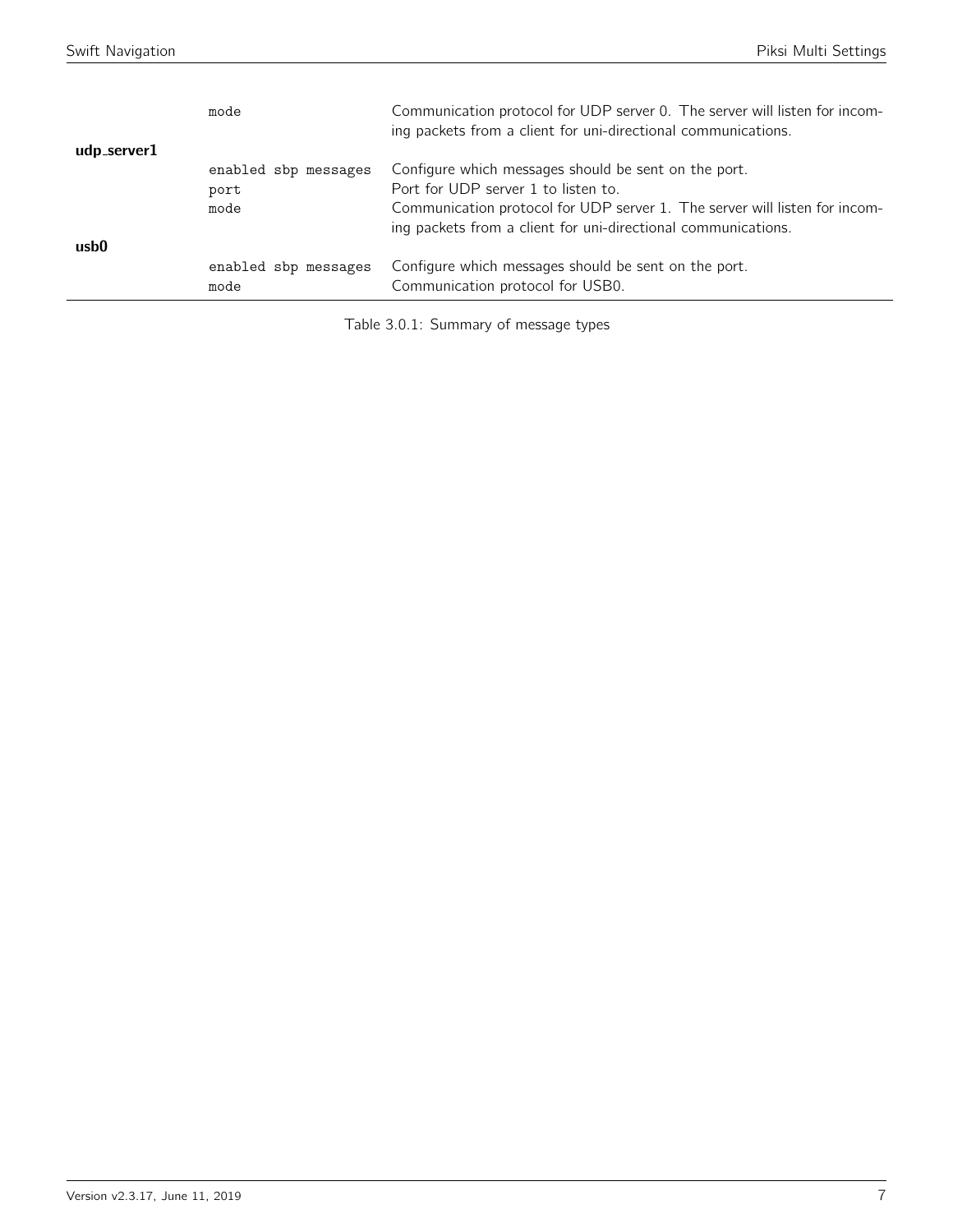| | | |
|---|---|---|
| | `mode` | Communication protocol for UDP server 0. The server will listen for incoming packets from a client for uni-directional communications. |
| **udp_server1** | | |
| | `enabled sbp messages` | Configure which messages should be sent on the port. |
| | `port` | Port for UDP server 1 to listen to. |
| | `mode` | Communication protocol for UDP server 1. The server will listen for incoming packets from a client for uni-directional communications. |
| **usb0** | | |
| | `enabled sbp messages` | Configure which messages should be sent on the port. |
| | `mode` | Communication protocol for USB0. |

Table 3.0.1: Summary of message types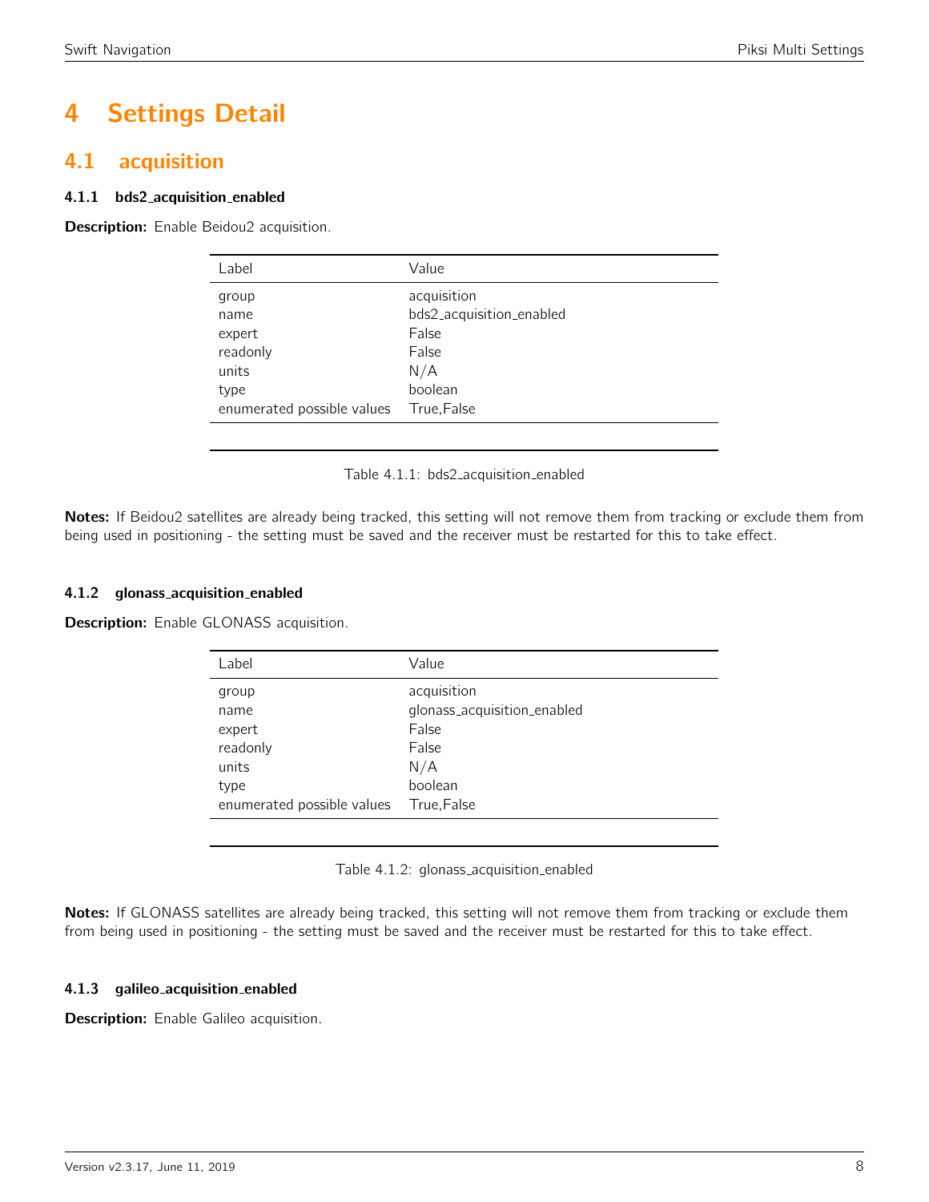# 4 Settings Detail

## 4.1 acquisition

### 4.1.1 bds2_acquisition_enabled

**Description:** Enable Beidou2 acquisition.

| Label | Value |
|---|---|
| group | acquisition |
| name | bds2_acquisition_enabled |
| expert | False |
| readonly | False |
| units | N/A |
| type | boolean |
| enumerated possible values | True,False |

Table 4.1.1: bds2_acquisition_enabled

**Notes:** If Beidou2 satellites are already being tracked, this setting will not remove them from tracking or exclude them from being used in positioning - the setting must be saved and the receiver must be restarted for this to take effect.

### 4.1.2 glonass_acquisition_enabled

**Description:** Enable GLONASS acquisition.

| Label | Value |
|---|---|
| group | acquisition |
| name | glonass_acquisition_enabled |
| expert | False |
| readonly | False |
| units | N/A |
| type | boolean |
| enumerated possible values | True,False |

Table 4.1.2: glonass_acquisition_enabled

**Notes:** If GLONASS satellites are already being tracked, this setting will not remove them from tracking or exclude them from being used in positioning - the setting must be saved and the receiver must be restarted for this to take effect.

### 4.1.3 galileo_acquisition_enabled

**Description:** Enable Galileo acquisition.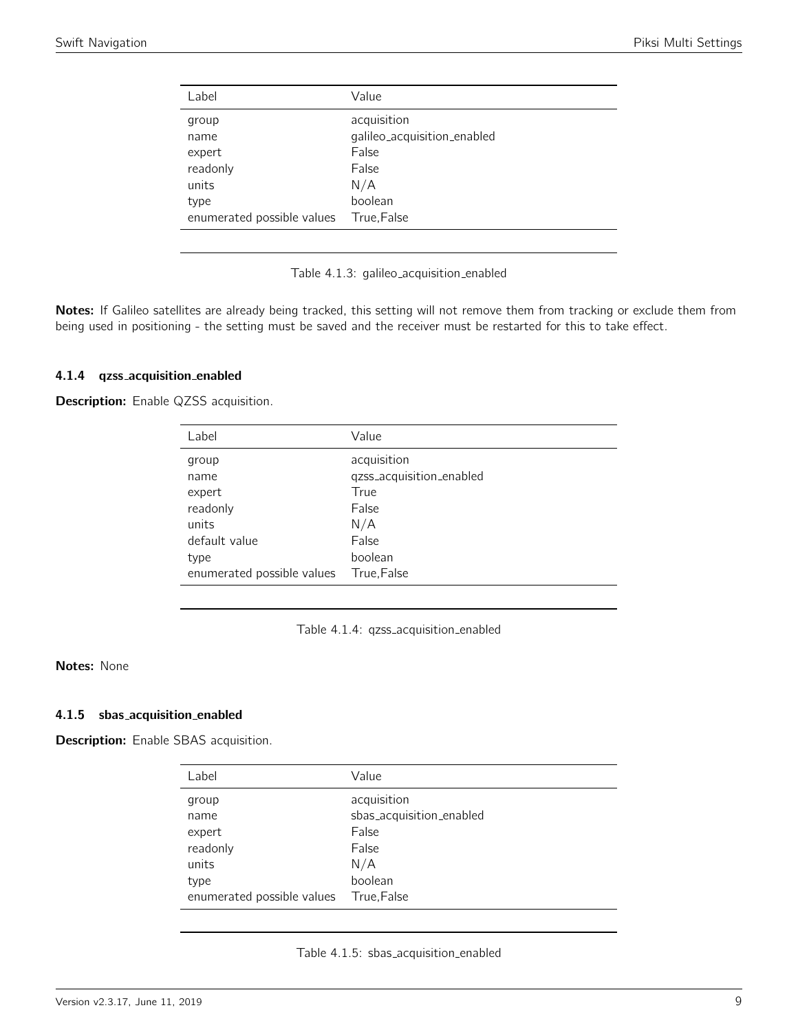| Label | Value |
|---|---|
| group | acquisition |
| name | galileo_acquisition_enabled |
| expert | False |
| readonly | False |
| units | N/A |
| type | boolean |
| enumerated possible values | True,False |

Table 4.1.3: galileo_acquisition_enabled

**Notes:** If Galileo satellites are already being tracked, this setting will not remove them from tracking or exclude them from being used in positioning - the setting must be saved and the receiver must be restarted for this to take effect.

#### 4.1.4 qzss_acquisition_enabled

**Description:** Enable QZSS acquisition.

| Label | Value |
|---|---|
| group | acquisition |
| name | qzss_acquisition_enabled |
| expert | True |
| readonly | False |
| units | N/A |
| default value | False |
| type | boolean |
| enumerated possible values | True,False |

Table 4.1.4: qzss_acquisition_enabled

**Notes:** None

#### 4.1.5 sbas_acquisition_enabled

**Description:** Enable SBAS acquisition.

| Label | Value |
|---|---|
| group | acquisition |
| name | sbas_acquisition_enabled |
| expert | False |
| readonly | False |
| units | N/A |
| type | boolean |
| enumerated possible values | True,False |

Table 4.1.5: sbas_acquisition_enabled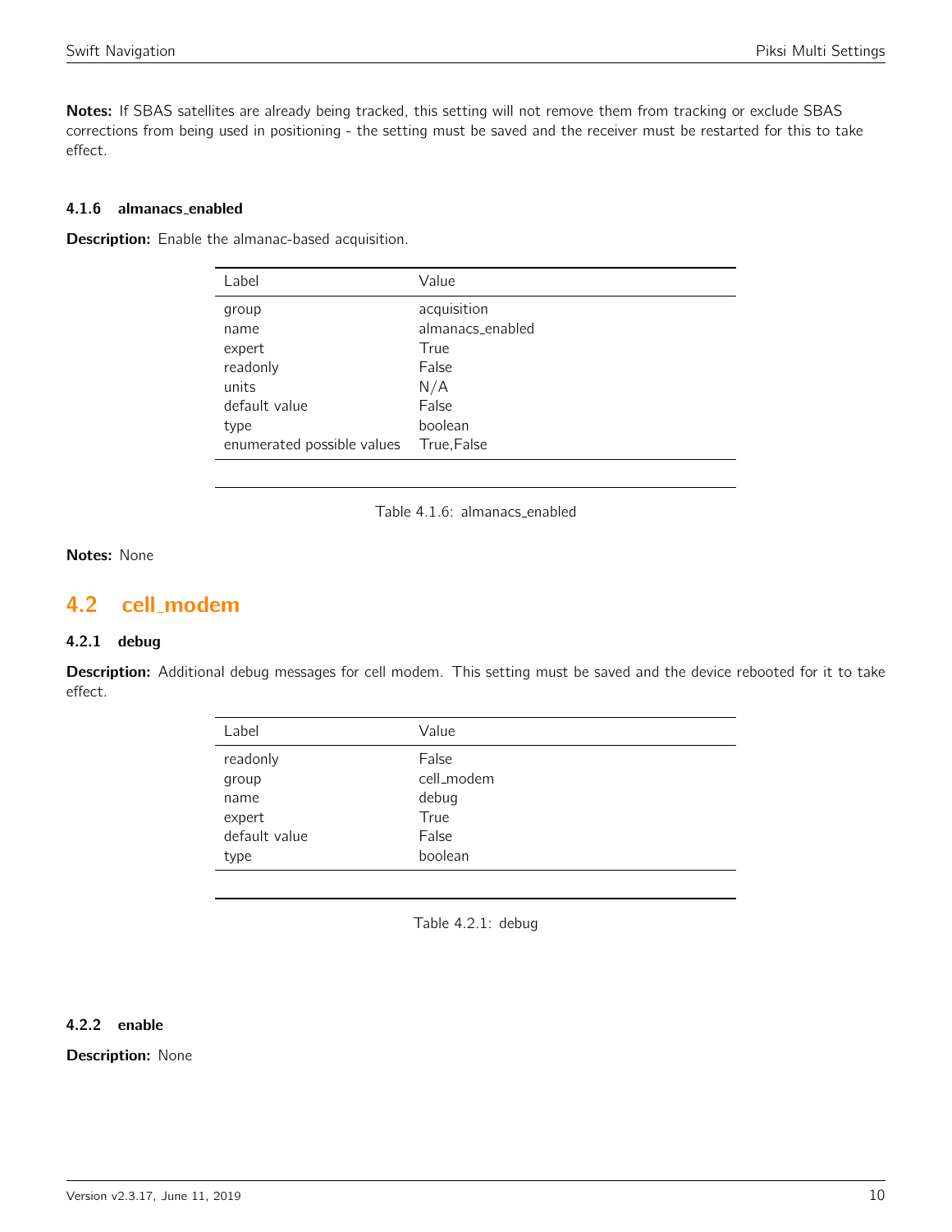**Notes:** If SBAS satellites are already being tracked, this setting will not remove them from tracking or exclude SBAS corrections from being used in positioning - the setting must be saved and the receiver must be restarted for this to take effect.

#### 4.1.6 almanacs_enabled

**Description:** Enable the almanac-based acquisition.

| Label | Value |
| --- | --- |
| group | acquisition |
| name | almanacs_enabled |
| expert | True |
| readonly | False |
| units | N/A |
| default value | False |
| type | boolean |
| enumerated possible values | True,False |

Table 4.1.6: almanacs_enabled

**Notes:** None

## 4.2 cell_modem

#### 4.2.1 debug

**Description:** Additional debug messages for cell modem. This setting must be saved and the device rebooted for it to take effect.

| Label | Value |
| --- | --- |
| readonly | False |
| group | cell_modem |
| name | debug |
| expert | True |
| default value | False |
| type | boolean |

Table 4.2.1: debug

#### 4.2.2 enable

**Description:** None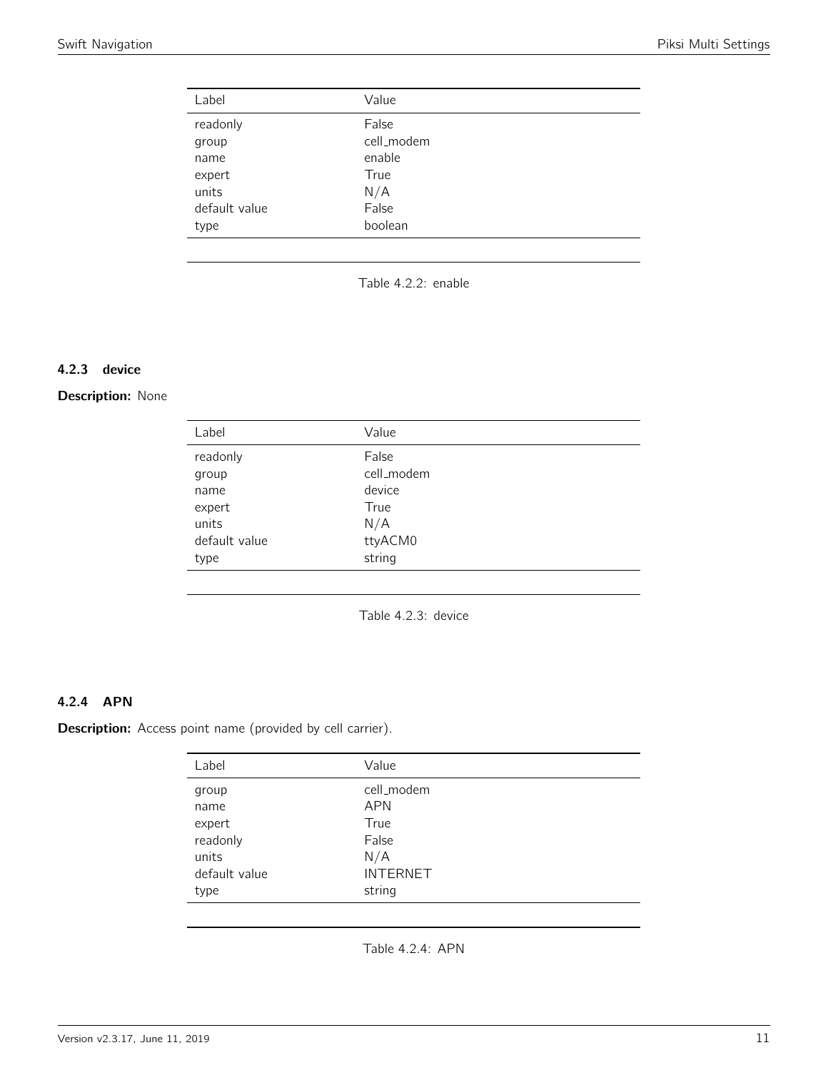| Label | Value |
|---|---|
| readonly | False |
| group | cell_modem |
| name | enable |
| expert | True |
| units | N/A |
| default value | False |
| type | boolean |

Table 4.2.2: enable

#### 4.2.3 device

**Description:** None

| Label | Value |
|---|---|
| readonly | False |
| group | cell_modem |
| name | device |
| expert | True |
| units | N/A |
| default value | ttyACM0 |
| type | string |

Table 4.2.3: device

#### 4.2.4 APN

**Description:** Access point name (provided by cell carrier).

| Label | Value |
|---|---|
| group | cell_modem |
| name | APN |
| expert | True |
| readonly | False |
| units | N/A |
| default value | INTERNET |
| type | string |

Table 4.2.4: APN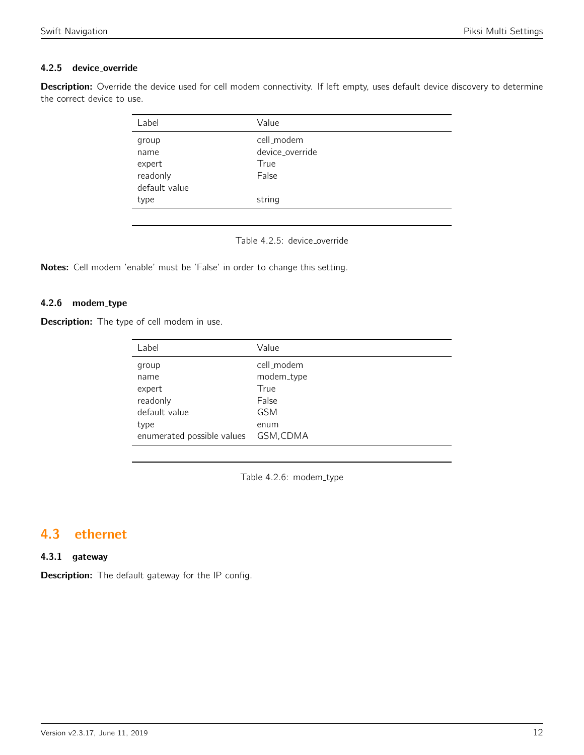### 4.2.5 device_override

**Description:** Override the device used for cell modem connectivity. If left empty, uses default device discovery to determine the correct device to use.

| Label | Value |
|---|---|
| group | cell_modem |
| name | device_override |
| expert | True |
| readonly | False |
| default value | |
| type | string |

Table 4.2.5: device_override

**Notes:** Cell modem 'enable' must be 'False' in order to change this setting.

### 4.2.6 modem_type

**Description:** The type of cell modem in use.

| Label | Value |
|---|---|
| group | cell_modem |
| name | modem_type |
| expert | True |
| readonly | False |
| default value | GSM |
| type | enum |
| enumerated possible values | GSM,CDMA |

Table 4.2.6: modem_type

## 4.3 ethernet

### 4.3.1 gateway

**Description:** The default gateway for the IP config.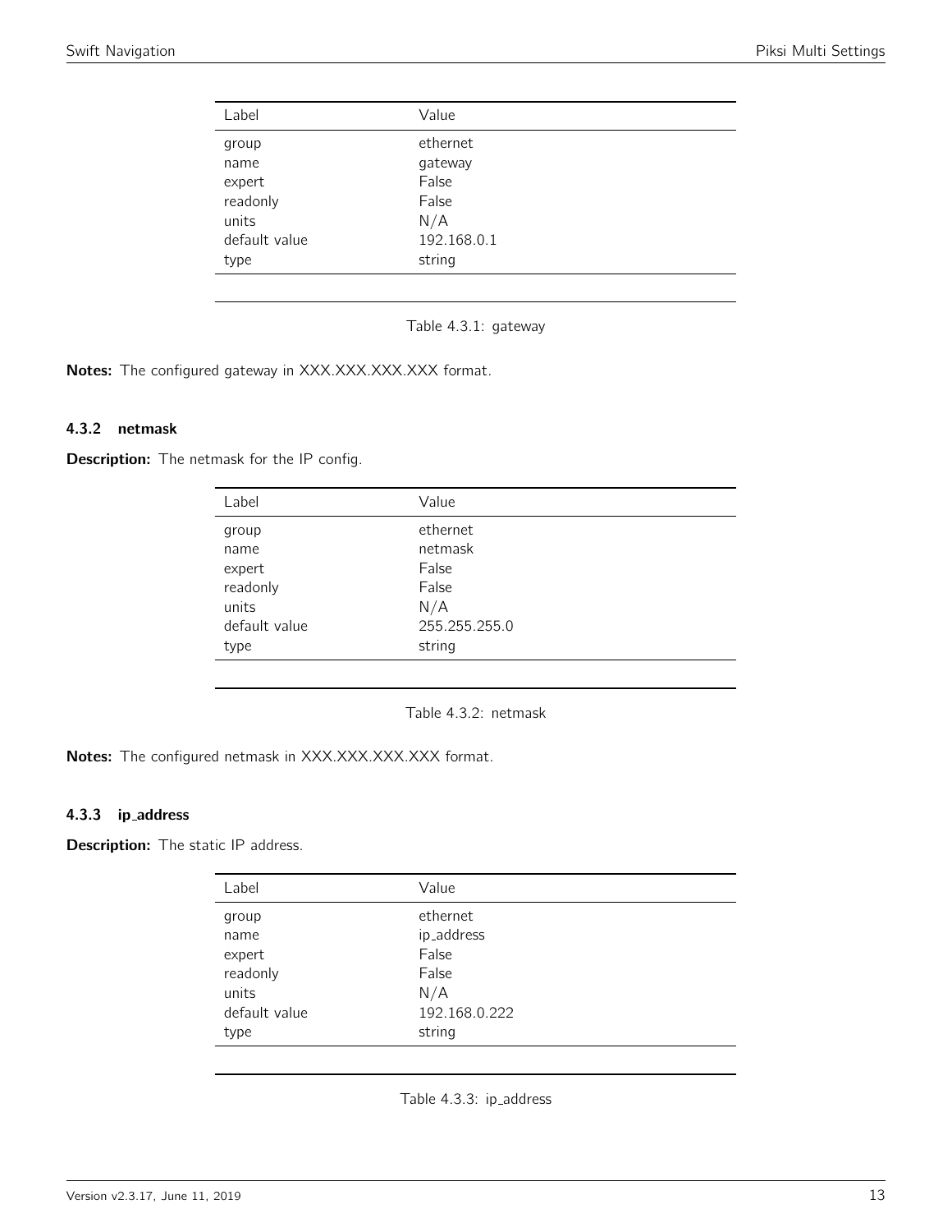| Label | Value |
|---|---|
| group | ethernet |
| name | gateway |
| expert | False |
| readonly | False |
| units | N/A |
| default value | 192.168.0.1 |
| type | string |

Table 4.3.1: gateway

**Notes:** The configured gateway in XXX.XXX.XXX.XXX format.

#### 4.3.2 netmask

**Description:** The netmask for the IP config.

| Label | Value |
|---|---|
| group | ethernet |
| name | netmask |
| expert | False |
| readonly | False |
| units | N/A |
| default value | 255.255.255.0 |
| type | string |

Table 4.3.2: netmask

**Notes:** The configured netmask in XXX.XXX.XXX.XXX format.

#### 4.3.3 ip_address

**Description:** The static IP address.

| Label | Value |
|---|---|
| group | ethernet |
| name | ip_address |
| expert | False |
| readonly | False |
| units | N/A |
| default value | 192.168.0.222 |
| type | string |

Table 4.3.3: ip_address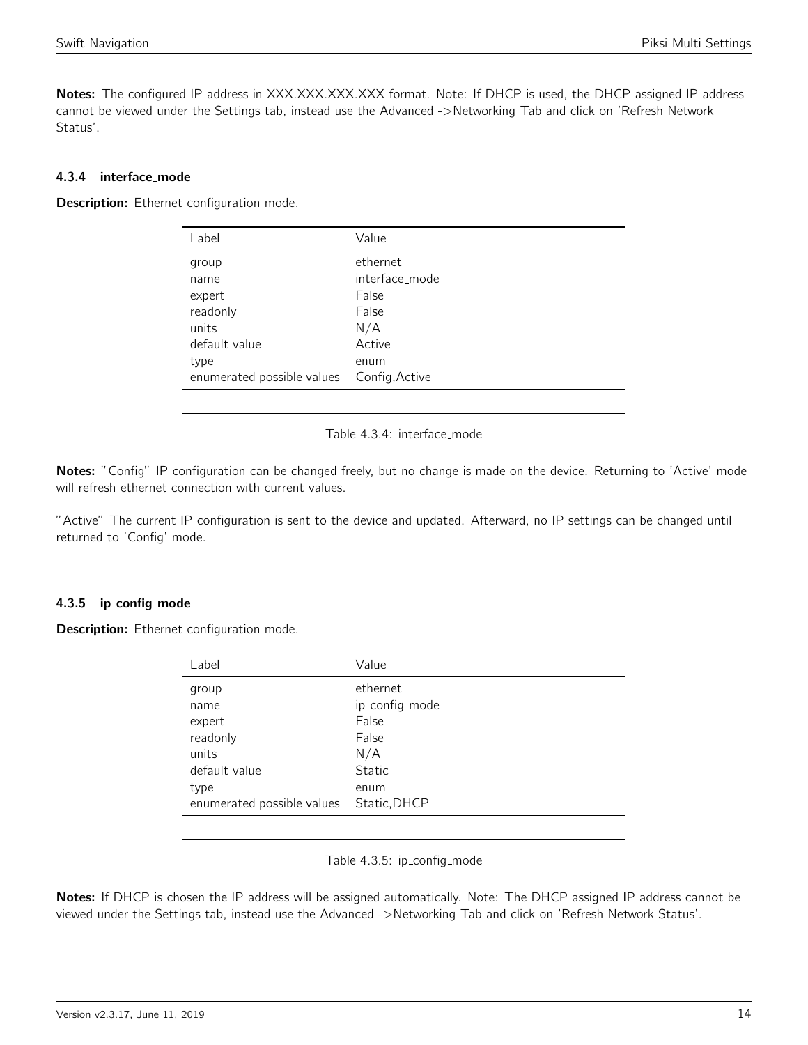**Notes:** The configured IP address in XXX.XXX.XXX.XXX format. Note: If DHCP is used, the DHCP assigned IP address cannot be viewed under the Settings tab, instead use the Advanced ->Networking Tab and click on 'Refresh Network Status'.

#### 4.3.4 interface_mode

**Description:** Ethernet configuration mode.

| Label | Value |
|---|---|
| group | ethernet |
| name | interface_mode |
| expert | False |
| readonly | False |
| units | N/A |
| default value | Active |
| type | enum |
| enumerated possible values | Config,Active |

Table 4.3.4: interface_mode

**Notes:** "Config" IP configuration can be changed freely, but no change is made on the device. Returning to 'Active' mode will refresh ethernet connection with current values.

"Active" The current IP configuration is sent to the device and updated. Afterward, no IP settings can be changed until returned to 'Config' mode.

#### 4.3.5 ip_config_mode

**Description:** Ethernet configuration mode.

| Label | Value |
|---|---|
| group | ethernet |
| name | ip_config_mode |
| expert | False |
| readonly | False |
| units | N/A |
| default value | Static |
| type | enum |
| enumerated possible values | Static,DHCP |

Table 4.3.5: ip_config_mode

**Notes:** If DHCP is chosen the IP address will be assigned automatically. Note: The DHCP assigned IP address cannot be viewed under the Settings tab, instead use the Advanced ->Networking Tab and click on 'Refresh Network Status'.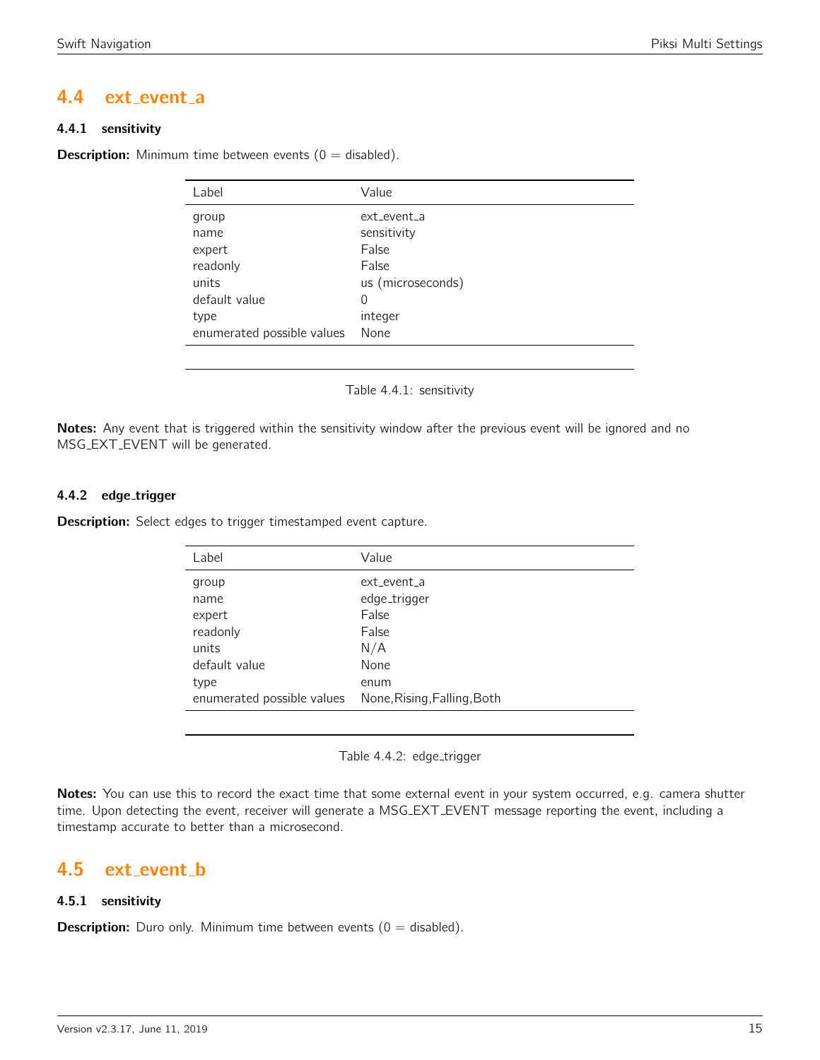## 4.4 ext_event_a

### 4.4.1 sensitivity

**Description:** Minimum time between events (0 = disabled).

| Label | Value |
|---|---|
| group | ext_event_a |
| name | sensitivity |
| expert | False |
| readonly | False |
| units | us (microseconds) |
| default value | 0 |
| type | integer |
| enumerated possible values | None |

Table 4.4.1: sensitivity

**Notes:** Any event that is triggered within the sensitivity window after the previous event will be ignored and no MSG_EXT_EVENT will be generated.

### 4.4.2 edge_trigger

**Description:** Select edges to trigger timestamped event capture.

| Label | Value |
|---|---|
| group | ext_event_a |
| name | edge_trigger |
| expert | False |
| readonly | False |
| units | N/A |
| default value | None |
| type | enum |
| enumerated possible values | None,Rising,Falling,Both |

Table 4.4.2: edge_trigger

**Notes:** You can use this to record the exact time that some external event in your system occurred, e.g. camera shutter time. Upon detecting the event, receiver will generate a MSG_EXT_EVENT message reporting the event, including a timestamp accurate to better than a microsecond.

## 4.5 ext_event_b

### 4.5.1 sensitivity

**Description:** Duro only. Minimum time between events (0 = disabled).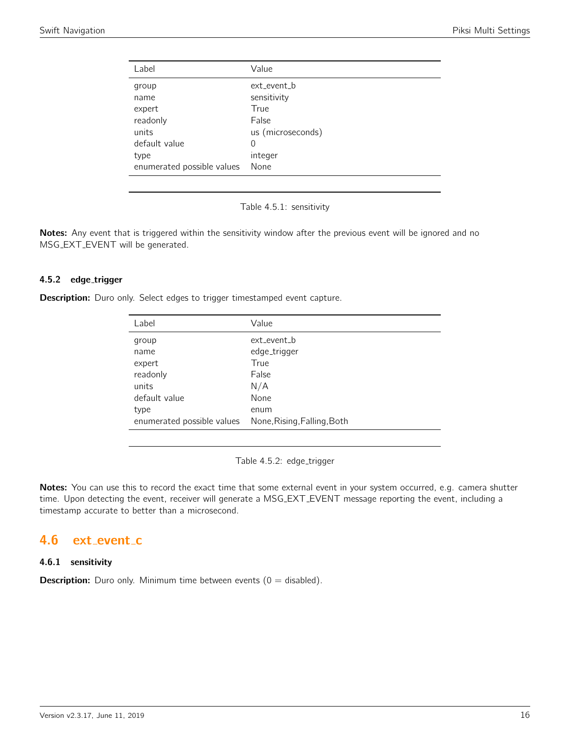| Label | Value |
|---|---|
| group | ext_event_b |
| name | sensitivity |
| expert | True |
| readonly | False |
| units | us (microseconds) |
| default value | 0 |
| type | integer |
| enumerated possible values | None |

Table 4.5.1: sensitivity

**Notes:** Any event that is triggered within the sensitivity window after the previous event will be ignored and no MSG_EXT_EVENT will be generated.

### 4.5.2 edge_trigger

**Description:** Duro only. Select edges to trigger timestamped event capture.

| Label | Value |
|---|---|
| group | ext_event_b |
| name | edge_trigger |
| expert | True |
| readonly | False |
| units | N/A |
| default value | None |
| type | enum |
| enumerated possible values | None,Rising,Falling,Both |

Table 4.5.2: edge_trigger

**Notes:** You can use this to record the exact time that some external event in your system occurred, e.g. camera shutter time. Upon detecting the event, receiver will generate a MSG_EXT_EVENT message reporting the event, including a timestamp accurate to better than a microsecond.

## 4.6 ext_event_c

### 4.6.1 sensitivity

**Description:** Duro only. Minimum time between events (0 = disabled).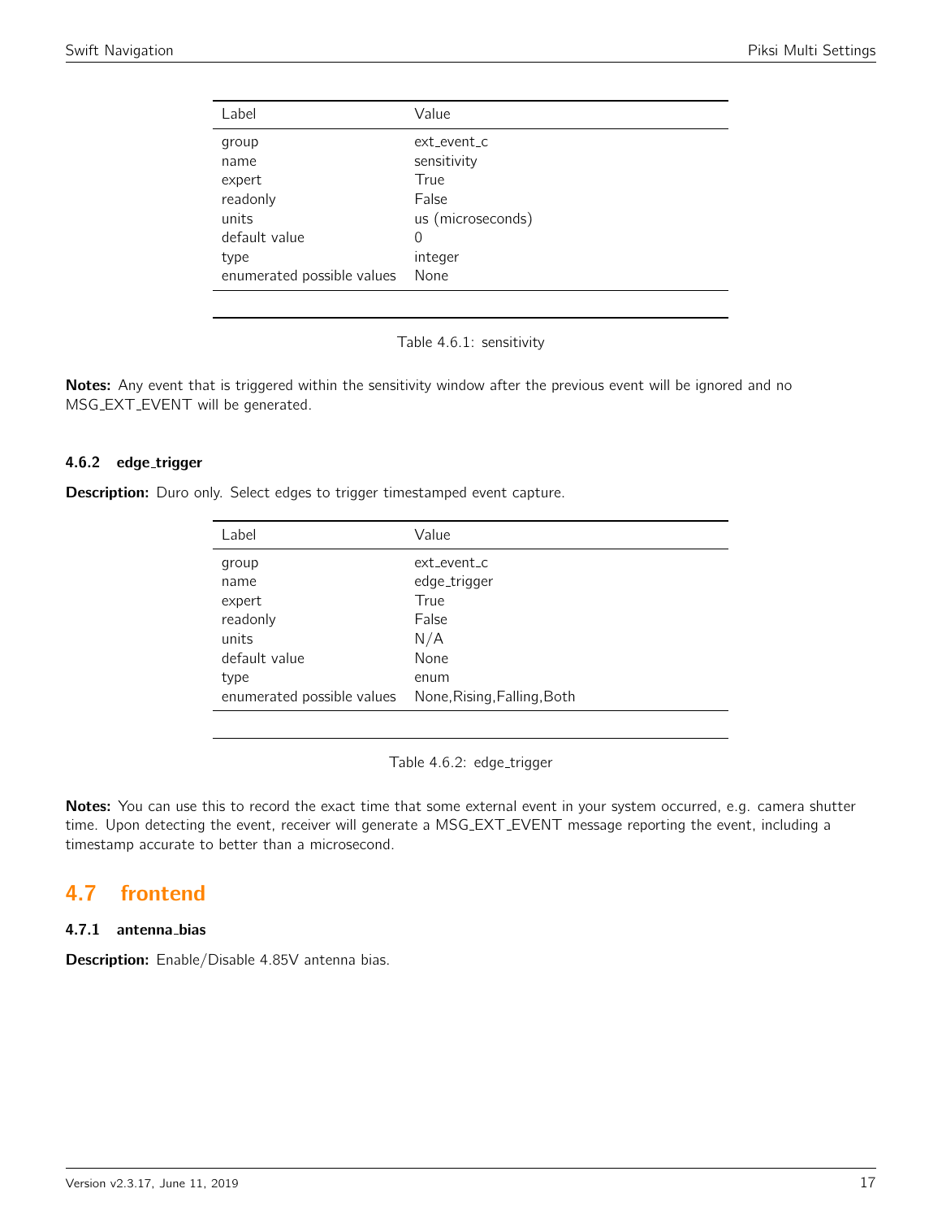| Label | Value |
|---|---|
| group | ext_event_c |
| name | sensitivity |
| expert | True |
| readonly | False |
| units | us (microseconds) |
| default value | 0 |
| type | integer |
| enumerated possible values | None |

Table 4.6.1: sensitivity

**Notes:** Any event that is triggered within the sensitivity window after the previous event will be ignored and no MSG_EXT_EVENT will be generated.

#### 4.6.2 edge_trigger

**Description:** Duro only. Select edges to trigger timestamped event capture.

| Label | Value |
|---|---|
| group | ext_event_c |
| name | edge_trigger |
| expert | True |
| readonly | False |
| units | N/A |
| default value | None |
| type | enum |
| enumerated possible values | None,Rising,Falling,Both |

Table 4.6.2: edge_trigger

**Notes:** You can use this to record the exact time that some external event in your system occurred, e.g. camera shutter time. Upon detecting the event, receiver will generate a MSG_EXT_EVENT message reporting the event, including a timestamp accurate to better than a microsecond.

## 4.7 frontend

#### 4.7.1 antenna_bias

**Description:** Enable/Disable 4.85V antenna bias.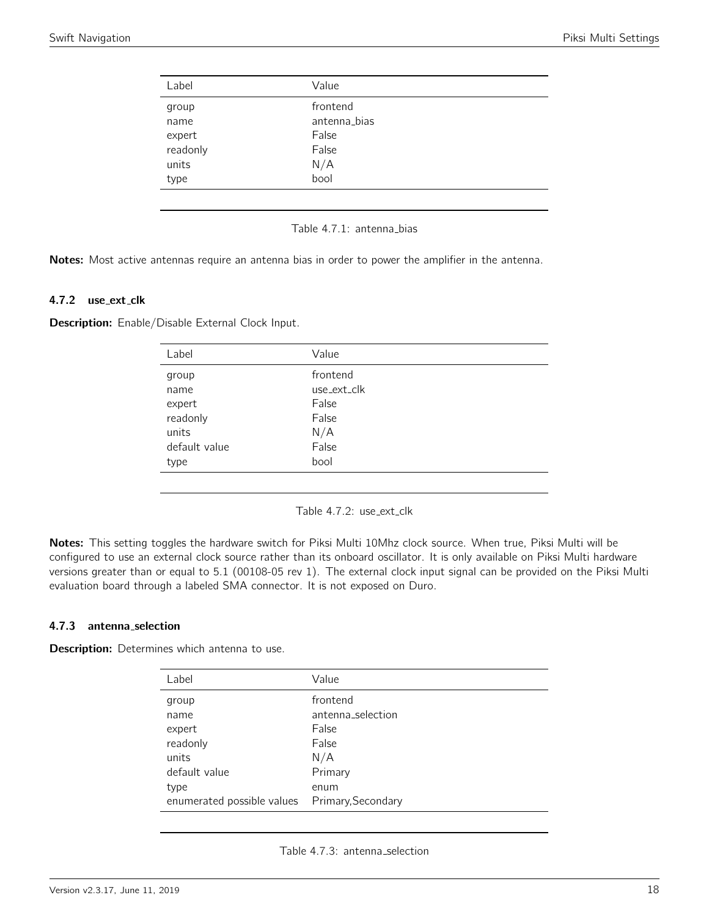| Label | Value |
| --- | --- |
| group | frontend |
| name | antenna_bias |
| expert | False |
| readonly | False |
| units | N/A |
| type | bool |

Table 4.7.1: antenna_bias

**Notes:** Most active antennas require an antenna bias in order to power the amplifier in the antenna.

### 4.7.2 use_ext_clk

**Description:** Enable/Disable External Clock Input.

| Label | Value |
| --- | --- |
| group | frontend |
| name | use_ext_clk |
| expert | False |
| readonly | False |
| units | N/A |
| default value | False |
| type | bool |

Table 4.7.2: use_ext_clk

**Notes:** This setting toggles the hardware switch for Piksi Multi 10Mhz clock source. When true, Piksi Multi will be configured to use an external clock source rather than its onboard oscillator. It is only available on Piksi Multi hardware versions greater than or equal to 5.1 (00108-05 rev 1). The external clock input signal can be provided on the Piksi Multi evaluation board through a labeled SMA connector. It is not exposed on Duro.

### 4.7.3 antenna_selection

**Description:** Determines which antenna to use.

| Label | Value |
| --- | --- |
| group | frontend |
| name | antenna_selection |
| expert | False |
| readonly | False |
| units | N/A |
| default value | Primary |
| type | enum |
| enumerated possible values | Primary,Secondary |

Table 4.7.3: antenna_selection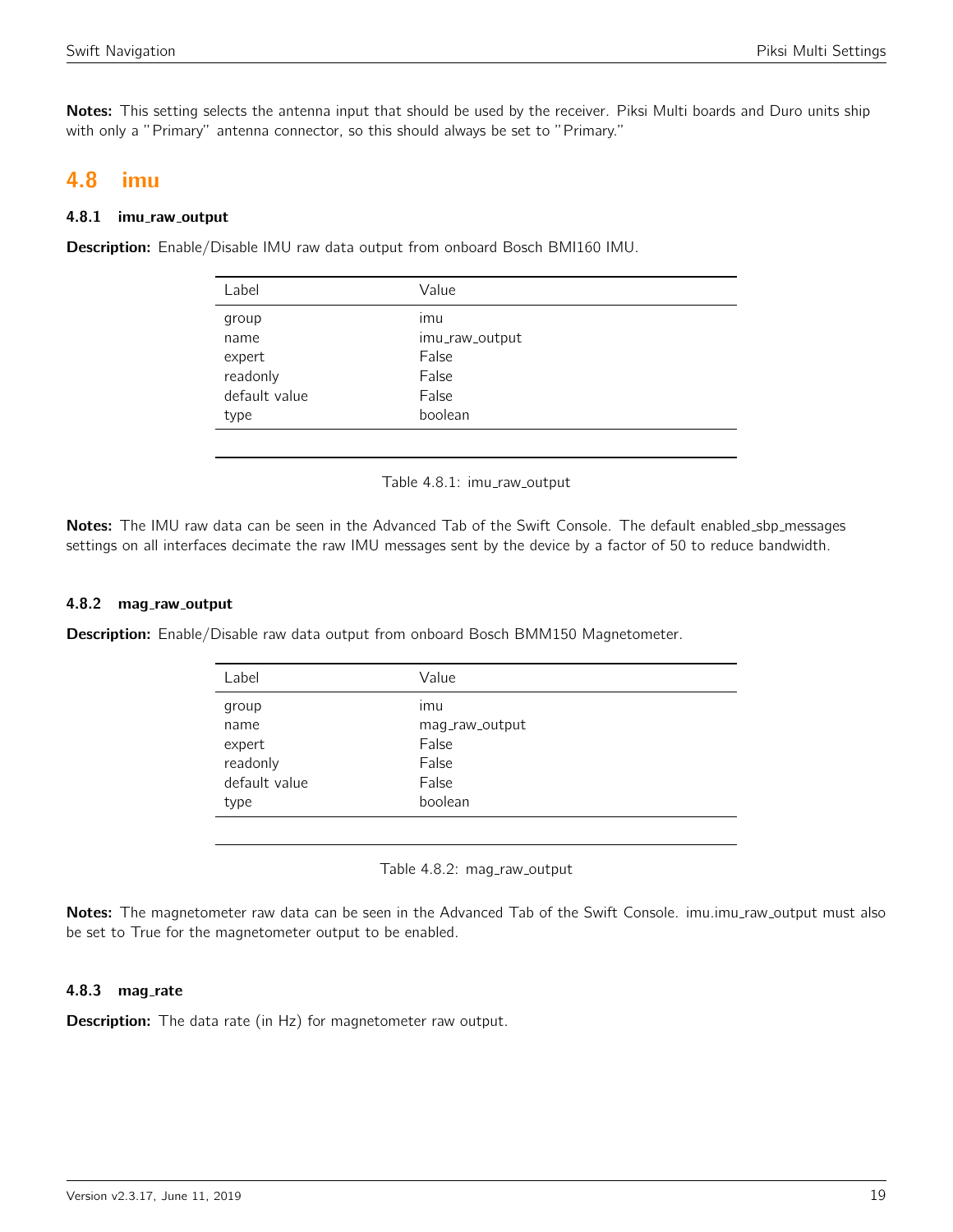**Notes:** This setting selects the antenna input that should be used by the receiver. Piksi Multi boards and Duro units ship with only a "Primary" antenna connector, so this should always be set to "Primary."

## 4.8 imu

### 4.8.1 imu_raw_output

**Description:** Enable/Disable IMU raw data output from onboard Bosch BMI160 IMU.

| Label | Value |
|---|---|
| group | imu |
| name | imu_raw_output |
| expert | False |
| readonly | False |
| default value | False |
| type | boolean |

Table 4.8.1: imu_raw_output

**Notes:** The IMU raw data can be seen in the Advanced Tab of the Swift Console. The default enabled_sbp_messages settings on all interfaces decimate the raw IMU messages sent by the device by a factor of 50 to reduce bandwidth.

### 4.8.2 mag_raw_output

**Description:** Enable/Disable raw data output from onboard Bosch BMM150 Magnetometer.

| Label | Value |
|---|---|
| group | imu |
| name | mag_raw_output |
| expert | False |
| readonly | False |
| default value | False |
| type | boolean |

Table 4.8.2: mag_raw_output

**Notes:** The magnetometer raw data can be seen in the Advanced Tab of the Swift Console. imu.imu_raw_output must also be set to True for the magnetometer output to be enabled.

### 4.8.3 mag_rate

**Description:** The data rate (in Hz) for magnetometer raw output.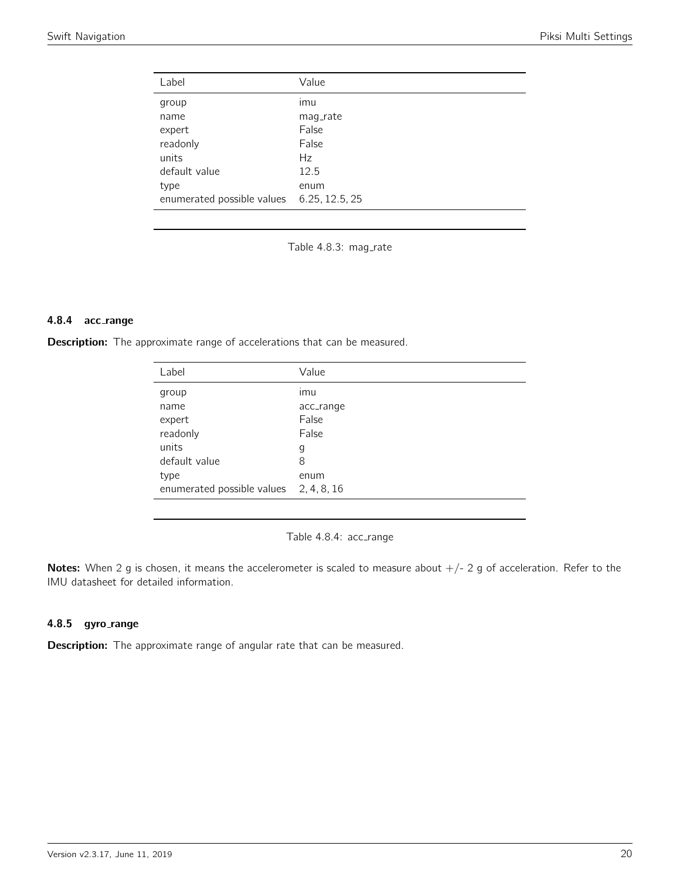| Label | Value |
| --- | --- |
| group | imu |
| name | mag_rate |
| expert | False |
| readonly | False |
| units | Hz |
| default value | 12.5 |
| type | enum |
| enumerated possible values | 6.25, 12.5, 25 |

Table 4.8.3: mag_rate

#### 4.8.4 acc_range

**Description:** The approximate range of accelerations that can be measured.

| Label | Value |
| --- | --- |
| group | imu |
| name | acc_range |
| expert | False |
| readonly | False |
| units | g |
| default value | 8 |
| type | enum |
| enumerated possible values | 2, 4, 8, 16 |

Table 4.8.4: acc_range

**Notes:** When 2 g is chosen, it means the accelerometer is scaled to measure about +/- 2 g of acceleration. Refer to the IMU datasheet for detailed information.

#### 4.8.5 gyro_range

**Description:** The approximate range of angular rate that can be measured.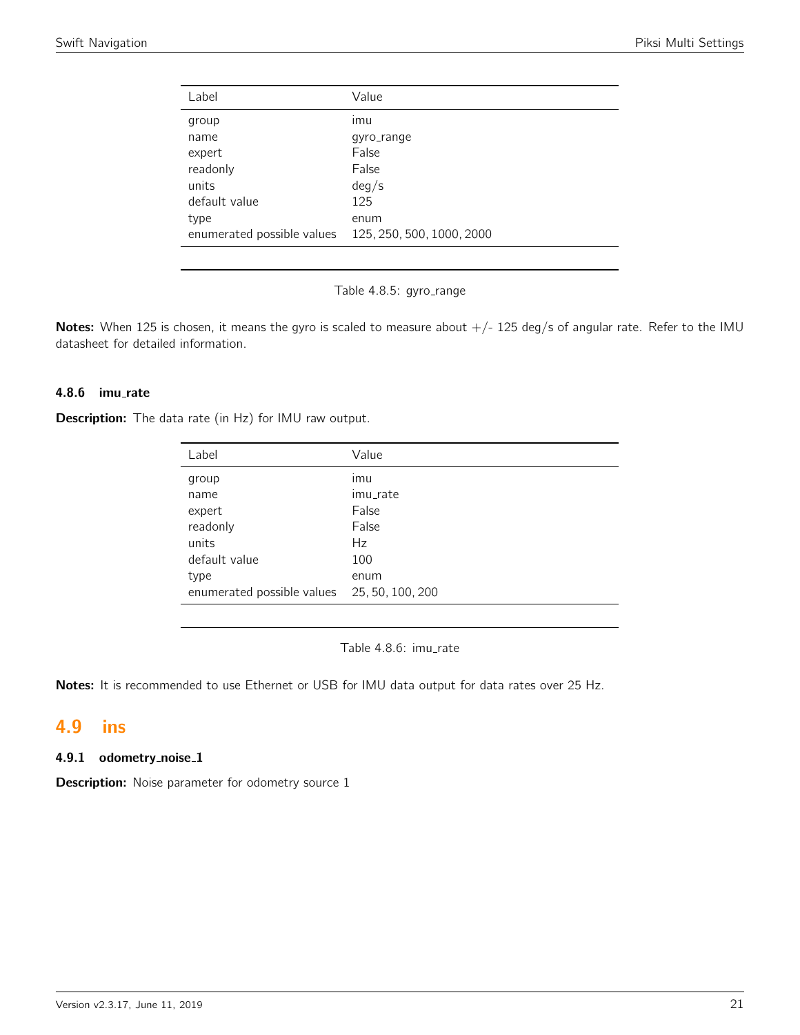| Label | Value |
|---|---|
| group | imu |
| name | gyro_range |
| expert | False |
| readonly | False |
| units | deg/s |
| default value | 125 |
| type | enum |
| enumerated possible values | 125, 250, 500, 1000, 2000 |

Table 4.8.5: gyro_range

**Notes:** When 125 is chosen, it means the gyro is scaled to measure about +/- 125 deg/s of angular rate. Refer to the IMU datasheet for detailed information.

#### 4.8.6 imu_rate

**Description:** The data rate (in Hz) for IMU raw output.

| Label | Value |
|---|---|
| group | imu |
| name | imu_rate |
| expert | False |
| readonly | False |
| units | Hz |
| default value | 100 |
| type | enum |
| enumerated possible values | 25, 50, 100, 200 |

Table 4.8.6: imu_rate

**Notes:** It is recommended to use Ethernet or USB for IMU data output for data rates over 25 Hz.

## 4.9 ins

#### 4.9.1 odometry_noise_1

**Description:** Noise parameter for odometry source 1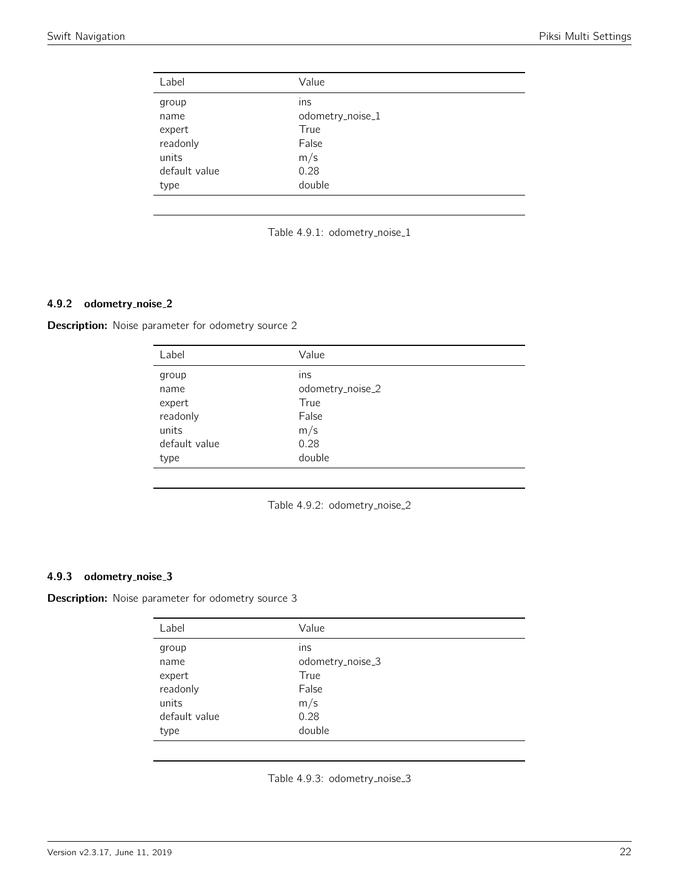| Label | Value |
| --- | --- |
| group | ins |
| name | odometry_noise_1 |
| expert | True |
| readonly | False |
| units | m/s |
| default value | 0.28 |
| type | double |

Table 4.9.1: odometry_noise_1

#### 4.9.2 odometry_noise_2

**Description:** Noise parameter for odometry source 2

| Label | Value |
| --- | --- |
| group | ins |
| name | odometry_noise_2 |
| expert | True |
| readonly | False |
| units | m/s |
| default value | 0.28 |
| type | double |

Table 4.9.2: odometry_noise_2

#### 4.9.3 odometry_noise_3

**Description:** Noise parameter for odometry source 3

| Label | Value |
| --- | --- |
| group | ins |
| name | odometry_noise_3 |
| expert | True |
| readonly | False |
| units | m/s |
| default value | 0.28 |
| type | double |

Table 4.9.3: odometry_noise_3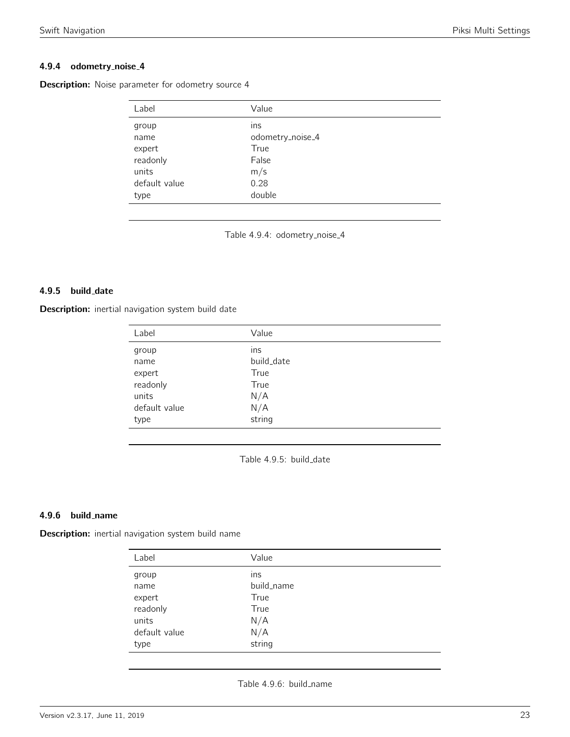### 4.9.4 odometry_noise_4

**Description:** Noise parameter for odometry source 4

| Label | Value |
|---|---|
| group | ins |
| name | odometry_noise_4 |
| expert | True |
| readonly | False |
| units | m/s |
| default value | 0.28 |
| type | double |

Table 4.9.4: odometry_noise_4

### 4.9.5 build_date

**Description:** inertial navigation system build date

| Label | Value |
|---|---|
| group | ins |
| name | build_date |
| expert | True |
| readonly | True |
| units | N/A |
| default value | N/A |
| type | string |

Table 4.9.5: build_date

### 4.9.6 build_name

**Description:** inertial navigation system build name

| Label | Value |
|---|---|
| group | ins |
| name | build_name |
| expert | True |
| readonly | True |
| units | N/A |
| default value | N/A |
| type | string |

Table 4.9.6: build_name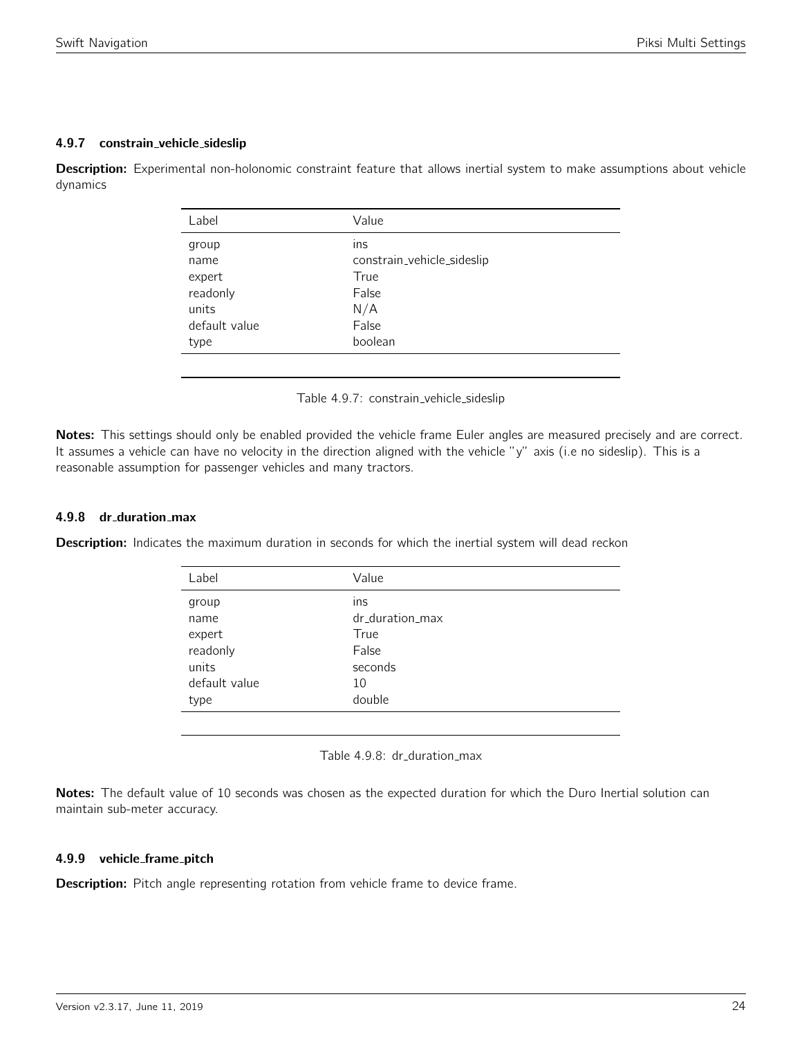#### 4.9.7 constrain_vehicle_sideslip

**Description:** Experimental non-holonomic constraint feature that allows inertial system to make assumptions about vehicle dynamics

| Label | Value |
|---|---|
| group | ins |
| name | constrain_vehicle_sideslip |
| expert | True |
| readonly | False |
| units | N/A |
| default value | False |
| type | boolean |

Table 4.9.7: constrain_vehicle_sideslip

**Notes:** This settings should only be enabled provided the vehicle frame Euler angles are measured precisely and are correct. It assumes a vehicle can have no velocity in the direction aligned with the vehicle "y" axis (i.e no sideslip). This is a reasonable assumption for passenger vehicles and many tractors.

#### 4.9.8 dr_duration_max

**Description:** Indicates the maximum duration in seconds for which the inertial system will dead reckon

| Label | Value |
|---|---|
| group | ins |
| name | dr_duration_max |
| expert | True |
| readonly | False |
| units | seconds |
| default value | 10 |
| type | double |

Table 4.9.8: dr_duration_max

**Notes:** The default value of 10 seconds was chosen as the expected duration for which the Duro Inertial solution can maintain sub-meter accuracy.

#### 4.9.9 vehicle_frame_pitch

**Description:** Pitch angle representing rotation from vehicle frame to device frame.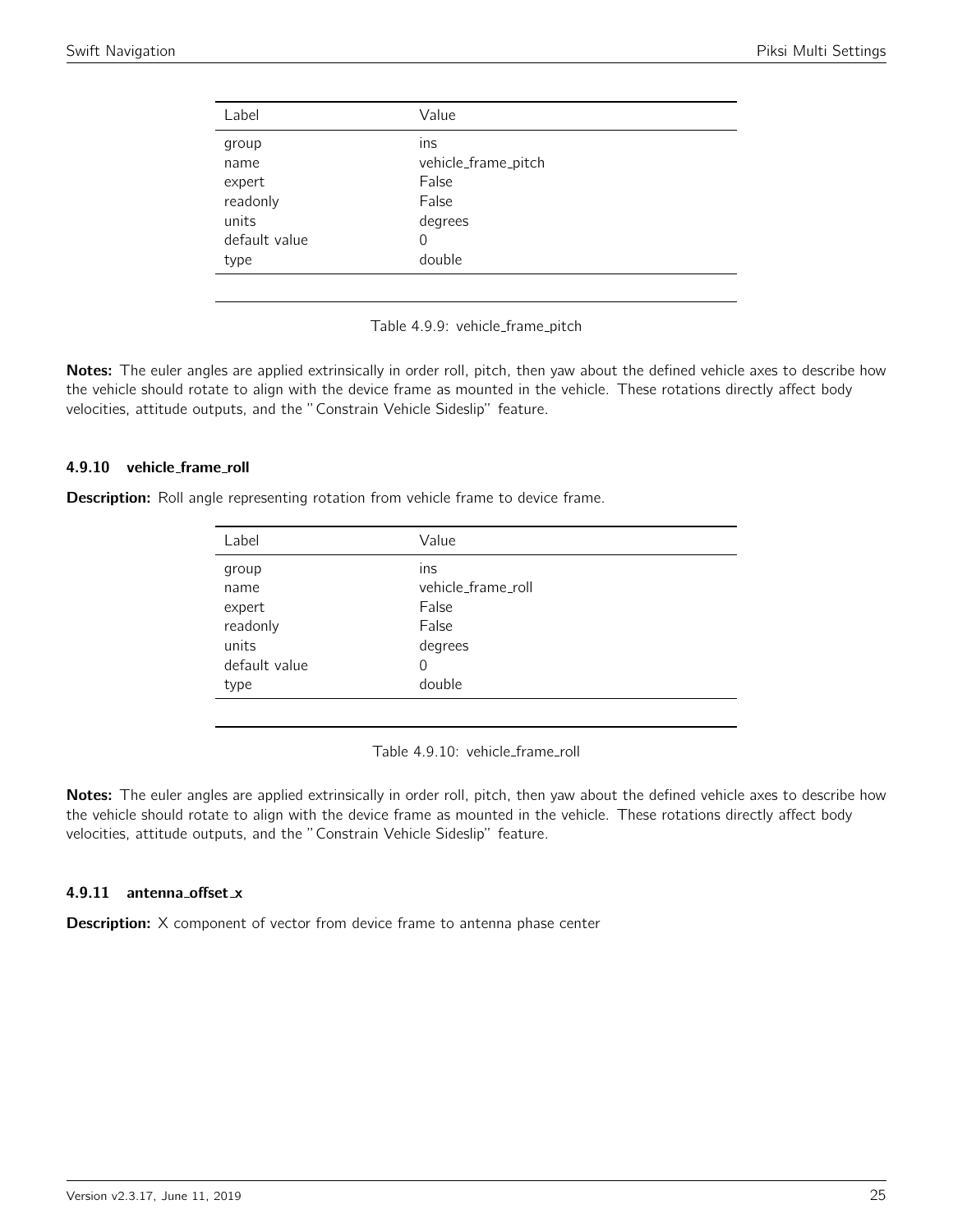| Label | Value |
|---|---|
| group | ins |
| name | vehicle_frame_pitch |
| expert | False |
| readonly | False |
| units | degrees |
| default value | 0 |
| type | double |

Table 4.9.9: vehicle_frame_pitch

**Notes:** The euler angles are applied extrinsically in order roll, pitch, then yaw about the defined vehicle axes to describe how the vehicle should rotate to align with the device frame as mounted in the vehicle. These rotations directly affect body velocities, attitude outputs, and the "Constrain Vehicle Sideslip" feature.

#### 4.9.10 vehicle_frame_roll

**Description:** Roll angle representing rotation from vehicle frame to device frame.

| Label | Value |
|---|---|
| group | ins |
| name | vehicle_frame_roll |
| expert | False |
| readonly | False |
| units | degrees |
| default value | 0 |
| type | double |

Table 4.9.10: vehicle_frame_roll

**Notes:** The euler angles are applied extrinsically in order roll, pitch, then yaw about the defined vehicle axes to describe how the vehicle should rotate to align with the device frame as mounted in the vehicle. These rotations directly affect body velocities, attitude outputs, and the "Constrain Vehicle Sideslip" feature.

#### 4.9.11 antenna_offset_x

**Description:** X component of vector from device frame to antenna phase center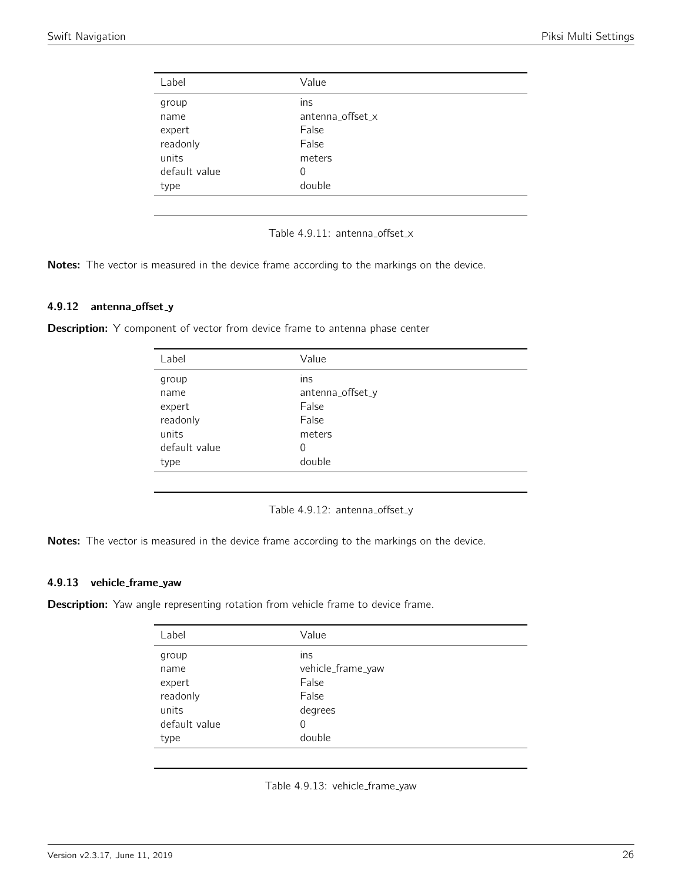| Label | Value |
|---|---|
| group | ins |
| name | antenna_offset_x |
| expert | False |
| readonly | False |
| units | meters |
| default value | 0 |
| type | double |

Table 4.9.11: antenna_offset_x

**Notes:** The vector is measured in the device frame according to the markings on the device.

### 4.9.12 antenna_offset_y

**Description:** Y component of vector from device frame to antenna phase center

| Label | Value |
|---|---|
| group | ins |
| name | antenna_offset_y |
| expert | False |
| readonly | False |
| units | meters |
| default value | 0 |
| type | double |

Table 4.9.12: antenna_offset_y

**Notes:** The vector is measured in the device frame according to the markings on the device.

### 4.9.13 vehicle_frame_yaw

**Description:** Yaw angle representing rotation from vehicle frame to device frame.

| Label | Value |
|---|---|
| group | ins |
| name | vehicle_frame_yaw |
| expert | False |
| readonly | False |
| units | degrees |
| default value | 0 |
| type | double |

Table 4.9.13: vehicle_frame_yaw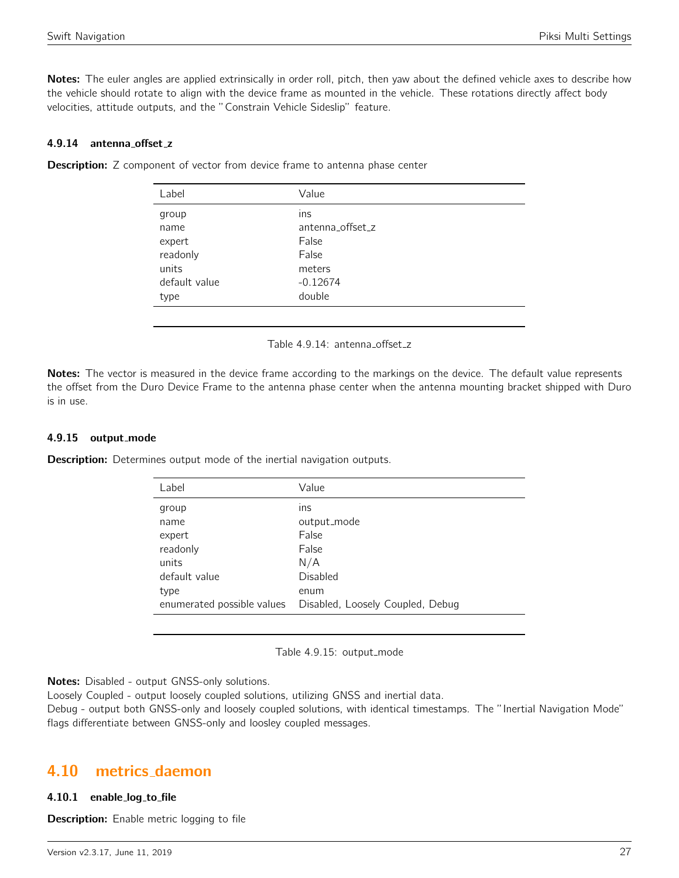**Notes:** The euler angles are applied extrinsically in order roll, pitch, then yaw about the defined vehicle axes to describe how the vehicle should rotate to align with the device frame as mounted in the vehicle. These rotations directly affect body velocities, attitude outputs, and the "Constrain Vehicle Sideslip" feature.

### 4.9.14 antenna_offset_z

**Description:** Z component of vector from device frame to antenna phase center

| Label | Value |
|---|---|
| group | ins |
| name | antenna_offset_z |
| expert | False |
| readonly | False |
| units | meters |
| default value | -0.12674 |
| type | double |

Table 4.9.14: antenna_offset_z

**Notes:** The vector is measured in the device frame according to the markings on the device. The default value represents the offset from the Duro Device Frame to the antenna phase center when the antenna mounting bracket shipped with Duro is in use.

### 4.9.15 output_mode

**Description:** Determines output mode of the inertial navigation outputs.

| Label | Value |
|---|---|
| group | ins |
| name | output_mode |
| expert | False |
| readonly | False |
| units | N/A |
| default value | Disabled |
| type | enum |
| enumerated possible values | Disabled, Loosely Coupled, Debug |

Table 4.9.15: output_mode

**Notes:** Disabled - output GNSS-only solutions.
Loosely Coupled - output loosely coupled solutions, utilizing GNSS and inertial data.
Debug - output both GNSS-only and loosely coupled solutions, with identical timestamps. The "Inertial Navigation Mode" flags differentiate between GNSS-only and loosley coupled messages.

## 4.10 metrics_daemon

### 4.10.1 enable_log_to_file

**Description:** Enable metric logging to file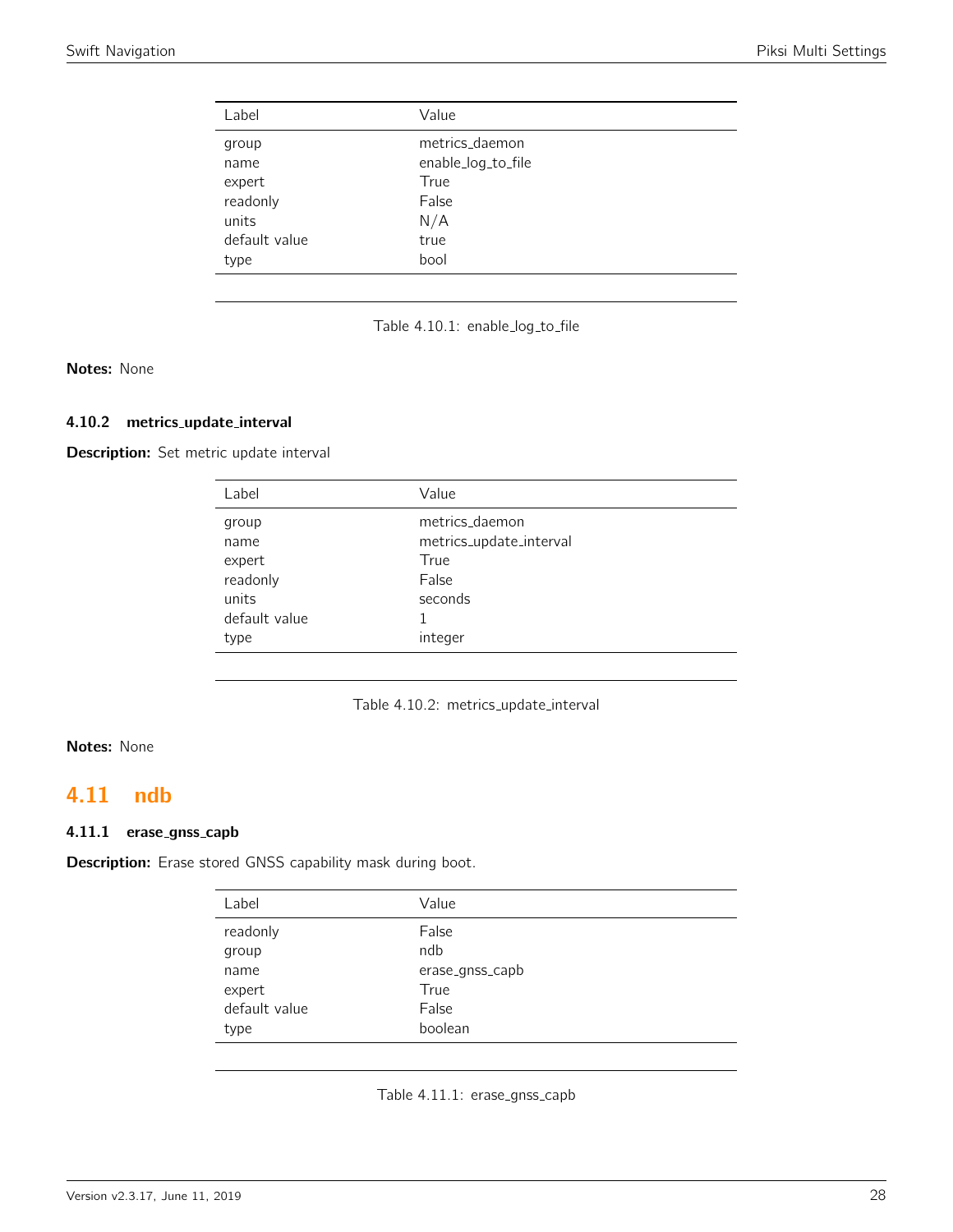| Label | Value |
|---|---|
| group | metrics_daemon |
| name | enable_log_to_file |
| expert | True |
| readonly | False |
| units | N/A |
| default value | true |
| type | bool |

Table 4.10.1: enable_log_to_file

**Notes:** None

### 4.10.2 metrics_update_interval

**Description:** Set metric update interval

| Label | Value |
|---|---|
| group | metrics_daemon |
| name | metrics_update_interval |
| expert | True |
| readonly | False |
| units | seconds |
| default value | 1 |
| type | integer |

Table 4.10.2: metrics_update_interval

**Notes:** None

## 4.11 ndb

### 4.11.1 erase_gnss_capb

**Description:** Erase stored GNSS capability mask during boot.

| Label | Value |
|---|---|
| readonly | False |
| group | ndb |
| name | erase_gnss_capb |
| expert | True |
| default value | False |
| type | boolean |

Table 4.11.1: erase_gnss_capb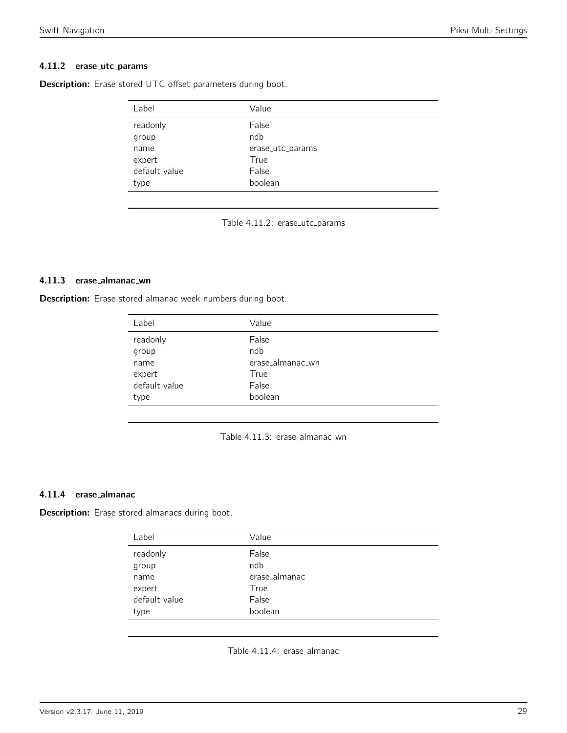### 4.11.2 erase_utc_params

**Description:** Erase stored UTC offset parameters during boot.

| Label | Value |
|---|---|
| readonly | False |
| group | ndb |
| name | erase_utc_params |
| expert | True |
| default value | False |
| type | boolean |

Table 4.11.2: erase_utc_params

### 4.11.3 erase_almanac_wn

**Description:** Erase stored almanac week numbers during boot.

| Label | Value |
|---|---|
| readonly | False |
| group | ndb |
| name | erase_almanac_wn |
| expert | True |
| default value | False |
| type | boolean |

Table 4.11.3: erase_almanac_wn

### 4.11.4 erase_almanac

**Description:** Erase stored almanacs during boot.

| Label | Value |
|---|---|
| readonly | False |
| group | ndb |
| name | erase_almanac |
| expert | True |
| default value | False |
| type | boolean |

Table 4.11.4: erase_almanac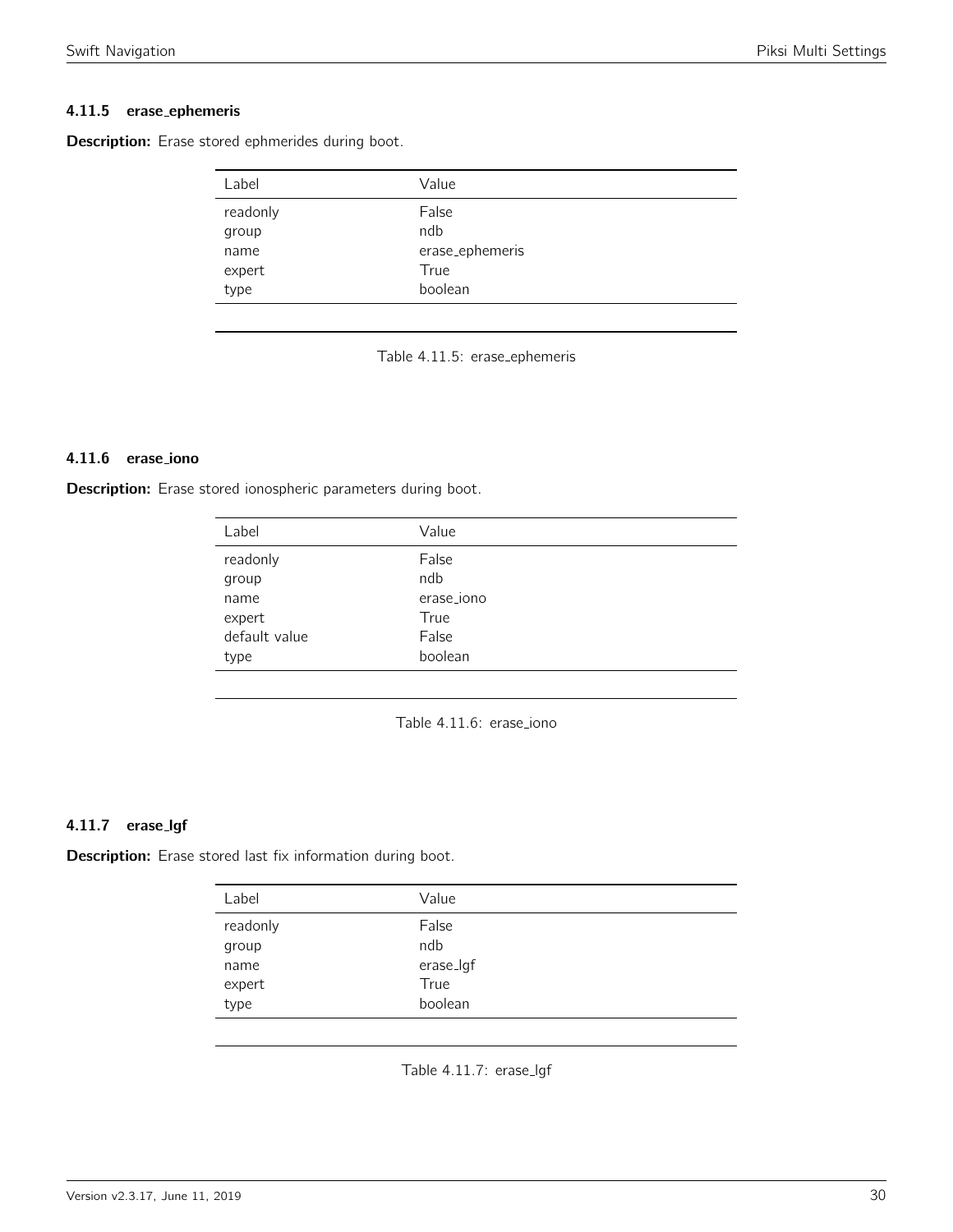#### 4.11.5 erase_ephemeris

**Description:** Erase stored ephmerides during boot.

| Label | Value |
|---|---|
| readonly | False |
| group | ndb |
| name | erase_ephemeris |
| expert | True |
| type | boolean |

Table 4.11.5: erase_ephemeris

#### 4.11.6 erase_iono

**Description:** Erase stored ionospheric parameters during boot.

| Label | Value |
|---|---|
| readonly | False |
| group | ndb |
| name | erase_iono |
| expert | True |
| default value | False |
| type | boolean |

Table 4.11.6: erase_iono

#### 4.11.7 erase_lgf

**Description:** Erase stored last fix information during boot.

| Label | Value |
|---|---|
| readonly | False |
| group | ndb |
| name | erase_lgf |
| expert | True |
| type | boolean |

Table 4.11.7: erase_lgf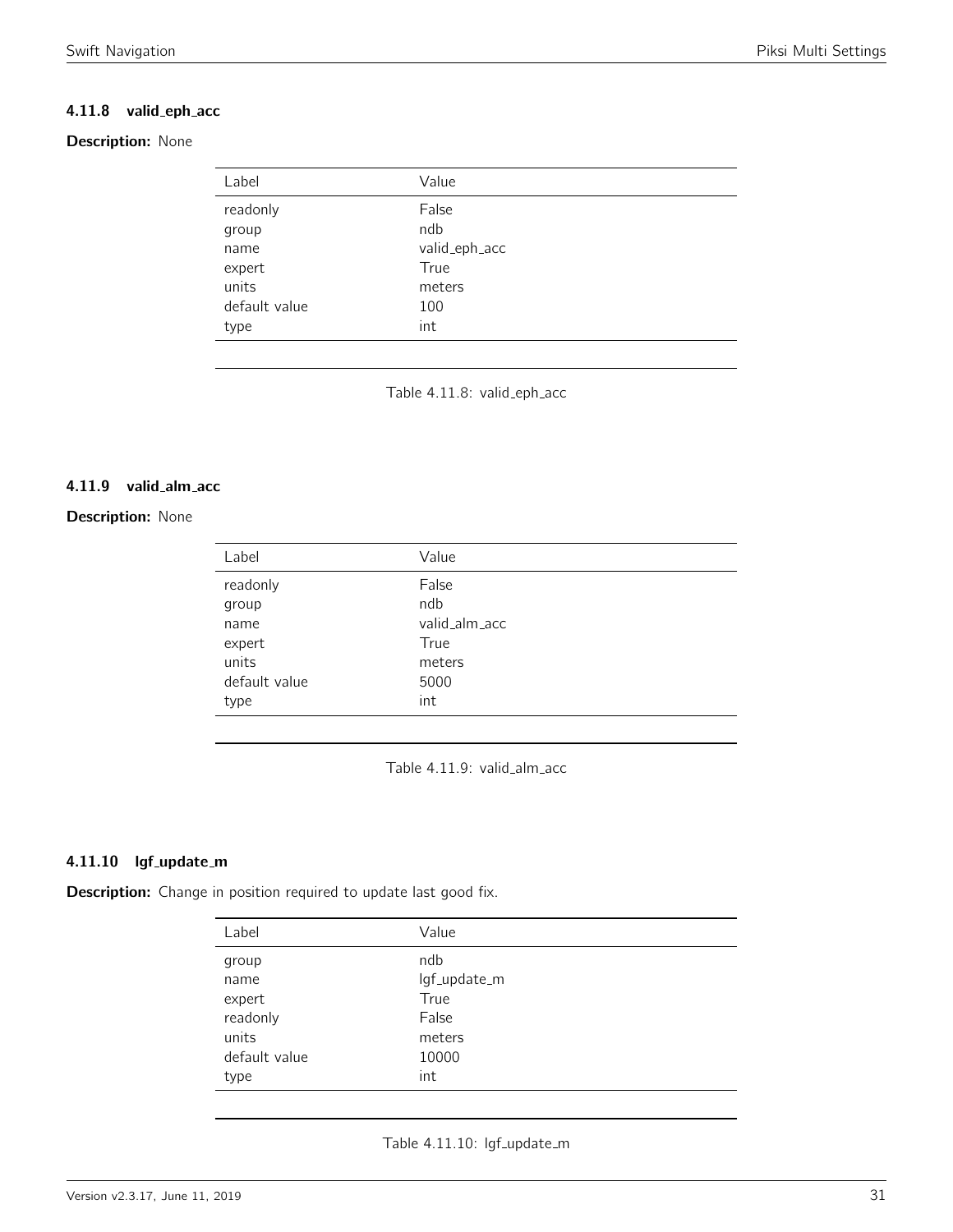#### 4.11.8 valid_eph_acc

**Description:** None

| Label | Value |
|---|---|
| readonly | False |
| group | ndb |
| name | valid_eph_acc |
| expert | True |
| units | meters |
| default value | 100 |
| type | int |

Table 4.11.8: valid_eph_acc

#### 4.11.9 valid_alm_acc

**Description:** None

| Label | Value |
|---|---|
| readonly | False |
| group | ndb |
| name | valid_alm_acc |
| expert | True |
| units | meters |
| default value | 5000 |
| type | int |

Table 4.11.9: valid_alm_acc

#### 4.11.10 lgf_update_m

**Description:** Change in position required to update last good fix.

| Label | Value |
|---|---|
| group | ndb |
| name | lgf_update_m |
| expert | True |
| readonly | False |
| units | meters |
| default value | 10000 |
| type | int |

Table 4.11.10: lgf_update_m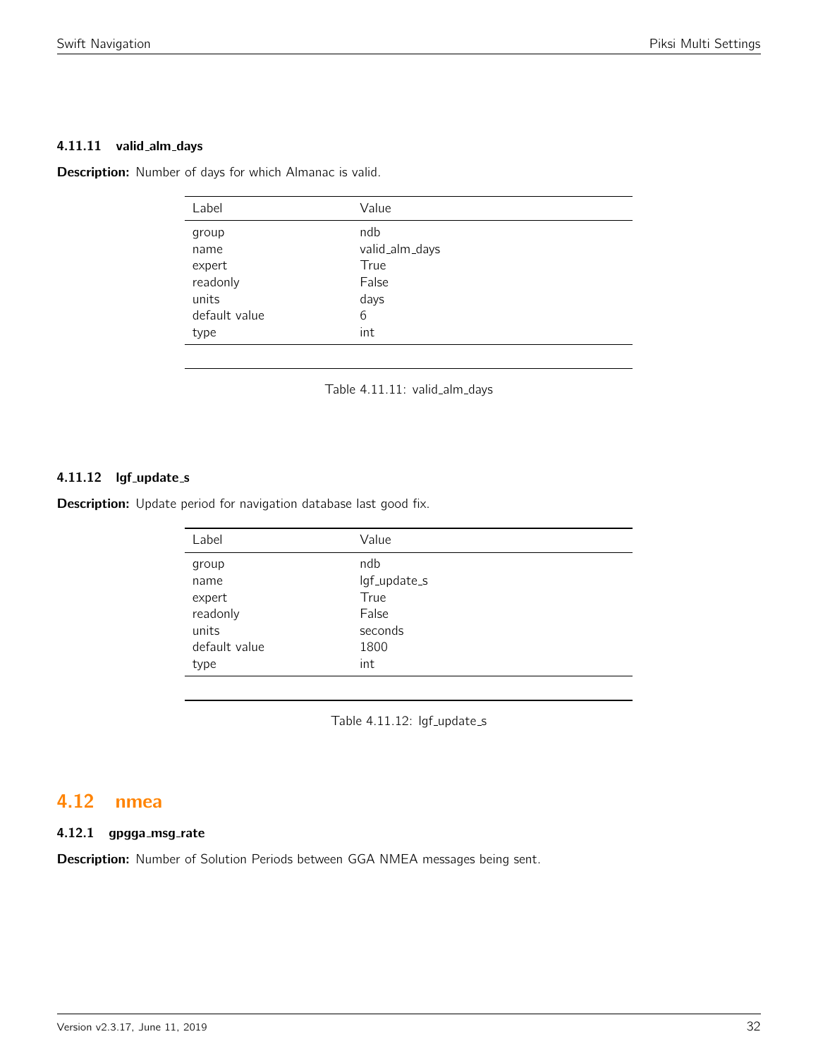#### 4.11.11 valid_alm_days

**Description:** Number of days for which Almanac is valid.

| Label | Value |
|---|---|
| group | ndb |
| name | valid_alm_days |
| expert | True |
| readonly | False |
| units | days |
| default value | 6 |
| type | int |

Table 4.11.11: valid_alm_days

#### 4.11.12 lgf_update_s

**Description:** Update period for navigation database last good fix.

| Label | Value |
|---|---|
| group | ndb |
| name | lgf_update_s |
| expert | True |
| readonly | False |
| units | seconds |
| default value | 1800 |
| type | int |

Table 4.11.12: lgf_update_s

## 4.12 nmea

#### 4.12.1 gpgga_msg_rate

**Description:** Number of Solution Periods between GGA NMEA messages being sent.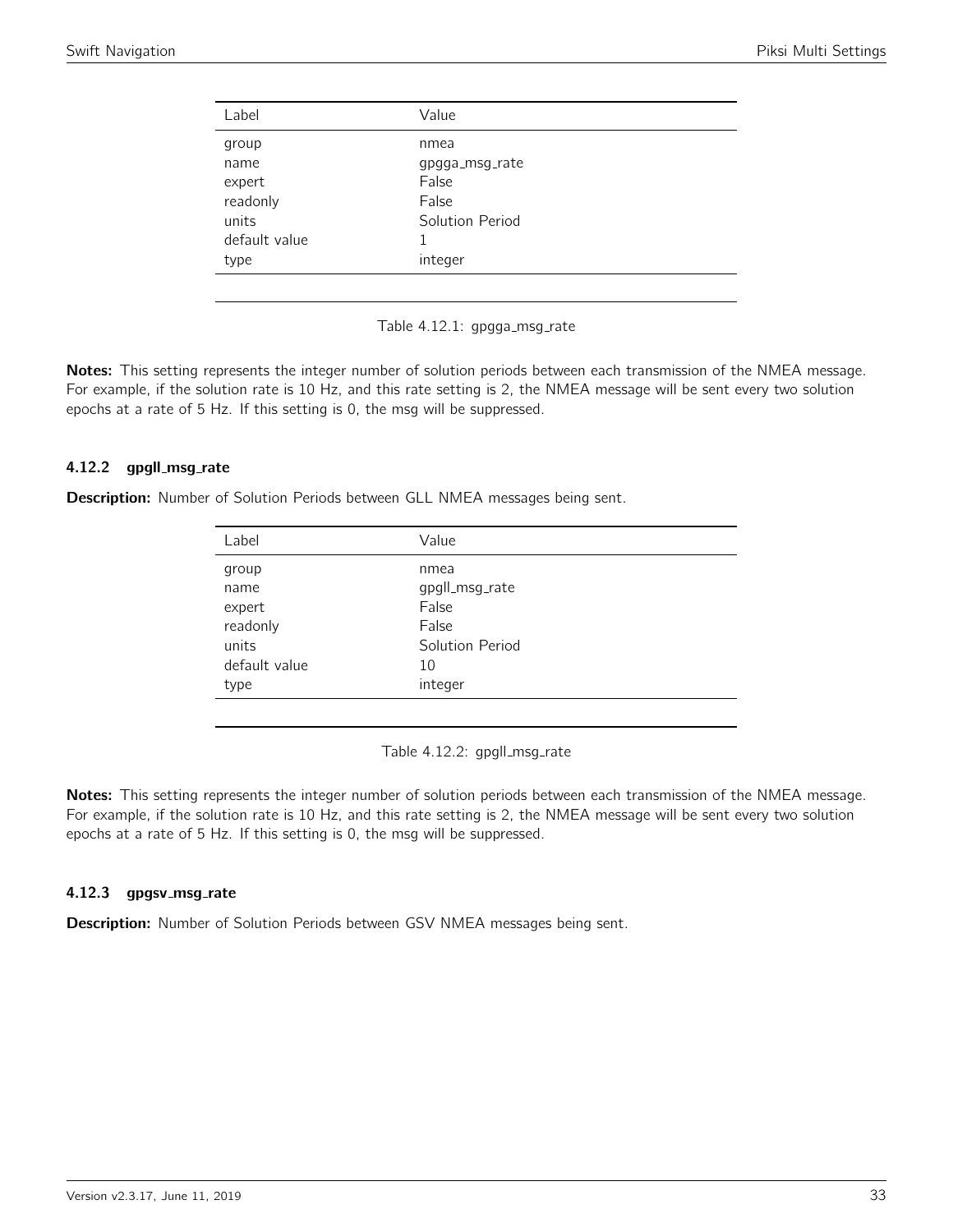| Label | Value |
|---|---|
| group | nmea |
| name | gpgga_msg_rate |
| expert | False |
| readonly | False |
| units | Solution Period |
| default value | 1 |
| type | integer |

Table 4.12.1: gpgga_msg_rate

**Notes:** This setting represents the integer number of solution periods between each transmission of the NMEA message. For example, if the solution rate is 10 Hz, and this rate setting is 2, the NMEA message will be sent every two solution epochs at a rate of 5 Hz. If this setting is 0, the msg will be suppressed.

#### 4.12.2 gpgll_msg_rate

**Description:** Number of Solution Periods between GLL NMEA messages being sent.

| Label | Value |
|---|---|
| group | nmea |
| name | gpgll_msg_rate |
| expert | False |
| readonly | False |
| units | Solution Period |
| default value | 10 |
| type | integer |

Table 4.12.2: gpgll_msg_rate

**Notes:** This setting represents the integer number of solution periods between each transmission of the NMEA message. For example, if the solution rate is 10 Hz, and this rate setting is 2, the NMEA message will be sent every two solution epochs at a rate of 5 Hz. If this setting is 0, the msg will be suppressed.

#### 4.12.3 gpgsv_msg_rate

**Description:** Number of Solution Periods between GSV NMEA messages being sent.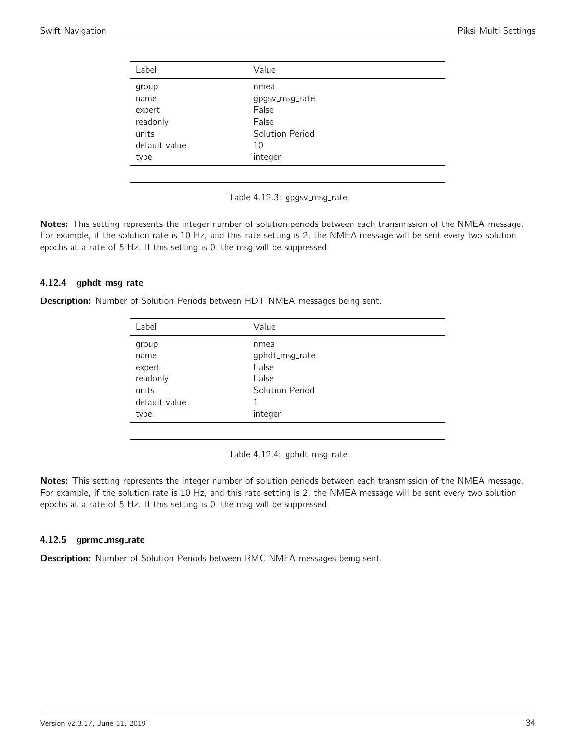| Label | Value |
|---|---|
| group | nmea |
| name | gpgsv_msg_rate |
| expert | False |
| readonly | False |
| units | Solution Period |
| default value | 10 |
| type | integer |

Table 4.12.3: gpgsv_msg_rate

**Notes:** This setting represents the integer number of solution periods between each transmission of the NMEA message. For example, if the solution rate is 10 Hz, and this rate setting is 2, the NMEA message will be sent every two solution epochs at a rate of 5 Hz. If this setting is 0, the msg will be suppressed.

### 4.12.4 gphdt_msg_rate

**Description:** Number of Solution Periods between HDT NMEA messages being sent.

| Label | Value |
|---|---|
| group | nmea |
| name | gphdt_msg_rate |
| expert | False |
| readonly | False |
| units | Solution Period |
| default value | 1 |
| type | integer |

Table 4.12.4: gphdt_msg_rate

**Notes:** This setting represents the integer number of solution periods between each transmission of the NMEA message. For example, if the solution rate is 10 Hz, and this rate setting is 2, the NMEA message will be sent every two solution epochs at a rate of 5 Hz. If this setting is 0, the msg will be suppressed.

### 4.12.5 gprmc_msg_rate

**Description:** Number of Solution Periods between RMC NMEA messages being sent.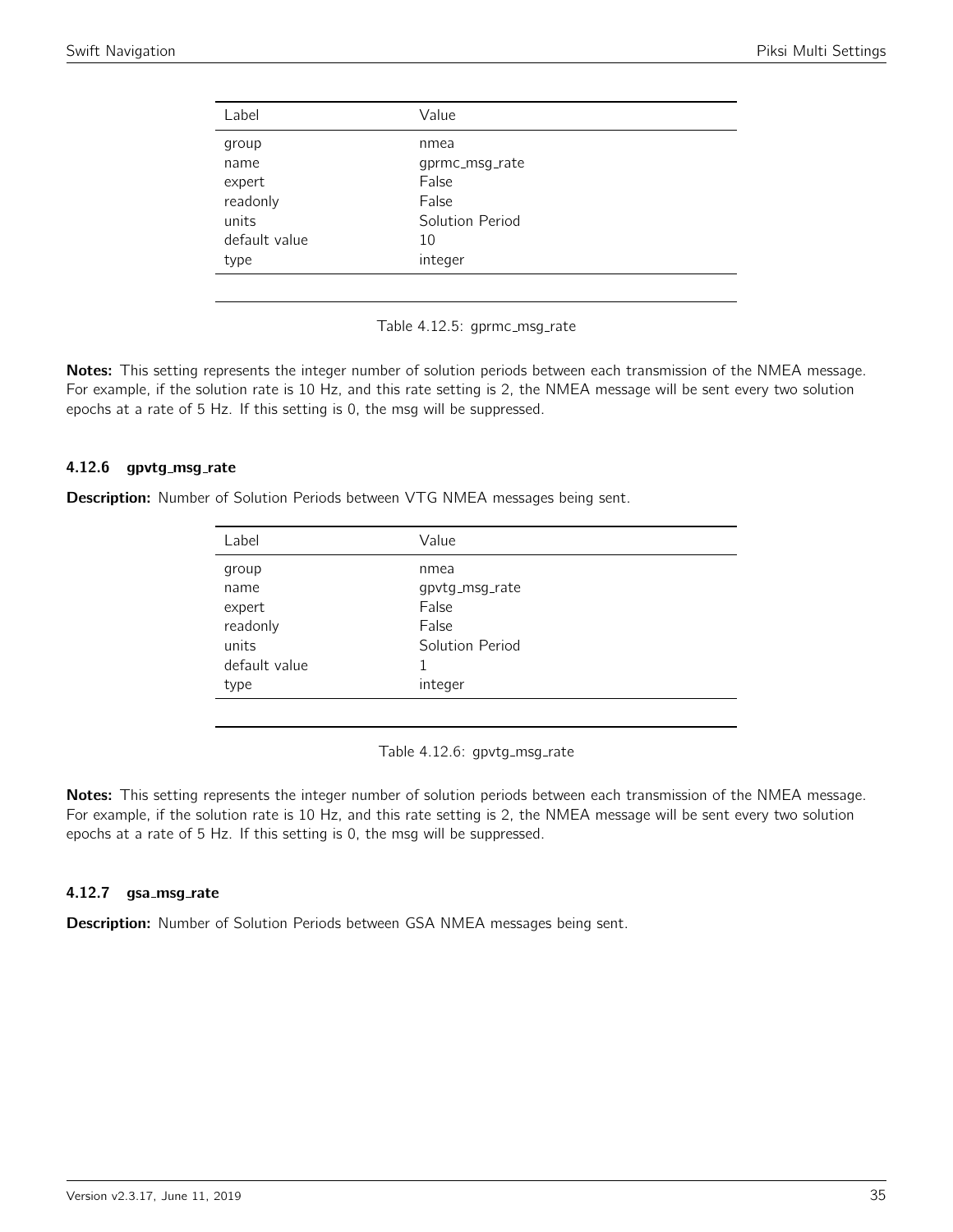| Label | Value |
|---|---|
| group | nmea |
| name | gprmc_msg_rate |
| expert | False |
| readonly | False |
| units | Solution Period |
| default value | 10 |
| type | integer |

Table 4.12.5: gprmc_msg_rate

**Notes:** This setting represents the integer number of solution periods between each transmission of the NMEA message. For example, if the solution rate is 10 Hz, and this rate setting is 2, the NMEA message will be sent every two solution epochs at a rate of 5 Hz. If this setting is 0, the msg will be suppressed.

#### 4.12.6 gpvtg_msg_rate

**Description:** Number of Solution Periods between VTG NMEA messages being sent.

| Label | Value |
|---|---|
| group | nmea |
| name | gpvtg_msg_rate |
| expert | False |
| readonly | False |
| units | Solution Period |
| default value | 1 |
| type | integer |

Table 4.12.6: gpvtg_msg_rate

**Notes:** This setting represents the integer number of solution periods between each transmission of the NMEA message. For example, if the solution rate is 10 Hz, and this rate setting is 2, the NMEA message will be sent every two solution epochs at a rate of 5 Hz. If this setting is 0, the msg will be suppressed.

#### 4.12.7 gsa_msg_rate

**Description:** Number of Solution Periods between GSA NMEA messages being sent.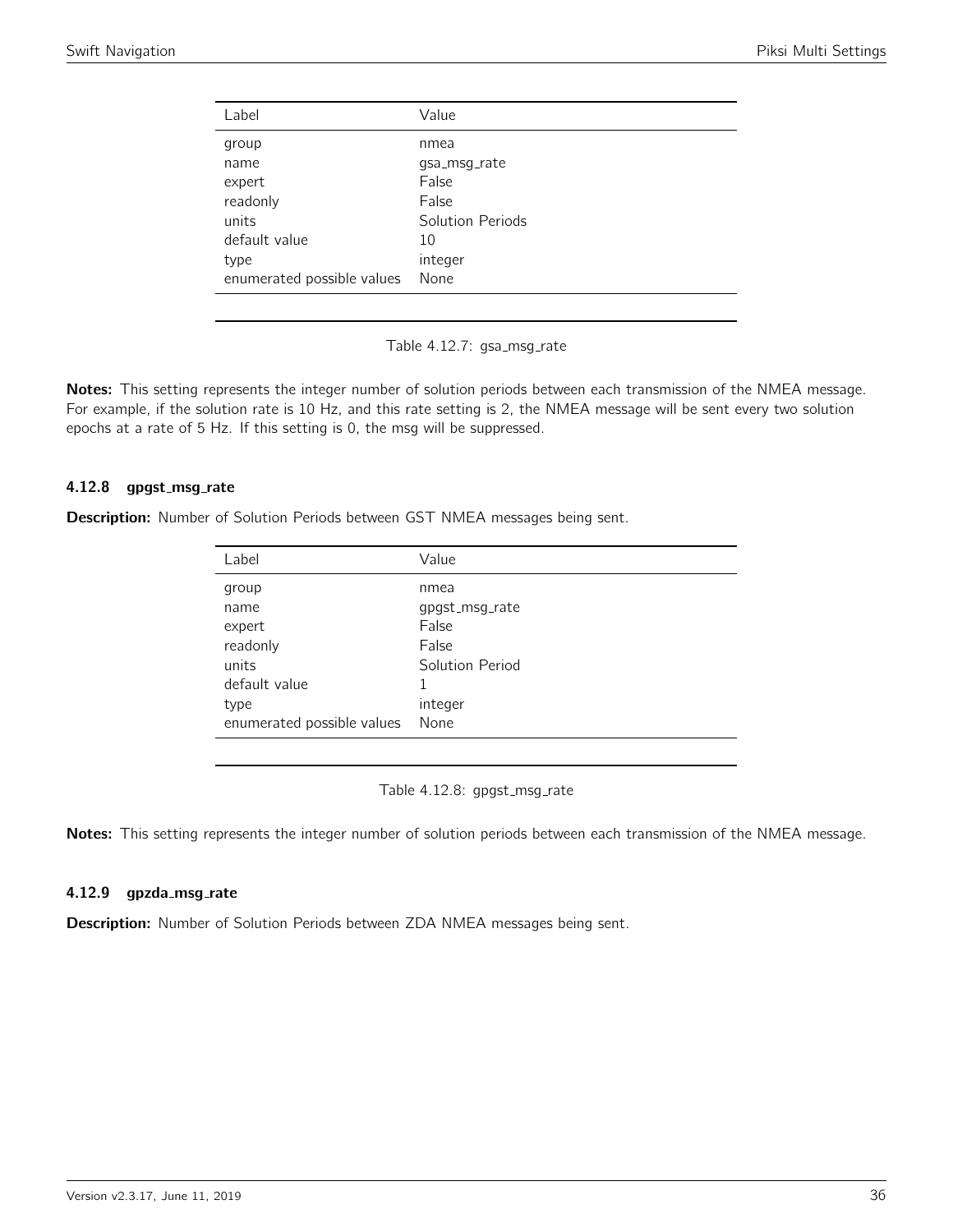| Label | Value |
| --- | --- |
| group | nmea |
| name | gsa_msg_rate |
| expert | False |
| readonly | False |
| units | Solution Periods |
| default value | 10 |
| type | integer |
| enumerated possible values | None |

Table 4.12.7: gsa_msg_rate

**Notes:** This setting represents the integer number of solution periods between each transmission of the NMEA message. For example, if the solution rate is 10 Hz, and this rate setting is 2, the NMEA message will be sent every two solution epochs at a rate of 5 Hz. If this setting is 0, the msg will be suppressed.

### 4.12.8 gpgst_msg_rate

**Description:** Number of Solution Periods between GST NMEA messages being sent.

| Label | Value |
| --- | --- |
| group | nmea |
| name | gpgst_msg_rate |
| expert | False |
| readonly | False |
| units | Solution Period |
| default value | 1 |
| type | integer |
| enumerated possible values | None |

Table 4.12.8: gpgst_msg_rate

**Notes:** This setting represents the integer number of solution periods between each transmission of the NMEA message.

### 4.12.9 gpzda_msg_rate

**Description:** Number of Solution Periods between ZDA NMEA messages being sent.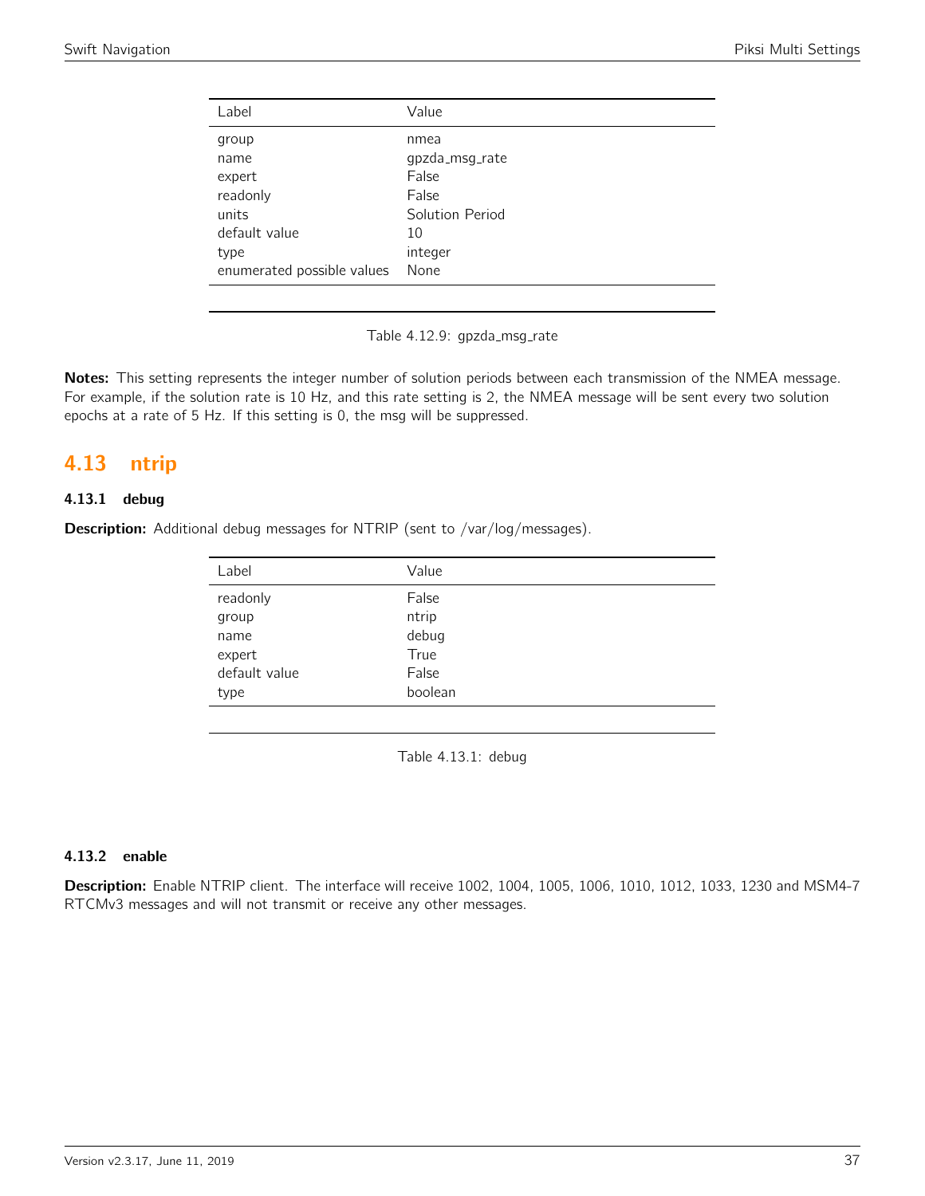| Label | Value |
| --- | --- |
| group | nmea |
| name | gpzda_msg_rate |
| expert | False |
| readonly | False |
| units | Solution Period |
| default value | 10 |
| type | integer |
| enumerated possible values | None |

Table 4.12.9: gpzda_msg_rate

**Notes:** This setting represents the integer number of solution periods between each transmission of the NMEA message. For example, if the solution rate is 10 Hz, and this rate setting is 2, the NMEA message will be sent every two solution epochs at a rate of 5 Hz. If this setting is 0, the msg will be suppressed.

## 4.13 ntrip

### 4.13.1 debug

**Description:** Additional debug messages for NTRIP (sent to /var/log/messages).

| Label | Value |
| --- | --- |
| readonly | False |
| group | ntrip |
| name | debug |
| expert | True |
| default value | False |
| type | boolean |

Table 4.13.1: debug

### 4.13.2 enable

**Description:** Enable NTRIP client. The interface will receive 1002, 1004, 1005, 1006, 1010, 1012, 1033, 1230 and MSM4-7 RTCMv3 messages and will not transmit or receive any other messages.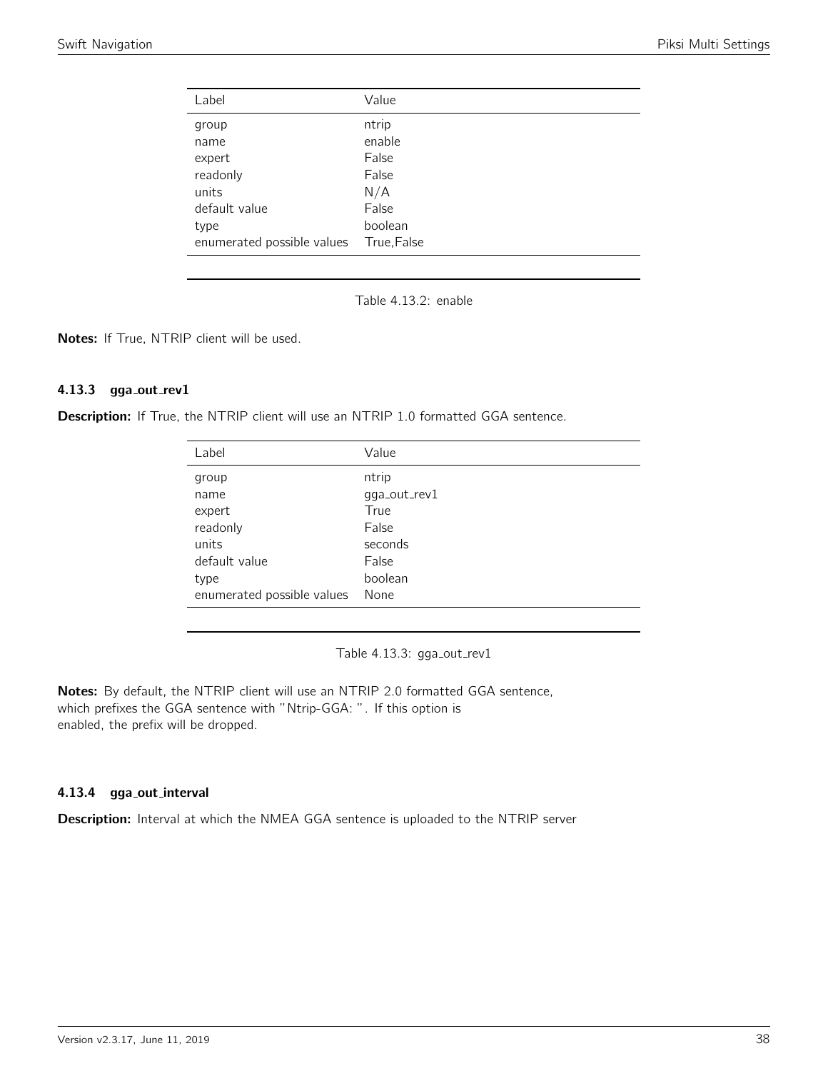| Label | Value |
|---|---|
| group | ntrip |
| name | enable |
| expert | False |
| readonly | False |
| units | N/A |
| default value | False |
| type | boolean |
| enumerated possible values | True,False |

Table 4.13.2: enable

**Notes:** If True, NTRIP client will be used.

### 4.13.3 gga_out_rev1

**Description:** If True, the NTRIP client will use an NTRIP 1.0 formatted GGA sentence.

| Label | Value |
|---|---|
| group | ntrip |
| name | gga_out_rev1 |
| expert | True |
| readonly | False |
| units | seconds |
| default value | False |
| type | boolean |
| enumerated possible values | None |

Table 4.13.3: gga_out_rev1

**Notes:** By default, the NTRIP client will use an NTRIP 2.0 formatted GGA sentence, which prefixes the GGA sentence with "Ntrip-GGA: ". If this option is enabled, the prefix will be dropped.

### 4.13.4 gga_out_interval

**Description:** Interval at which the NMEA GGA sentence is uploaded to the NTRIP server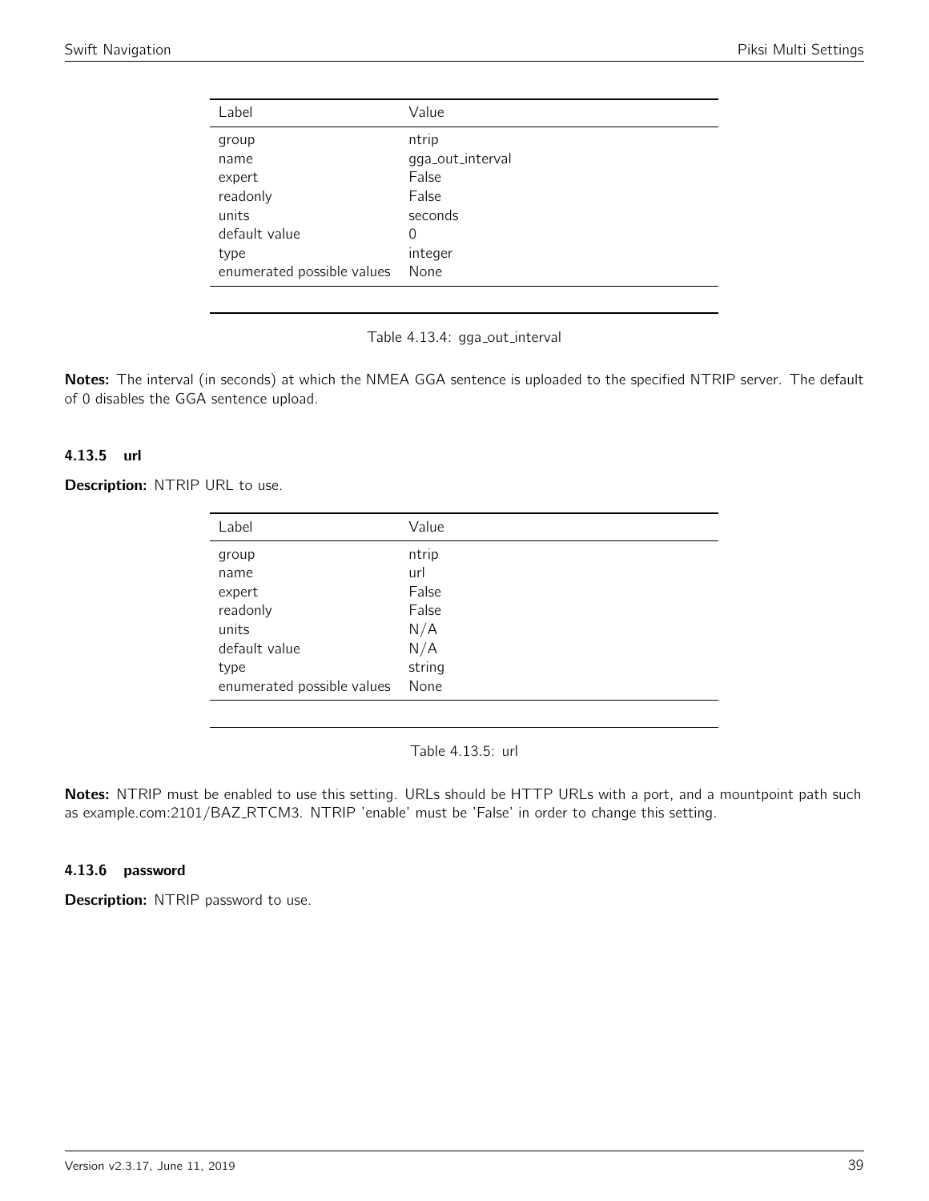| Label | Value |
| --- | --- |
| group | ntrip |
| name | gga_out_interval |
| expert | False |
| readonly | False |
| units | seconds |
| default value | 0 |
| type | integer |
| enumerated possible values | None |

Table 4.13.4: gga_out_interval

**Notes:** The interval (in seconds) at which the NMEA GGA sentence is uploaded to the specified NTRIP server. The default of 0 disables the GGA sentence upload.

#### 4.13.5 url

**Description:** NTRIP URL to use.

| Label | Value |
| --- | --- |
| group | ntrip |
| name | url |
| expert | False |
| readonly | False |
| units | N/A |
| default value | N/A |
| type | string |
| enumerated possible values | None |

Table 4.13.5: url

**Notes:** NTRIP must be enabled to use this setting. URLs should be HTTP URLs with a port, and a mountpoint path such as example.com:2101/BAZ_RTCM3. NTRIP 'enable' must be 'False' in order to change this setting.

#### 4.13.6 password

**Description:** NTRIP password to use.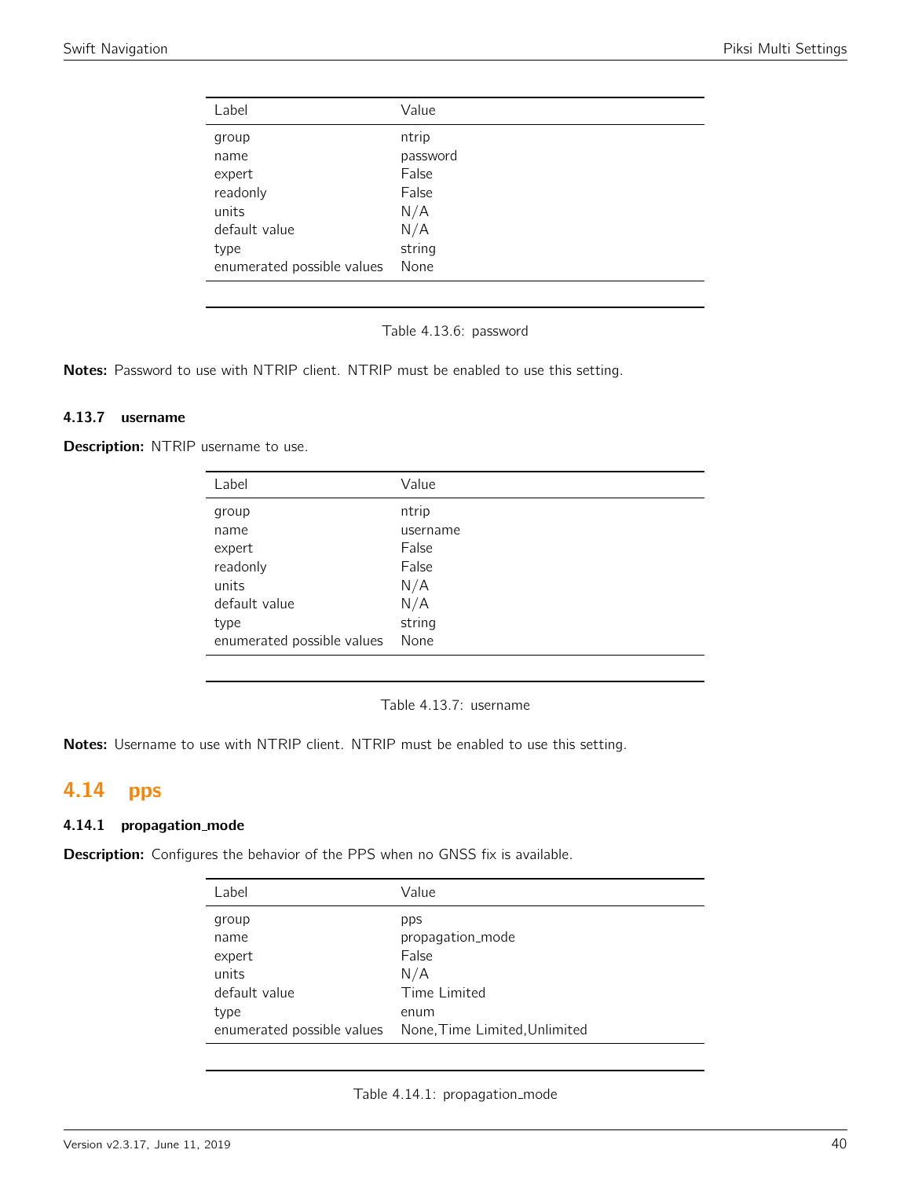| Label | Value |
|---|---|
| group | ntrip |
| name | password |
| expert | False |
| readonly | False |
| units | N/A |
| default value | N/A |
| type | string |
| enumerated possible values | None |

Table 4.13.6: password

**Notes:** Password to use with NTRIP client. NTRIP must be enabled to use this setting.

### 4.13.7 username

**Description:** NTRIP username to use.

| Label | Value |
|---|---|
| group | ntrip |
| name | username |
| expert | False |
| readonly | False |
| units | N/A |
| default value | N/A |
| type | string |
| enumerated possible values | None |

Table 4.13.7: username

**Notes:** Username to use with NTRIP client. NTRIP must be enabled to use this setting.

## 4.14 pps

### 4.14.1 propagation_mode

**Description:** Configures the behavior of the PPS when no GNSS fix is available.

| Label | Value |
|---|---|
| group | pps |
| name | propagation_mode |
| expert | False |
| units | N/A |
| default value | Time Limited |
| type | enum |
| enumerated possible values | None,Time Limited,Unlimited |

Table 4.14.1: propagation_mode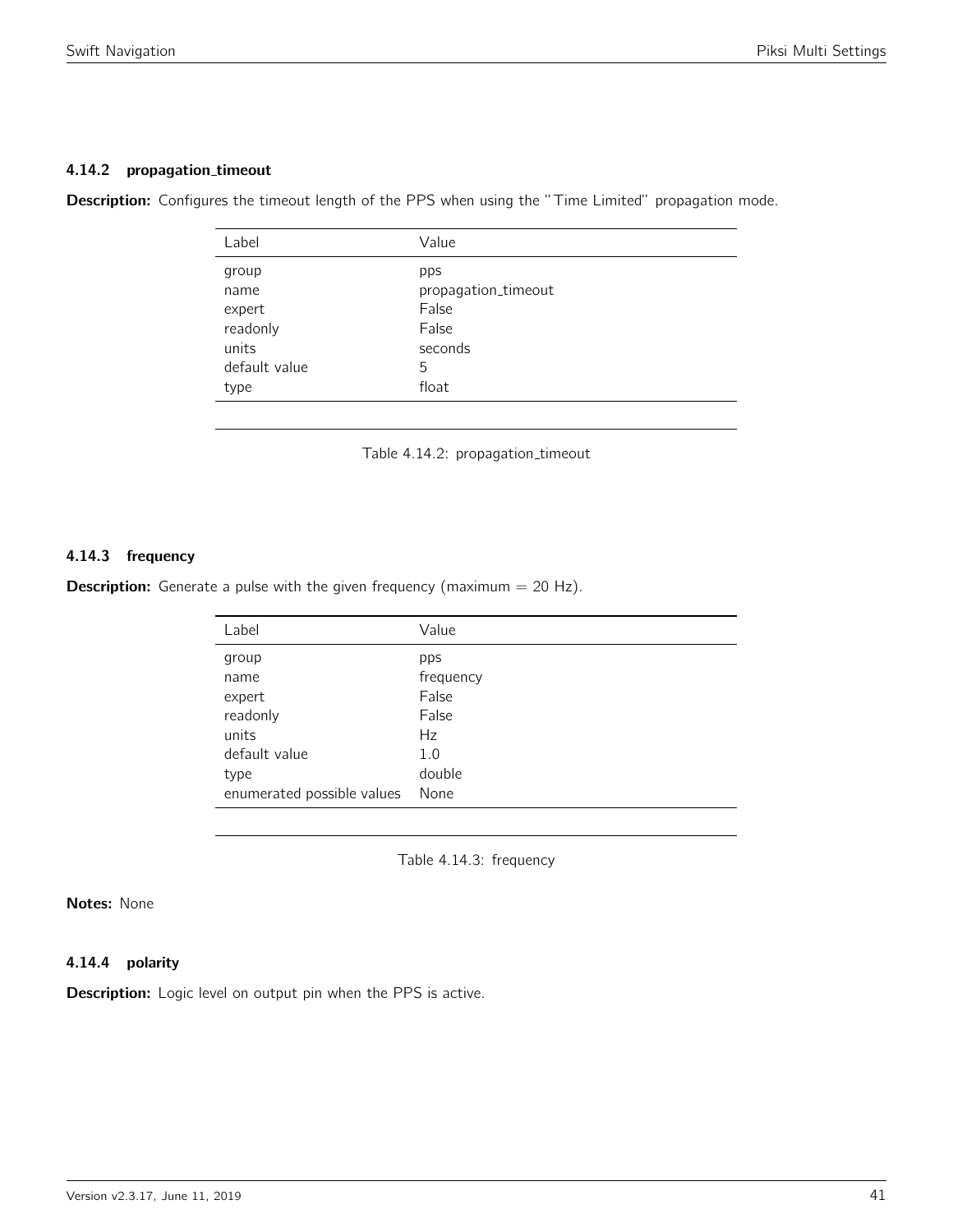### 4.14.2 propagation_timeout

**Description:** Configures the timeout length of the PPS when using the "Time Limited" propagation mode.

| Label | Value |
|---|---|
| group | pps |
| name | propagation_timeout |
| expert | False |
| readonly | False |
| units | seconds |
| default value | 5 |
| type | float |

Table 4.14.2: propagation_timeout

### 4.14.3 frequency

**Description:** Generate a pulse with the given frequency (maximum = 20 Hz).

| Label | Value |
|---|---|
| group | pps |
| name | frequency |
| expert | False |
| readonly | False |
| units | Hz |
| default value | 1.0 |
| type | double |
| enumerated possible values | None |

Table 4.14.3: frequency

**Notes:** None

### 4.14.4 polarity

**Description:** Logic level on output pin when the PPS is active.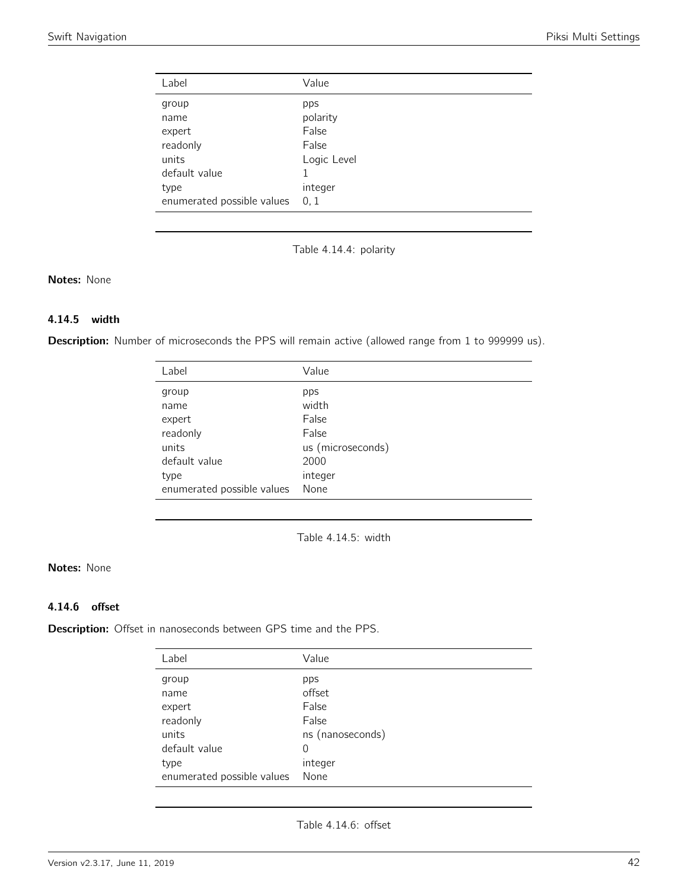| Label | Value |
|---|---|
| group | pps |
| name | polarity |
| expert | False |
| readonly | False |
| units | Logic Level |
| default value | 1 |
| type | integer |
| enumerated possible values | 0, 1 |

Table 4.14.4: polarity

**Notes:** None

### 4.14.5 width

**Description:** Number of microseconds the PPS will remain active (allowed range from 1 to 999999 us).

| Label | Value |
|---|---|
| group | pps |
| name | width |
| expert | False |
| readonly | False |
| units | us (microseconds) |
| default value | 2000 |
| type | integer |
| enumerated possible values | None |

Table 4.14.5: width

**Notes:** None

### 4.14.6 offset

**Description:** Offset in nanoseconds between GPS time and the PPS.

| Label | Value |
|---|---|
| group | pps |
| name | offset |
| expert | False |
| readonly | False |
| units | ns (nanoseconds) |
| default value | 0 |
| type | integer |
| enumerated possible values | None |

Table 4.14.6: offset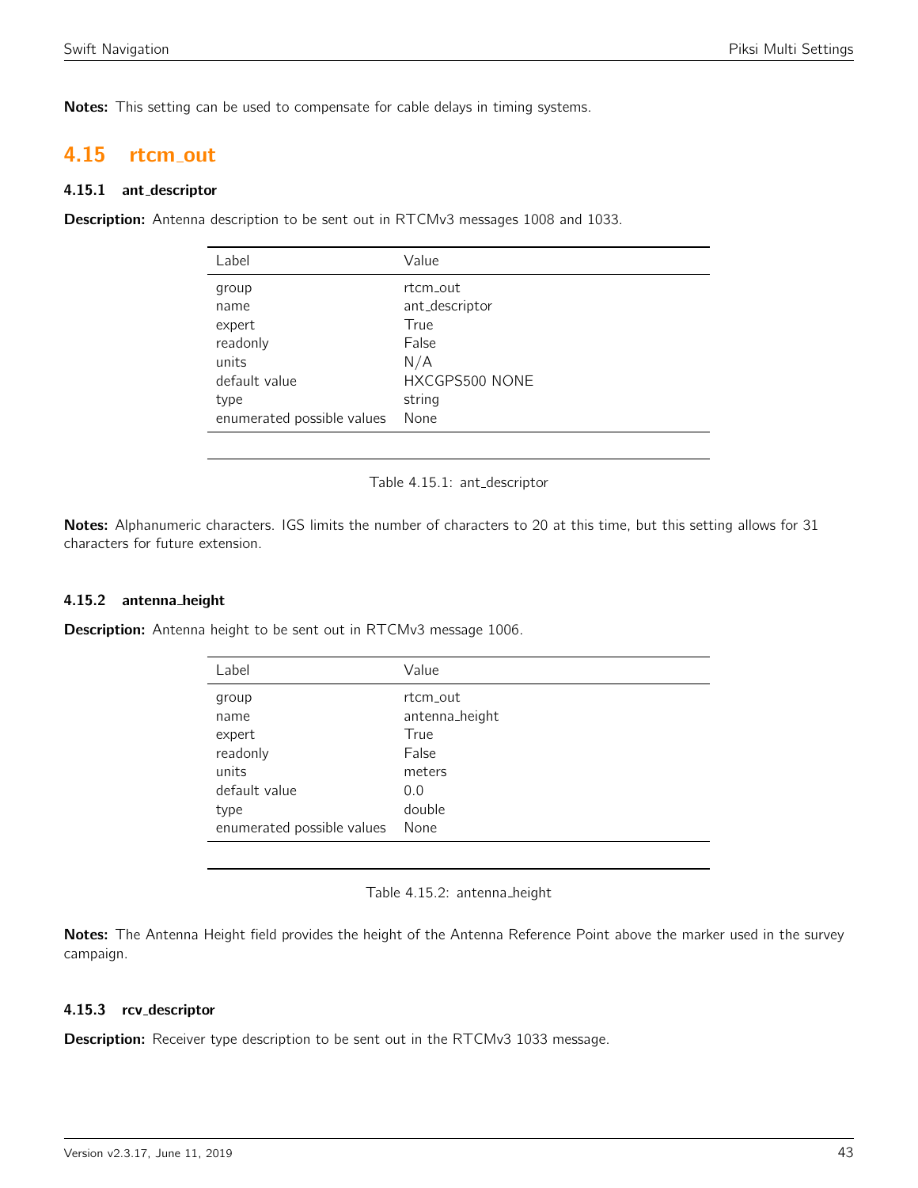**Notes:** This setting can be used to compensate for cable delays in timing systems.

## 4.15 rtcm_out

### 4.15.1 ant_descriptor

**Description:** Antenna description to be sent out in RTCMv3 messages 1008 and 1033.

| Label | Value |
|---|---|
| group | rtcm_out |
| name | ant_descriptor |
| expert | True |
| readonly | False |
| units | N/A |
| default value | HXCGPS500 NONE |
| type | string |
| enumerated possible values | None |

Table 4.15.1: ant_descriptor

**Notes:** Alphanumeric characters. IGS limits the number of characters to 20 at this time, but this setting allows for 31 characters for future extension.

### 4.15.2 antenna_height

**Description:** Antenna height to be sent out in RTCMv3 message 1006.

| Label | Value |
|---|---|
| group | rtcm_out |
| name | antenna_height |
| expert | True |
| readonly | False |
| units | meters |
| default value | 0.0 |
| type | double |
| enumerated possible values | None |

Table 4.15.2: antenna_height

**Notes:** The Antenna Height field provides the height of the Antenna Reference Point above the marker used in the survey campaign.

### 4.15.3 rcv_descriptor

**Description:** Receiver type description to be sent out in the RTCMv3 1033 message.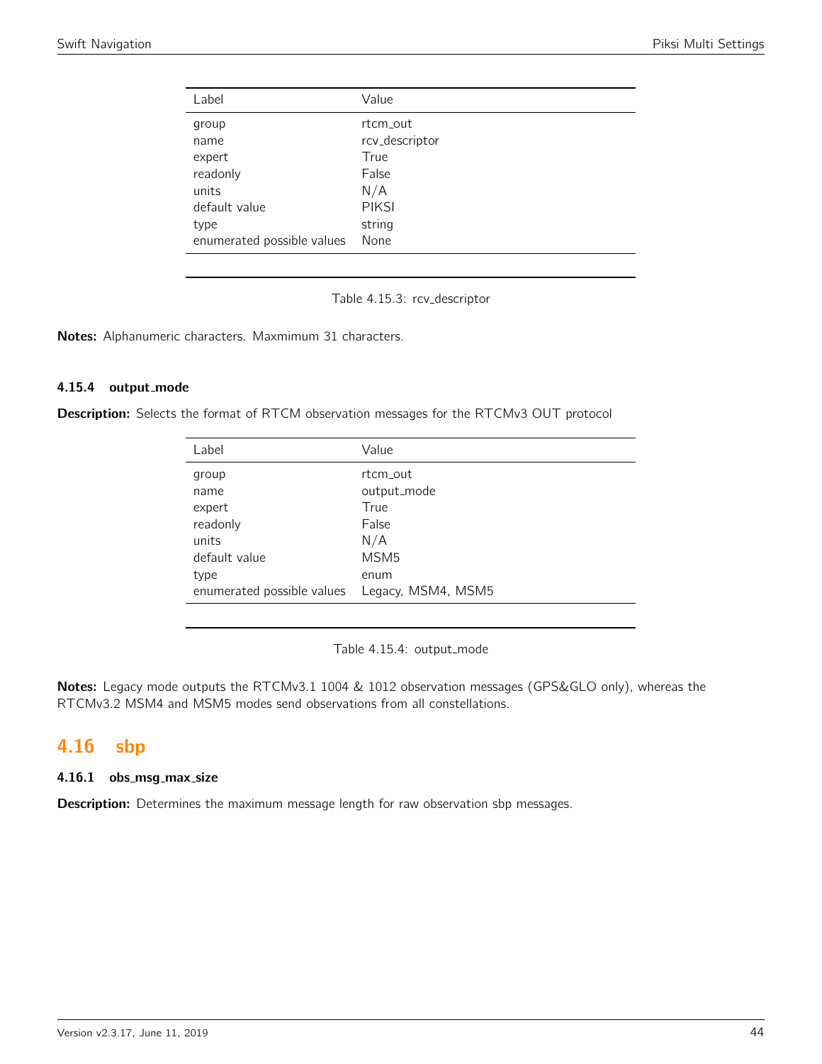| Label | Value |
|---|---|
| group | rtcm_out |
| name | rcv_descriptor |
| expert | True |
| readonly | False |
| units | N/A |
| default value | PIKSI |
| type | string |
| enumerated possible values | None |

Table 4.15.3: rcv_descriptor

**Notes:** Alphanumeric characters. Maxmimum 31 characters.

#### 4.15.4 output_mode

**Description:** Selects the format of RTCM observation messages for the RTCMv3 OUT protocol

| Label | Value |
|---|---|
| group | rtcm_out |
| name | output_mode |
| expert | True |
| readonly | False |
| units | N/A |
| default value | MSM5 |
| type | enum |
| enumerated possible values | Legacy, MSM4, MSM5 |

Table 4.15.4: output_mode

**Notes:** Legacy mode outputs the RTCMv3.1 1004 & 1012 observation messages (GPS&GLO only), whereas the RTCMv3.2 MSM4 and MSM5 modes send observations from all constellations.

## 4.16 sbp

#### 4.16.1 obs_msg_max_size

**Description:** Determines the maximum message length for raw observation sbp messages.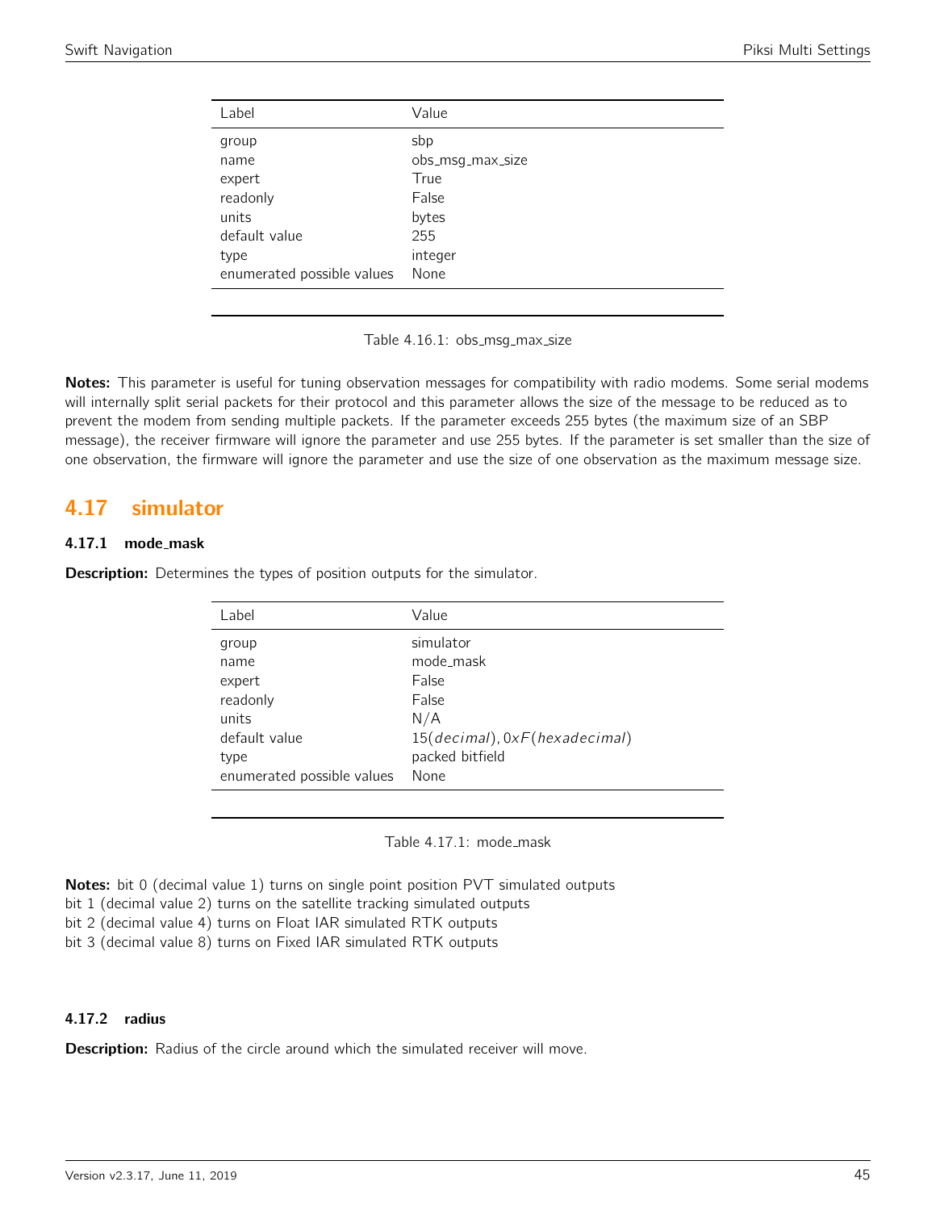| Label | Value |
| --- | --- |
| group | sbp |
| name | obs_msg_max_size |
| expert | True |
| readonly | False |
| units | bytes |
| default value | 255 |
| type | integer |
| enumerated possible values | None |

Table 4.16.1: obs_msg_max_size

**Notes:** This parameter is useful for tuning observation messages for compatibility with radio modems. Some serial modems will internally split serial packets for their protocol and this parameter allows the size of the message to be reduced as to prevent the modem from sending multiple packets. If the parameter exceeds 255 bytes (the maximum size of an SBP message), the receiver firmware will ignore the parameter and use 255 bytes. If the parameter is set smaller than the size of one observation, the firmware will ignore the parameter and use the size of one observation as the maximum message size.

## 4.17 simulator

### 4.17.1 mode_mask

**Description:** Determines the types of position outputs for the simulator.

| Label | Value |
| --- | --- |
| group | simulator |
| name | mode_mask |
| expert | False |
| readonly | False |
| units | N/A |
| default value | $15(decimal), 0xF(hexadecimal)$ |
| type | packed bitfield |
| enumerated possible values | None |

Table 4.17.1: mode_mask

**Notes:** bit 0 (decimal value 1) turns on single point position PVT simulated outputs
bit 1 (decimal value 2) turns on the satellite tracking simulated outputs
bit 2 (decimal value 4) turns on Float IAR simulated RTK outputs
bit 3 (decimal value 8) turns on Fixed IAR simulated RTK outputs

### 4.17.2 radius

**Description:** Radius of the circle around which the simulated receiver will move.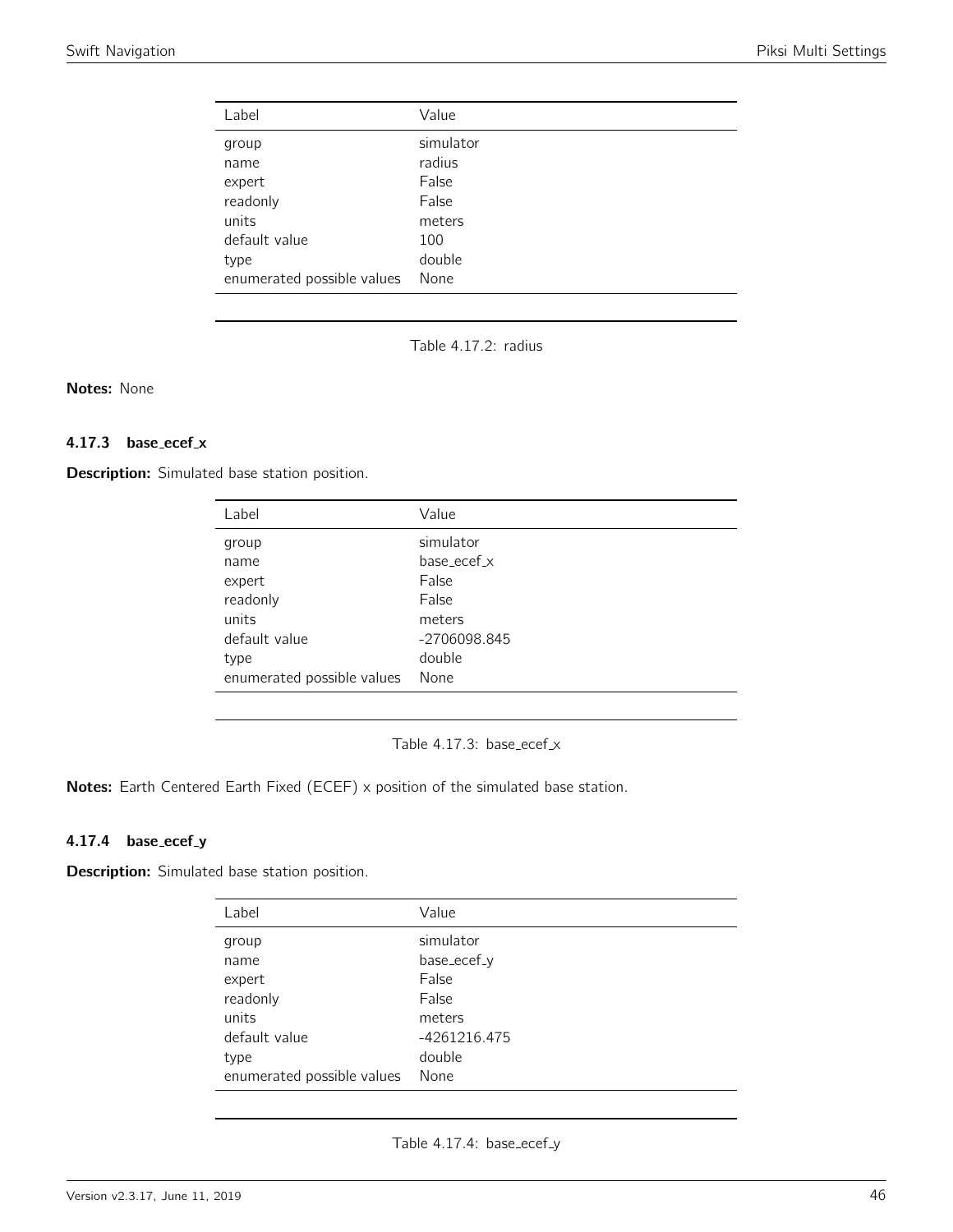| Label | Value |
|---|---|
| group | simulator |
| name | radius |
| expert | False |
| readonly | False |
| units | meters |
| default value | 100 |
| type | double |
| enumerated possible values | None |

Table 4.17.2: radius

**Notes:** None

### 4.17.3 base_ecef_x

**Description:** Simulated base station position.

| Label | Value |
|---|---|
| group | simulator |
| name | base_ecef_x |
| expert | False |
| readonly | False |
| units | meters |
| default value | -2706098.845 |
| type | double |
| enumerated possible values | None |

Table 4.17.3: base_ecef_x

**Notes:** Earth Centered Earth Fixed (ECEF) x position of the simulated base station.

### 4.17.4 base_ecef_y

**Description:** Simulated base station position.

| Label | Value |
|---|---|
| group | simulator |
| name | base_ecef_y |
| expert | False |
| readonly | False |
| units | meters |
| default value | -4261216.475 |
| type | double |
| enumerated possible values | None |

Table 4.17.4: base_ecef_y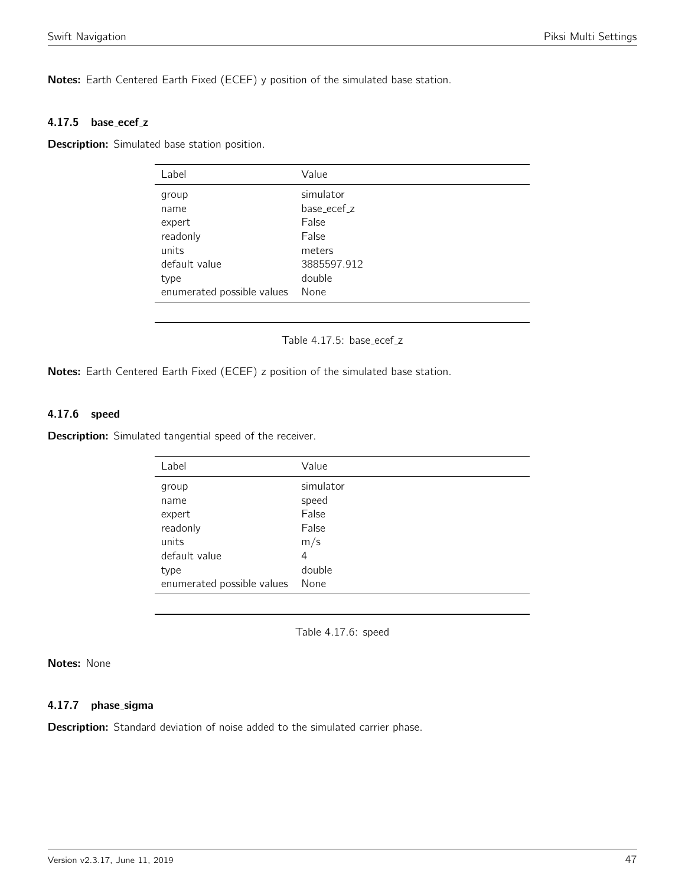**Notes:** Earth Centered Earth Fixed (ECEF) y position of the simulated base station.

#### 4.17.5 base_ecef_z

**Description:** Simulated base station position.

| Label | Value |
|---|---|
| group | simulator |
| name | base_ecef_z |
| expert | False |
| readonly | False |
| units | meters |
| default value | 3885597.912 |
| type | double |
| enumerated possible values | None |

Table 4.17.5: base_ecef_z

**Notes:** Earth Centered Earth Fixed (ECEF) z position of the simulated base station.

#### 4.17.6 speed

**Description:** Simulated tangential speed of the receiver.

| Label | Value |
|---|---|
| group | simulator |
| name | speed |
| expert | False |
| readonly | False |
| units | m/s |
| default value | 4 |
| type | double |
| enumerated possible values | None |

Table 4.17.6: speed

**Notes:** None

#### 4.17.7 phase_sigma

**Description:** Standard deviation of noise added to the simulated carrier phase.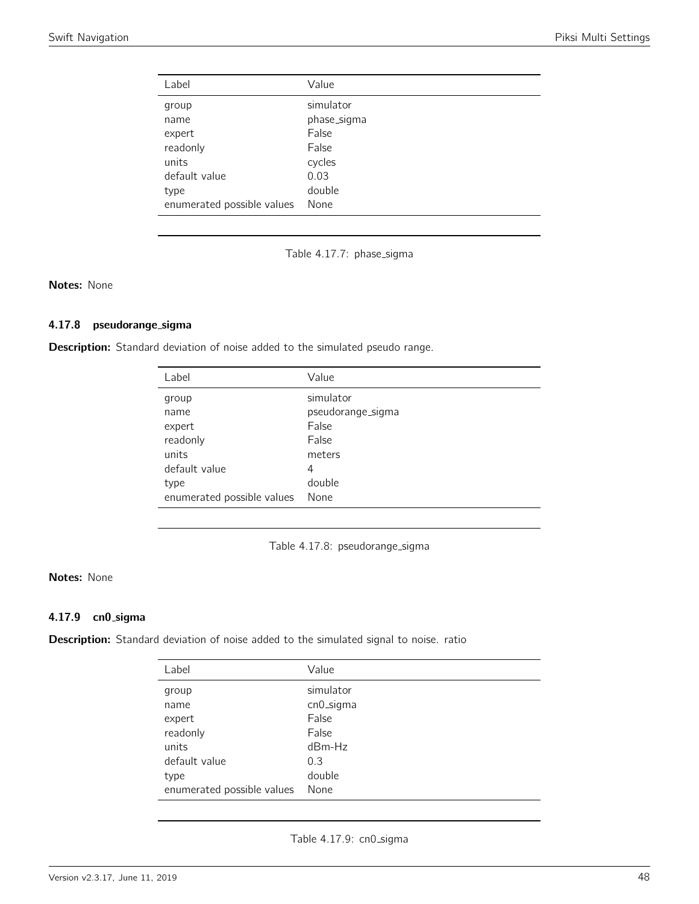| Label | Value |
|---|---|
| group | simulator |
| name | phase_sigma |
| expert | False |
| readonly | False |
| units | cycles |
| default value | 0.03 |
| type | double |
| enumerated possible values | None |

Table 4.17.7: phase_sigma

**Notes:** None

### 4.17.8 pseudorange_sigma

**Description:** Standard deviation of noise added to the simulated pseudo range.

| Label | Value |
|---|---|
| group | simulator |
| name | pseudorange_sigma |
| expert | False |
| readonly | False |
| units | meters |
| default value | 4 |
| type | double |
| enumerated possible values | None |

Table 4.17.8: pseudorange_sigma

**Notes:** None

### 4.17.9 cn0_sigma

**Description:** Standard deviation of noise added to the simulated signal to noise. ratio

| Label | Value |
|---|---|
| group | simulator |
| name | cn0_sigma |
| expert | False |
| readonly | False |
| units | dBm-Hz |
| default value | 0.3 |
| type | double |
| enumerated possible values | None |

Table 4.17.9: cn0_sigma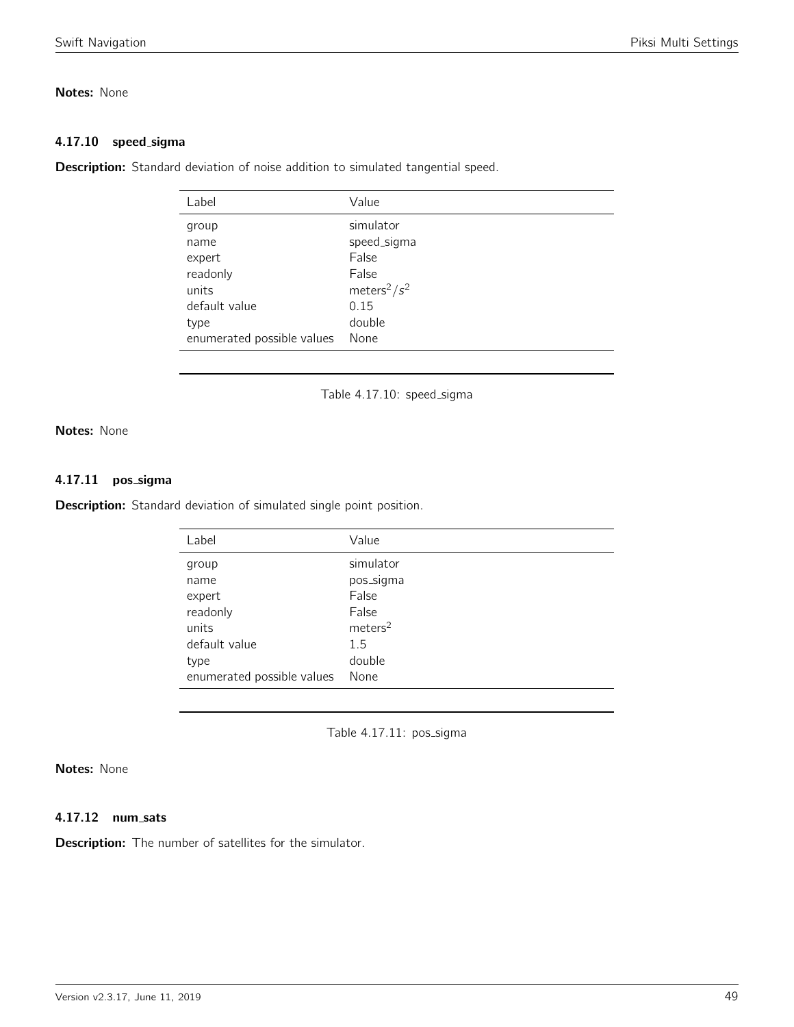**Notes:** None

### 4.17.10 speed_sigma

**Description:** Standard deviation of noise addition to simulated tangential speed.

| Label | Value |
|---|---|
| group | simulator |
| name | speed_sigma |
| expert | False |
| readonly | False |
| units | $meters^2/s^2$ |
| default value | 0.15 |
| type | double |
| enumerated possible values | None |

Table 4.17.10: speed_sigma

**Notes:** None

### 4.17.11 pos_sigma

**Description:** Standard deviation of simulated single point position.

| Label | Value |
|---|---|
| group | simulator |
| name | pos_sigma |
| expert | False |
| readonly | False |
| units | $meters^2$ |
| default value | 1.5 |
| type | double |
| enumerated possible values | None |

Table 4.17.11: pos_sigma

**Notes:** None

### 4.17.12 num_sats

**Description:** The number of satellites for the simulator.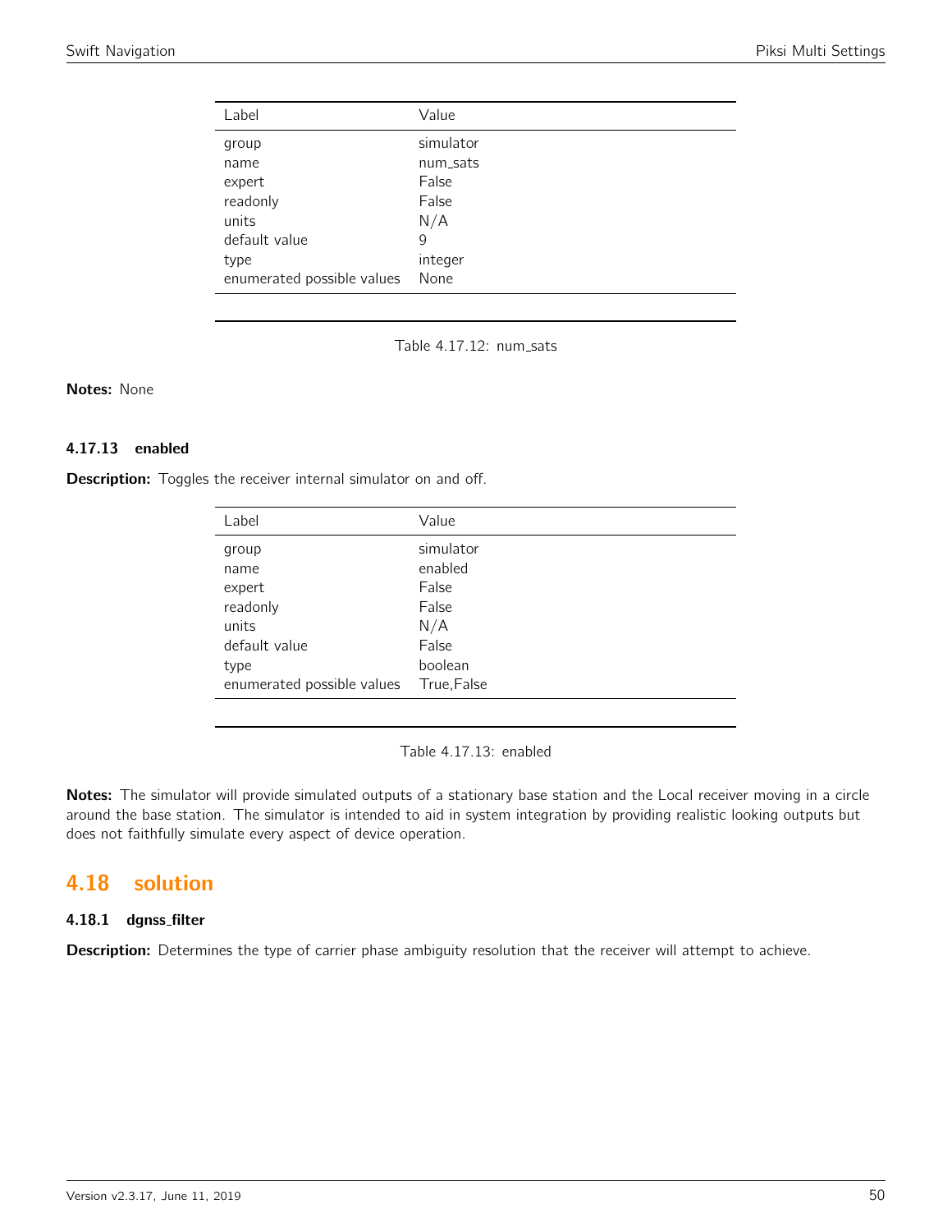| Label | Value |
|---|---|
| group | simulator |
| name | num_sats |
| expert | False |
| readonly | False |
| units | N/A |
| default value | 9 |
| type | integer |
| enumerated possible values | None |

Table 4.17.12: num_sats

**Notes:** None

### 4.17.13 enabled

**Description:** Toggles the receiver internal simulator on and off.

| Label | Value |
|---|---|
| group | simulator |
| name | enabled |
| expert | False |
| readonly | False |
| units | N/A |
| default value | False |
| type | boolean |
| enumerated possible values | True,False |

Table 4.17.13: enabled

**Notes:** The simulator will provide simulated outputs of a stationary base station and the Local receiver moving in a circle around the base station. The simulator is intended to aid in system integration by providing realistic looking outputs but does not faithfully simulate every aspect of device operation.

## 4.18 solution

### 4.18.1 dgnss_filter

**Description:** Determines the type of carrier phase ambiguity resolution that the receiver will attempt to achieve.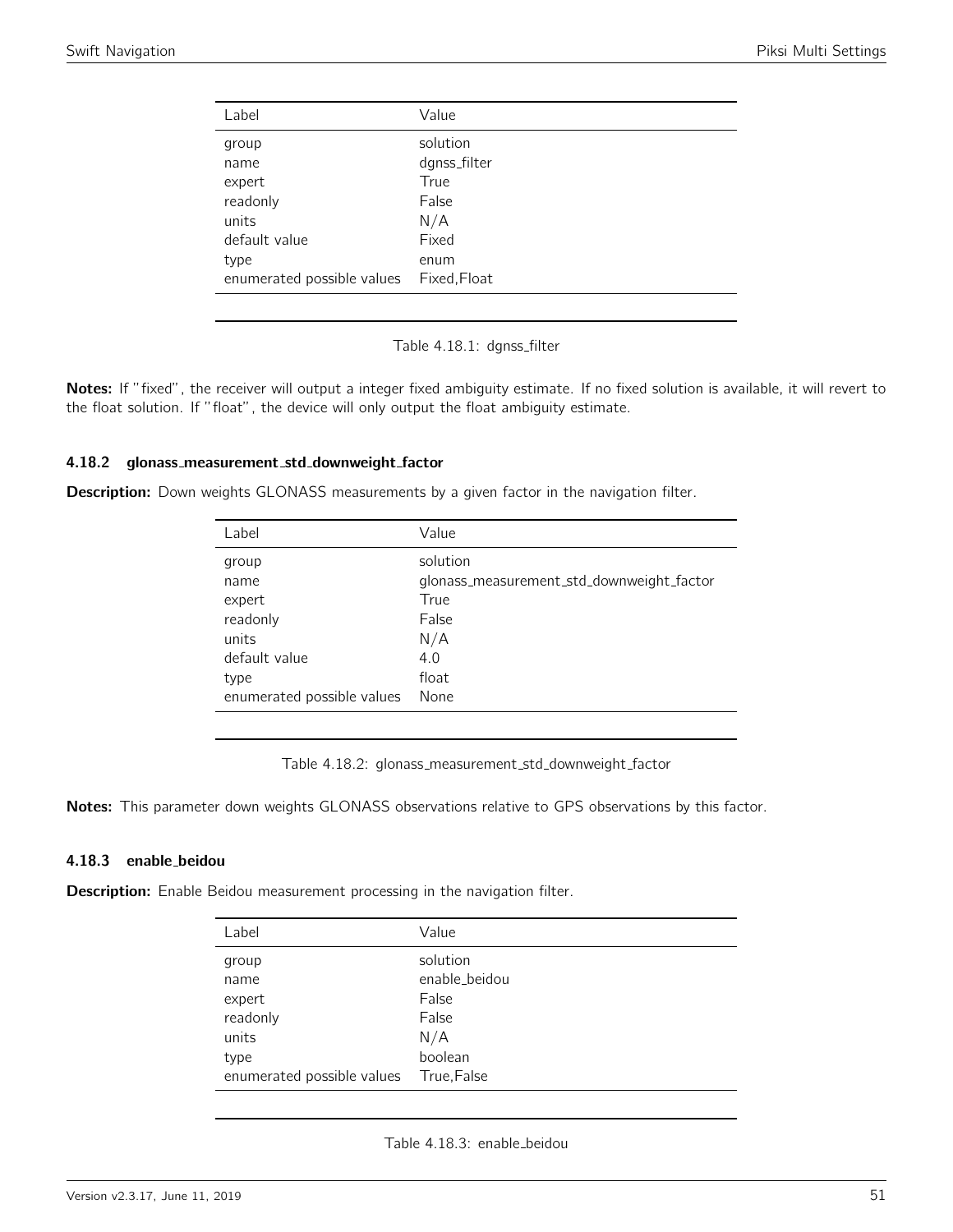| Label | Value |
|---|---|
| group | solution |
| name | dgnss_filter |
| expert | True |
| readonly | False |
| units | N/A |
| default value | Fixed |
| type | enum |
| enumerated possible values | Fixed,Float |

Table 4.18.1: dgnss_filter

**Notes:** If "fixed", the receiver will output a integer fixed ambiguity estimate. If no fixed solution is available, it will revert to the float solution. If "float", the device will only output the float ambiguity estimate.

### 4.18.2 glonass_measurement_std_downweight_factor

**Description:** Down weights GLONASS measurements by a given factor in the navigation filter.

| Label | Value |
|---|---|
| group | solution |
| name | glonass_measurement_std_downweight_factor |
| expert | True |
| readonly | False |
| units | N/A |
| default value | 4.0 |
| type | float |
| enumerated possible values | None |

Table 4.18.2: glonass_measurement_std_downweight_factor

**Notes:** This parameter down weights GLONASS observations relative to GPS observations by this factor.

### 4.18.3 enable_beidou

**Description:** Enable Beidou measurement processing in the navigation filter.

| Label | Value |
|---|---|
| group | solution |
| name | enable_beidou |
| expert | False |
| readonly | False |
| units | N/A |
| type | boolean |
| enumerated possible values | True,False |

Table 4.18.3: enable_beidou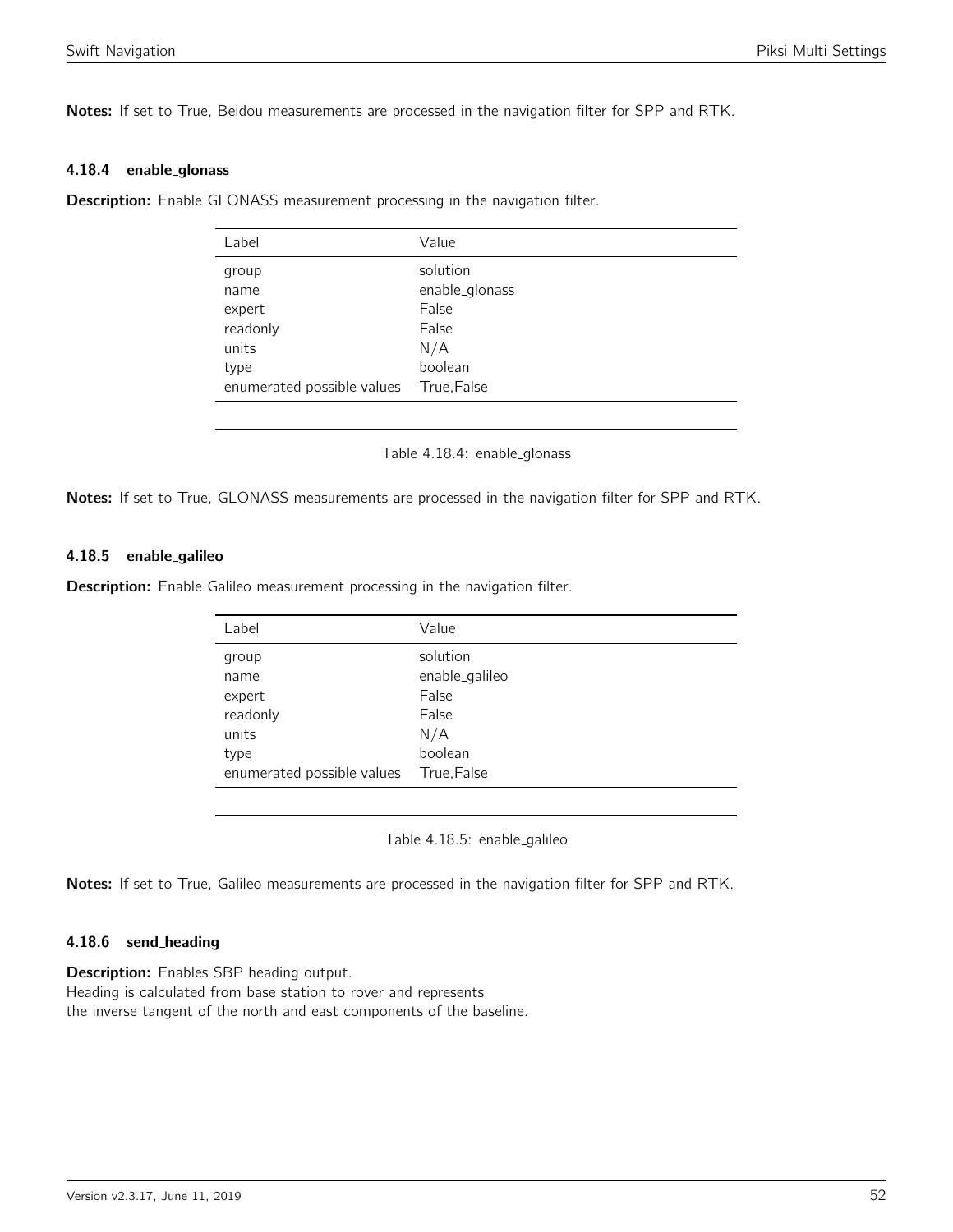**Notes:** If set to True, Beidou measurements are processed in the navigation filter for SPP and RTK.

#### 4.18.4 enable_glonass

**Description:** Enable GLONASS measurement processing in the navigation filter.

| Label | Value |
|---|---|
| group | solution |
| name | enable_glonass |
| expert | False |
| readonly | False |
| units | N/A |
| type | boolean |
| enumerated possible values | True,False |

Table 4.18.4: enable_glonass

**Notes:** If set to True, GLONASS measurements are processed in the navigation filter for SPP and RTK.

#### 4.18.5 enable_galileo

**Description:** Enable Galileo measurement processing in the navigation filter.

| Label | Value |
|---|---|
| group | solution |
| name | enable_galileo |
| expert | False |
| readonly | False |
| units | N/A |
| type | boolean |
| enumerated possible values | True,False |

Table 4.18.5: enable_galileo

**Notes:** If set to True, Galileo measurements are processed in the navigation filter for SPP and RTK.

#### 4.18.6 send_heading

**Description:** Enables SBP heading output.
Heading is calculated from base station to rover and represents
the inverse tangent of the north and east components of the baseline.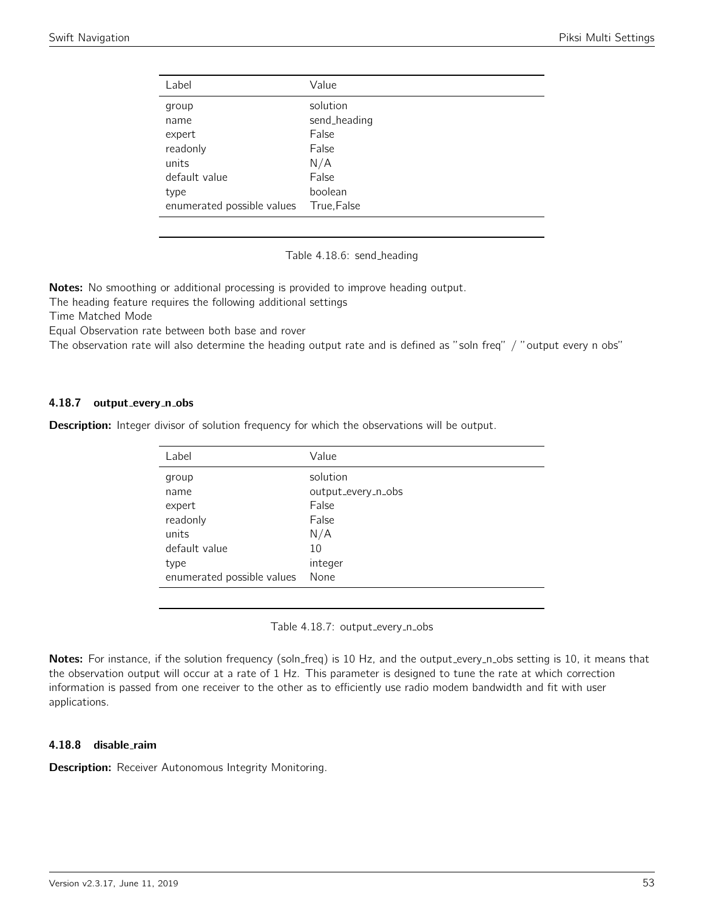| Label | Value |
|---|---|
| group | solution |
| name | send_heading |
| expert | False |
| readonly | False |
| units | N/A |
| default value | False |
| type | boolean |
| enumerated possible values | True,False |

Table 4.18.6: send_heading

**Notes:** No smoothing or additional processing is provided to improve heading output.
The heading feature requires the following additional settings
Time Matched Mode
Equal Observation rate between both base and rover
The observation rate will also determine the heading output rate and is defined as "soln freq" / "output every n obs"

### 4.18.7 output_every_n_obs

**Description:** Integer divisor of solution frequency for which the observations will be output.

| Label | Value |
|---|---|
| group | solution |
| name | output_every_n_obs |
| expert | False |
| readonly | False |
| units | N/A |
| default value | 10 |
| type | integer |
| enumerated possible values | None |

Table 4.18.7: output_every_n_obs

**Notes:** For instance, if the solution frequency (soln_freq) is 10 Hz, and the output_every_n_obs setting is 10, it means that the observation output will occur at a rate of 1 Hz. This parameter is designed to tune the rate at which correction information is passed from one receiver to the other as to efficiently use radio modem bandwidth and fit with user applications.

### 4.18.8 disable_raim

**Description:** Receiver Autonomous Integrity Monitoring.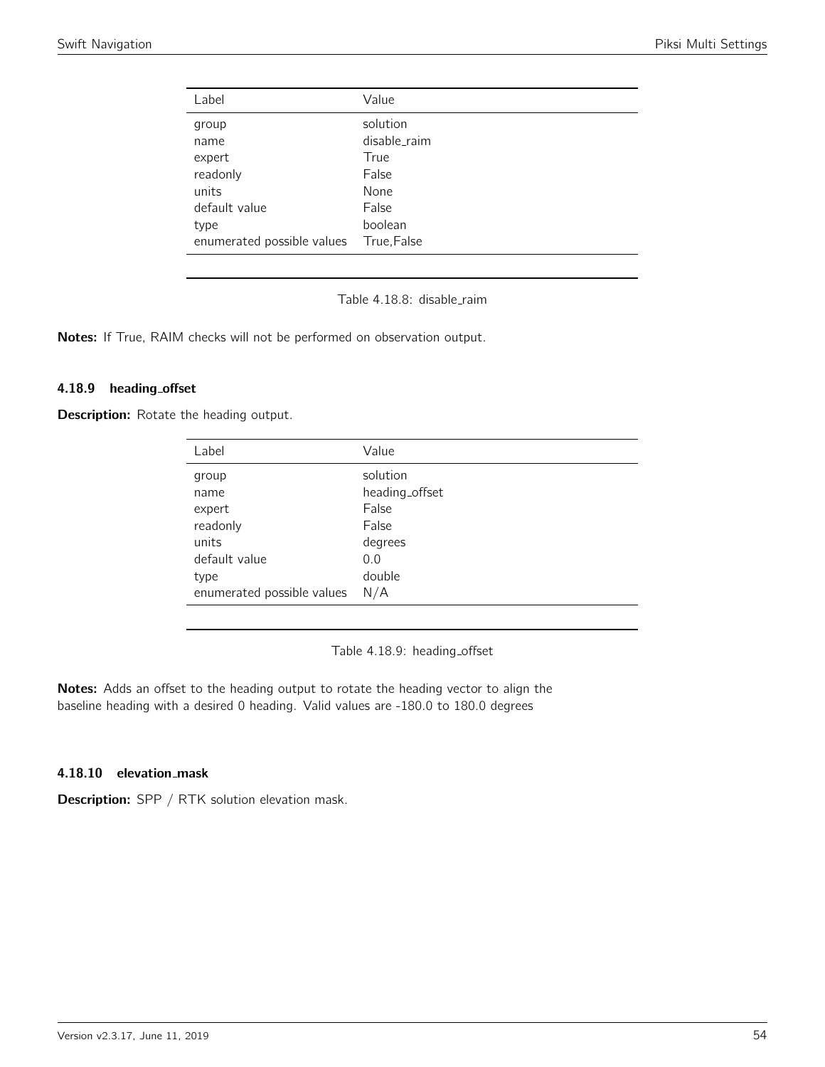| Label | Value |
|---|---|
| group | solution |
| name | disable_raim |
| expert | True |
| readonly | False |
| units | None |
| default value | False |
| type | boolean |
| enumerated possible values | True,False |

Table 4.18.8: disable_raim

**Notes:** If True, RAIM checks will not be performed on observation output.

### 4.18.9 heading_offset

**Description:** Rotate the heading output.

| Label | Value |
|---|---|
| group | solution |
| name | heading_offset |
| expert | False |
| readonly | False |
| units | degrees |
| default value | 0.0 |
| type | double |
| enumerated possible values | N/A |

Table 4.18.9: heading_offset

**Notes:** Adds an offset to the heading output to rotate the heading vector to align the baseline heading with a desired 0 heading. Valid values are -180.0 to 180.0 degrees

### 4.18.10 elevation_mask

**Description:** SPP / RTK solution elevation mask.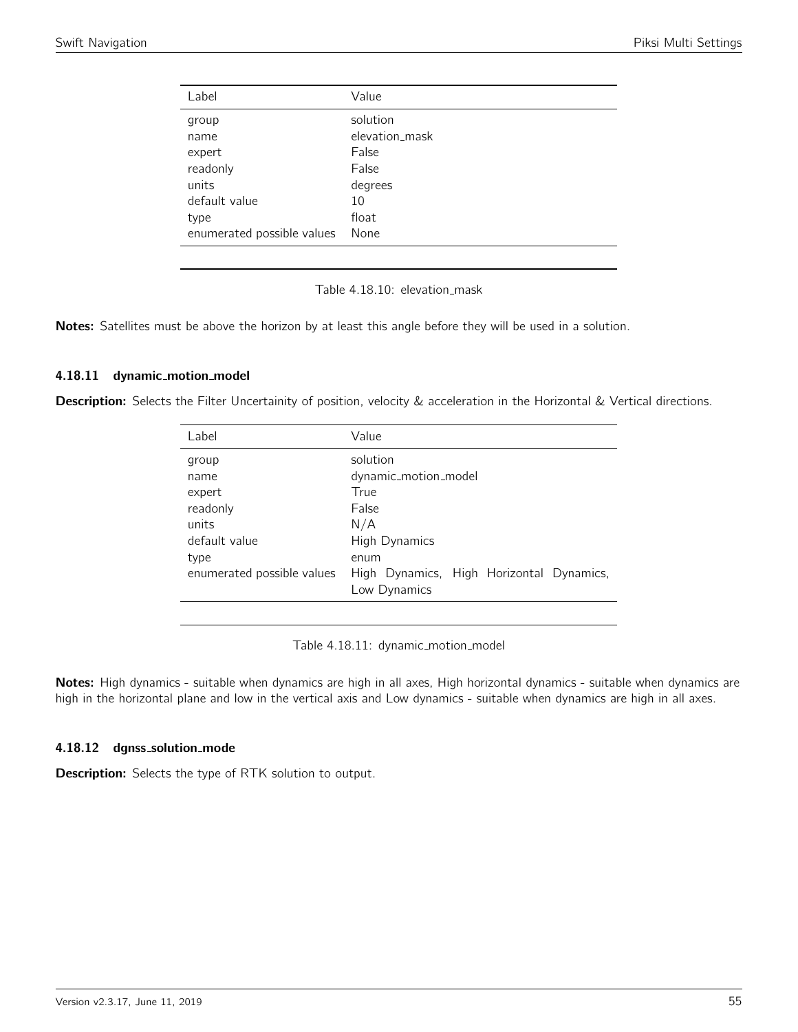| Label | Value |
|---|---|
| group | solution |
| name | elevation_mask |
| expert | False |
| readonly | False |
| units | degrees |
| default value | 10 |
| type | float |
| enumerated possible values | None |

Table 4.18.10: elevation_mask

**Notes:** Satellites must be above the horizon by at least this angle before they will be used in a solution.

### 4.18.11 dynamic_motion_model

**Description:** Selects the Filter Uncertainity of position, velocity & acceleration in the Horizontal & Vertical directions.

| Label | Value |
|---|---|
| group | solution |
| name | dynamic_motion_model |
| expert | True |
| readonly | False |
| units | N/A |
| default value | High Dynamics |
| type | enum |
| enumerated possible values | High Dynamics, High Horizontal Dynamics, Low Dynamics |

Table 4.18.11: dynamic_motion_model

**Notes:** High dynamics - suitable when dynamics are high in all axes, High horizontal dynamics - suitable when dynamics are high in the horizontal plane and low in the vertical axis and Low dynamics - suitable when dynamics are high in all axes.

### 4.18.12 dgnss_solution_mode

**Description:** Selects the type of RTK solution to output.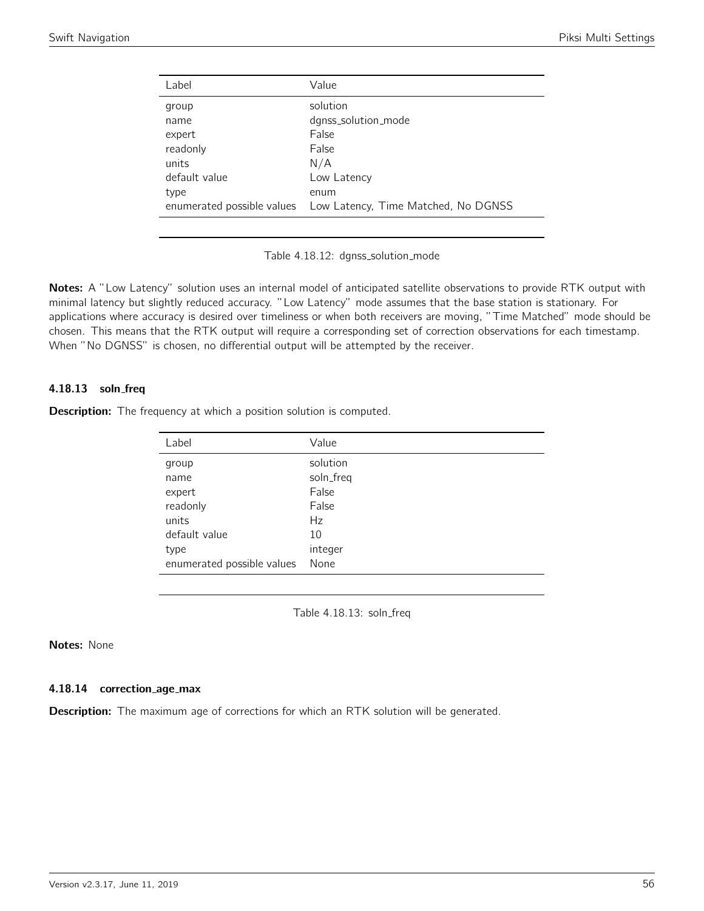| Label | Value |
|---|---|
| group | solution |
| name | dgnss_solution_mode |
| expert | False |
| readonly | False |
| units | N/A |
| default value | Low Latency |
| type | enum |
| enumerated possible values | Low Latency, Time Matched, No DGNSS |

Table 4.18.12: dgnss_solution_mode

**Notes:** A "Low Latency" solution uses an internal model of anticipated satellite observations to provide RTK output with minimal latency but slightly reduced accuracy. "Low Latency" mode assumes that the base station is stationary. For applications where accuracy is desired over timeliness or when both receivers are moving, "Time Matched" mode should be chosen. This means that the RTK output will require a corresponding set of correction observations for each timestamp. When "No DGNSS" is chosen, no differential output will be attempted by the receiver.

#### 4.18.13 soln_freq

**Description:** The frequency at which a position solution is computed.

| Label | Value |
|---|---|
| group | solution |
| name | soln_freq |
| expert | False |
| readonly | False |
| units | Hz |
| default value | 10 |
| type | integer |
| enumerated possible values | None |

Table 4.18.13: soln_freq

**Notes:** None

#### 4.18.14 correction_age_max

**Description:** The maximum age of corrections for which an RTK solution will be generated.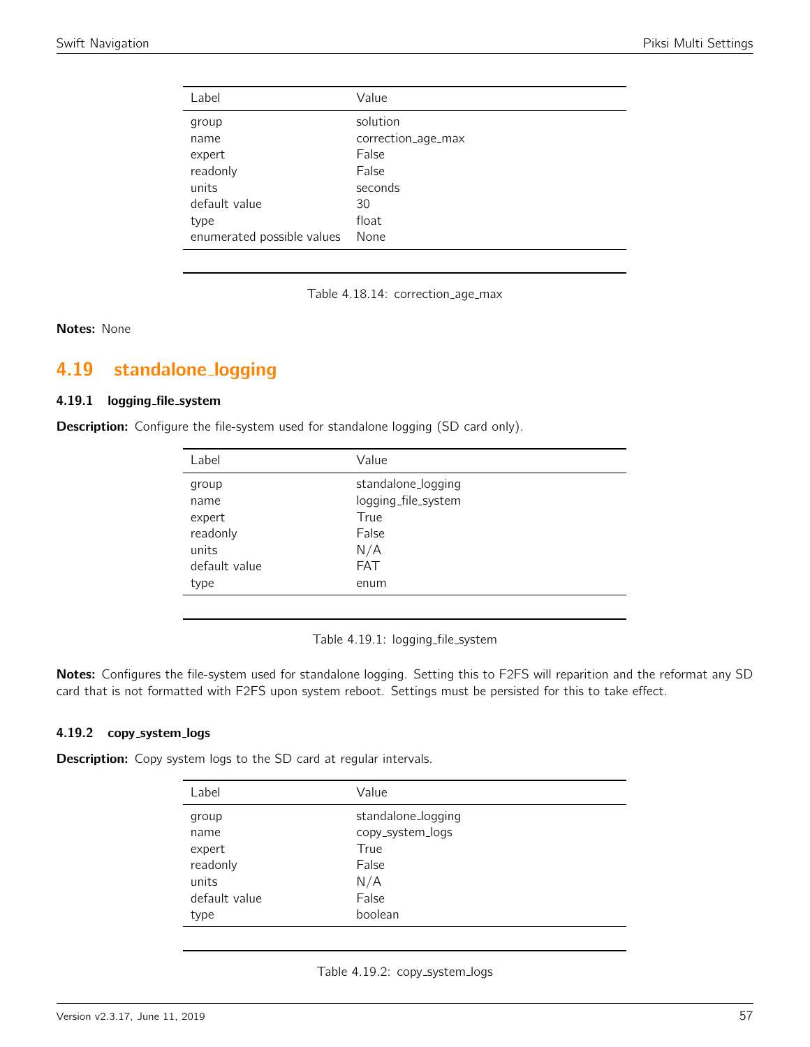| Label | Value |
|---|---|
| group | solution |
| name | correction_age_max |
| expert | False |
| readonly | False |
| units | seconds |
| default value | 30 |
| type | float |
| enumerated possible values | None |

Table 4.18.14: correction_age_max

**Notes:** None

## 4.19 standalone_logging

### 4.19.1 logging_file_system

**Description:** Configure the file-system used for standalone logging (SD card only).

| Label | Value |
|---|---|
| group | standalone_logging |
| name | logging_file_system |
| expert | True |
| readonly | False |
| units | N/A |
| default value | FAT |
| type | enum |

Table 4.19.1: logging_file_system

**Notes:** Configures the file-system used for standalone logging. Setting this to F2FS will reparition and the reformat any SD card that is not formatted with F2FS upon system reboot. Settings must be persisted for this to take effect.

### 4.19.2 copy_system_logs

**Description:** Copy system logs to the SD card at regular intervals.

| Label | Value |
|---|---|
| group | standalone_logging |
| name | copy_system_logs |
| expert | True |
| readonly | False |
| units | N/A |
| default value | False |
| type | boolean |

Table 4.19.2: copy_system_logs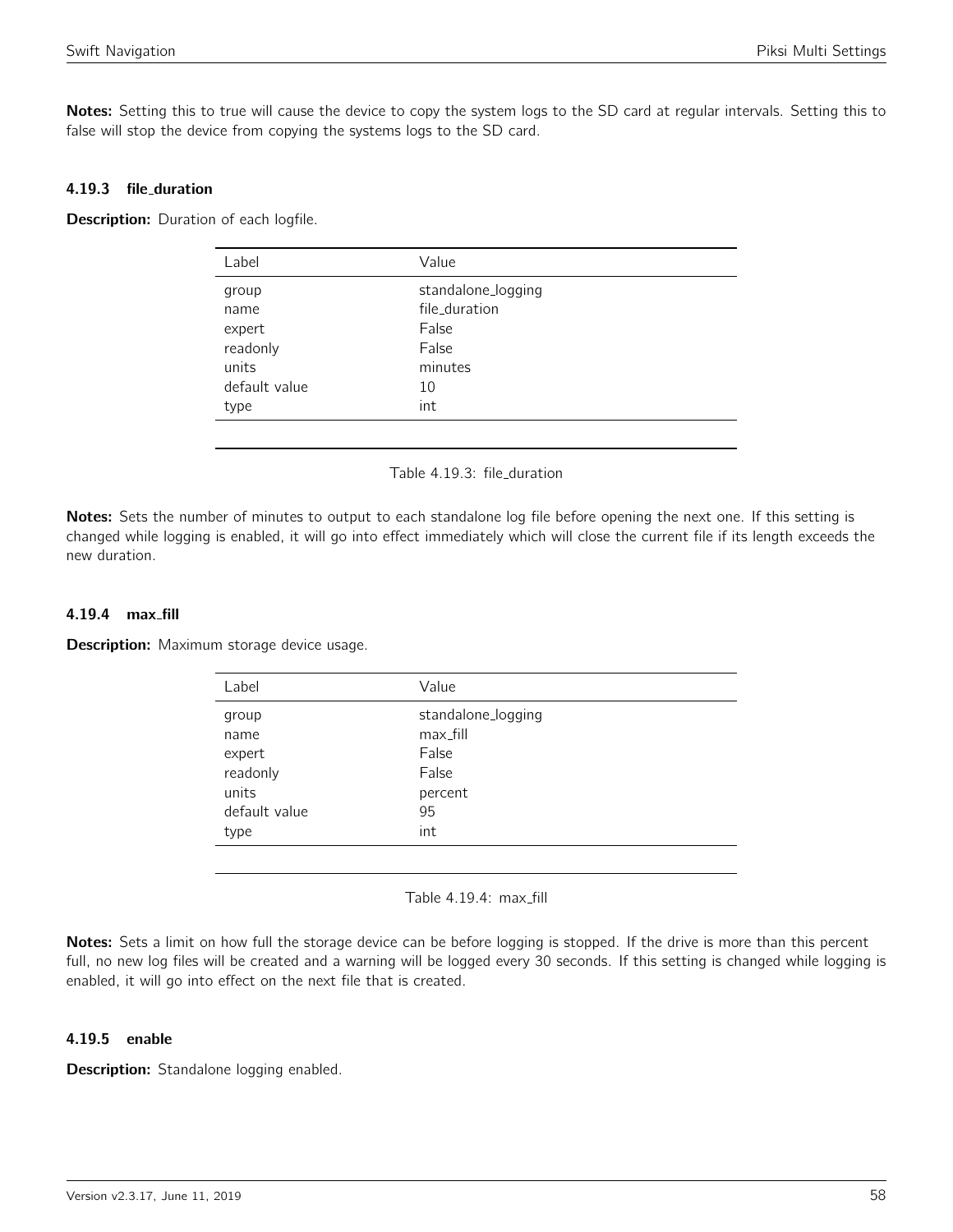**Notes:** Setting this to true will cause the device to copy the system logs to the SD card at regular intervals. Setting this to false will stop the device from copying the systems logs to the SD card.

### 4.19.3 file_duration

**Description:** Duration of each logfile.

| Label | Value |
|---|---|
| group | standalone_logging |
| name | file_duration |
| expert | False |
| readonly | False |
| units | minutes |
| default value | 10 |
| type | int |

Table 4.19.3: file_duration

**Notes:** Sets the number of minutes to output to each standalone log file before opening the next one. If this setting is changed while logging is enabled, it will go into effect immediately which will close the current file if its length exceeds the new duration.

### 4.19.4 max_fill

**Description:** Maximum storage device usage.

| Label | Value |
|---|---|
| group | standalone_logging |
| name | max_fill |
| expert | False |
| readonly | False |
| units | percent |
| default value | 95 |
| type | int |

Table 4.19.4: max_fill

**Notes:** Sets a limit on how full the storage device can be before logging is stopped. If the drive is more than this percent full, no new log files will be created and a warning will be logged every 30 seconds. If this setting is changed while logging is enabled, it will go into effect on the next file that is created.

### 4.19.5 enable

**Description:** Standalone logging enabled.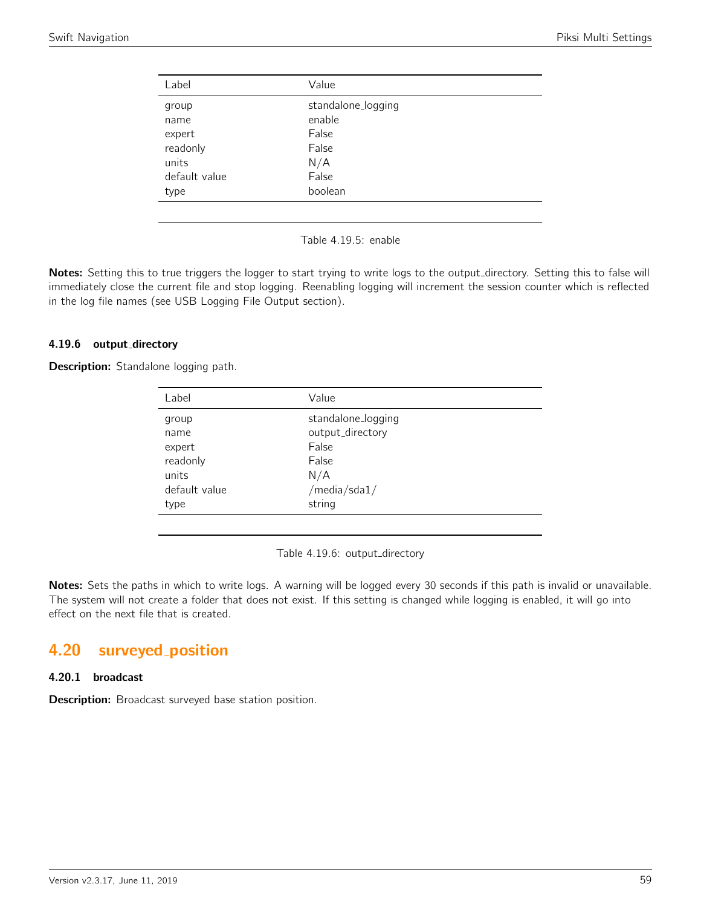| Label | Value |
| --- | --- |
| group | standalone_logging |
| name | enable |
| expert | False |
| readonly | False |
| units | N/A |
| default value | False |
| type | boolean |

Table 4.19.5: enable

**Notes:** Setting this to true triggers the logger to start trying to write logs to the output_directory. Setting this to false will immediately close the current file and stop logging. Reenabling logging will increment the session counter which is reflected in the log file names (see USB Logging File Output section).

### 4.19.6 output_directory

**Description:** Standalone logging path.

| Label | Value |
| --- | --- |
| group | standalone_logging |
| name | output_directory |
| expert | False |
| readonly | False |
| units | N/A |
| default value | /media/sda1/ |
| type | string |

Table 4.19.6: output_directory

**Notes:** Sets the paths in which to write logs. A warning will be logged every 30 seconds if this path is invalid or unavailable. The system will not create a folder that does not exist. If this setting is changed while logging is enabled, it will go into effect on the next file that is created.

## 4.20 surveyed_position

### 4.20.1 broadcast

**Description:** Broadcast surveyed base station position.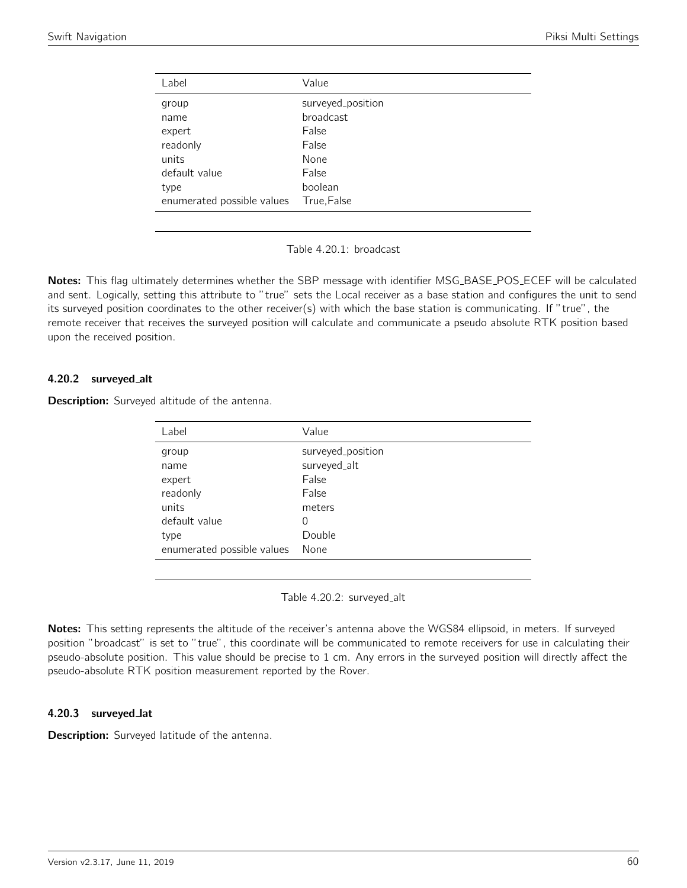| Label | Value |
|---|---|
| group | surveyed_position |
| name | broadcast |
| expert | False |
| readonly | False |
| units | None |
| default value | False |
| type | boolean |
| enumerated possible values | True,False |

Table 4.20.1: broadcast

**Notes:** This flag ultimately determines whether the SBP message with identifier MSG_BASE_POS_ECEF will be calculated and sent. Logically, setting this attribute to "true" sets the Local receiver as a base station and configures the unit to send its surveyed position coordinates to the other receiver(s) with which the base station is communicating. If "true", the remote receiver that receives the surveyed position will calculate and communicate a pseudo absolute RTK position based upon the received position.

### 4.20.2 surveyed_alt

**Description:** Surveyed altitude of the antenna.

| Label | Value |
|---|---|
| group | surveyed_position |
| name | surveyed_alt |
| expert | False |
| readonly | False |
| units | meters |
| default value | 0 |
| type | Double |
| enumerated possible values | None |

Table 4.20.2: surveyed_alt

**Notes:** This setting represents the altitude of the receiver's antenna above the WGS84 ellipsoid, in meters. If surveyed position "broadcast" is set to "true", this coordinate will be communicated to remote receivers for use in calculating their pseudo-absolute position. This value should be precise to 1 cm. Any errors in the surveyed position will directly affect the pseudo-absolute RTK position measurement reported by the Rover.

### 4.20.3 surveyed_lat

**Description:** Surveyed latitude of the antenna.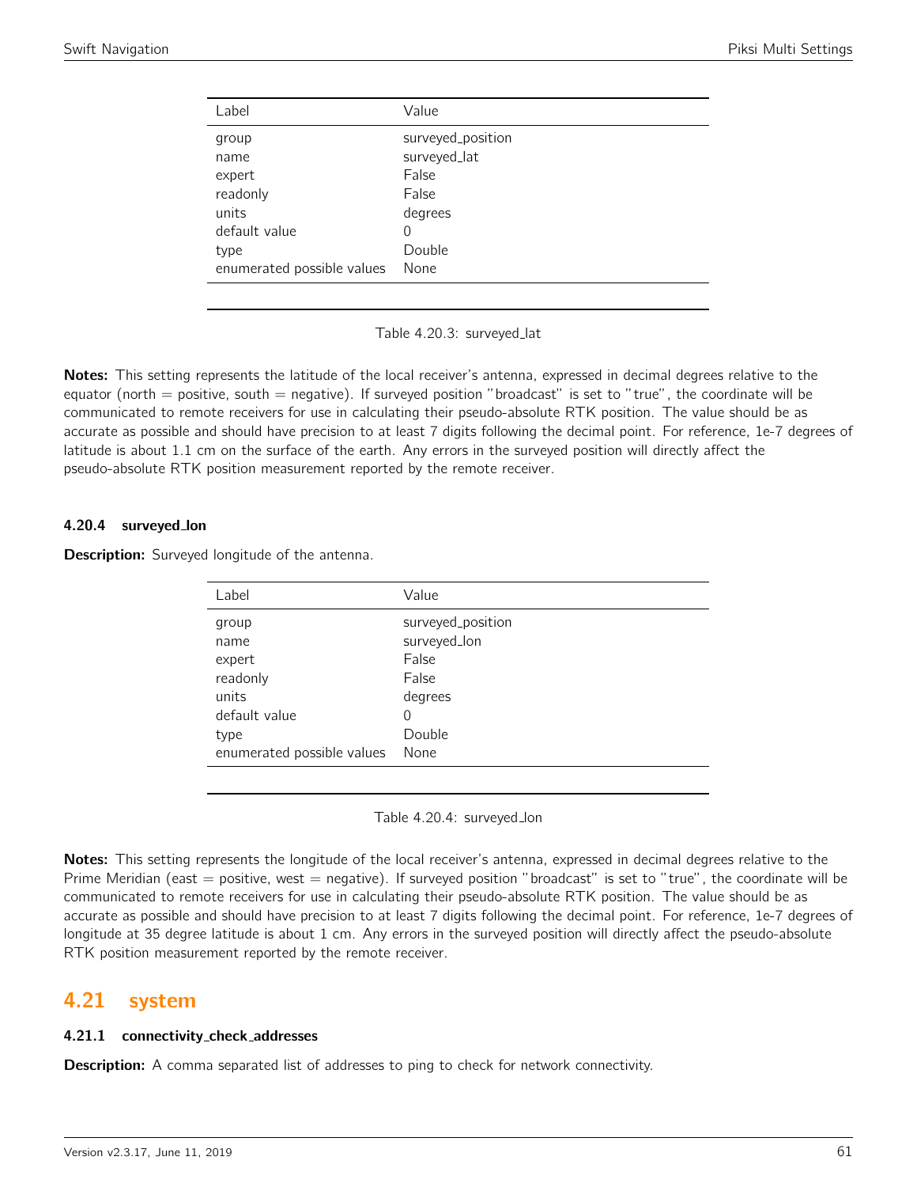| Label | Value |
|---|---|
| group | surveyed_position |
| name | surveyed_lat |
| expert | False |
| readonly | False |
| units | degrees |
| default value | 0 |
| type | Double |
| enumerated possible values | None |

Table 4.20.3: surveyed_lat

**Notes:** This setting represents the latitude of the local receiver's antenna, expressed in decimal degrees relative to the equator (north = positive, south = negative). If surveyed position "broadcast" is set to "true", the coordinate will be communicated to remote receivers for use in calculating their pseudo-absolute RTK position. The value should be as accurate as possible and should have precision to at least 7 digits following the decimal point. For reference, 1e-7 degrees of latitude is about 1.1 cm on the surface of the earth. Any errors in the surveyed position will directly affect the pseudo-absolute RTK position measurement reported by the remote receiver.

### 4.20.4 surveyed_lon

**Description:** Surveyed longitude of the antenna.

| Label | Value |
|---|---|
| group | surveyed_position |
| name | surveyed_lon |
| expert | False |
| readonly | False |
| units | degrees |
| default value | 0 |
| type | Double |
| enumerated possible values | None |

Table 4.20.4: surveyed_lon

**Notes:** This setting represents the longitude of the local receiver's antenna, expressed in decimal degrees relative to the Prime Meridian (east = positive, west = negative). If surveyed position "broadcast" is set to "true", the coordinate will be communicated to remote receivers for use in calculating their pseudo-absolute RTK position. The value should be as accurate as possible and should have precision to at least 7 digits following the decimal point. For reference, 1e-7 degrees of longitude at 35 degree latitude is about 1 cm. Any errors in the surveyed position will directly affect the pseudo-absolute RTK position measurement reported by the remote receiver.

## 4.21 system

### 4.21.1 connectivity_check_addresses

**Description:** A comma separated list of addresses to ping to check for network connectivity.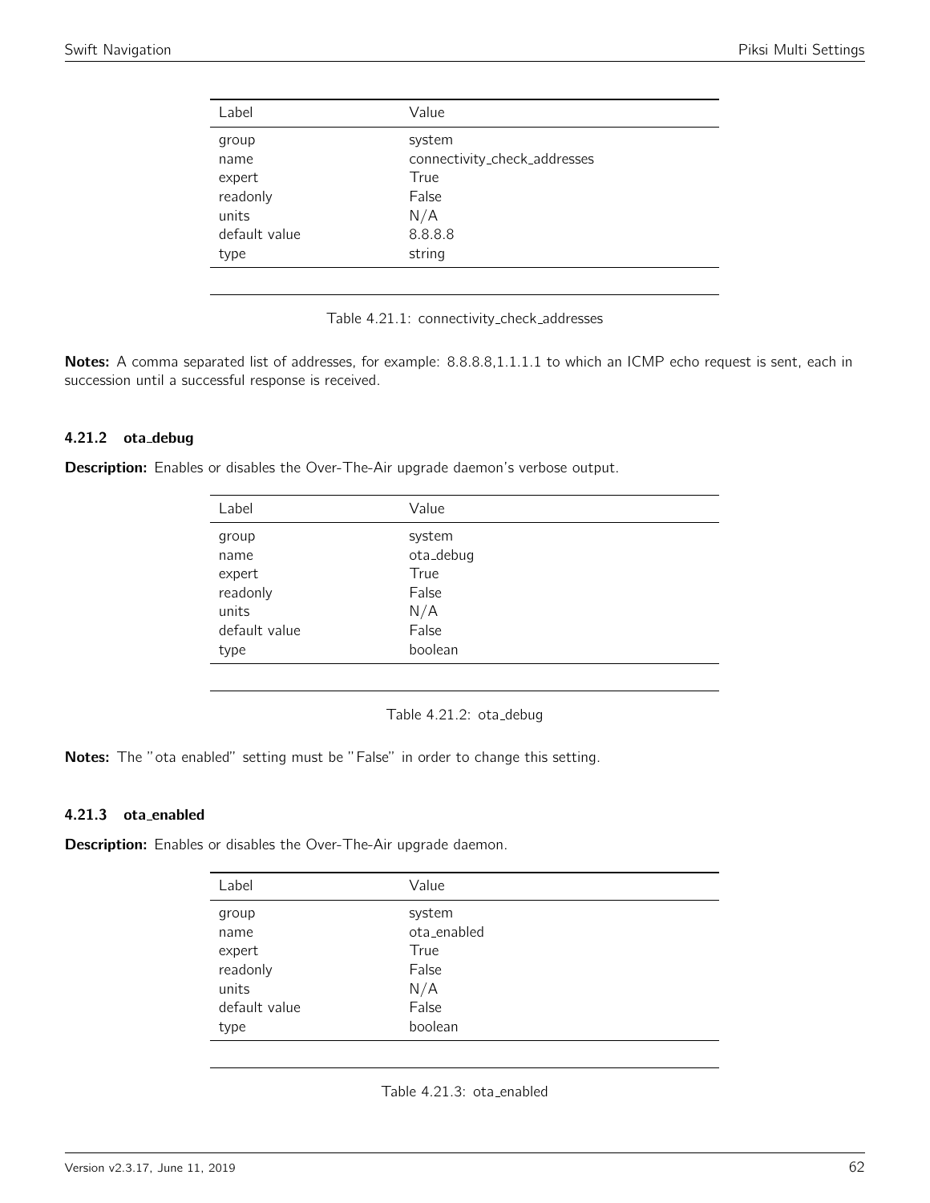| Label | Value |
|---|---|
| group | system |
| name | connectivity_check_addresses |
| expert | True |
| readonly | False |
| units | N/A |
| default value | 8.8.8.8 |
| type | string |

Table 4.21.1: connectivity_check_addresses

**Notes:** A comma separated list of addresses, for example: 8.8.8.8,1.1.1.1 to which an ICMP echo request is sent, each in succession until a successful response is received.

### 4.21.2 ota_debug

**Description:** Enables or disables the Over-The-Air upgrade daemon's verbose output.

| Label | Value |
|---|---|
| group | system |
| name | ota_debug |
| expert | True |
| readonly | False |
| units | N/A |
| default value | False |
| type | boolean |

Table 4.21.2: ota_debug

**Notes:** The "ota enabled" setting must be "False" in order to change this setting.

### 4.21.3 ota_enabled

**Description:** Enables or disables the Over-The-Air upgrade daemon.

| Label | Value |
|---|---|
| group | system |
| name | ota_enabled |
| expert | True |
| readonly | False |
| units | N/A |
| default value | False |
| type | boolean |

Table 4.21.3: ota_enabled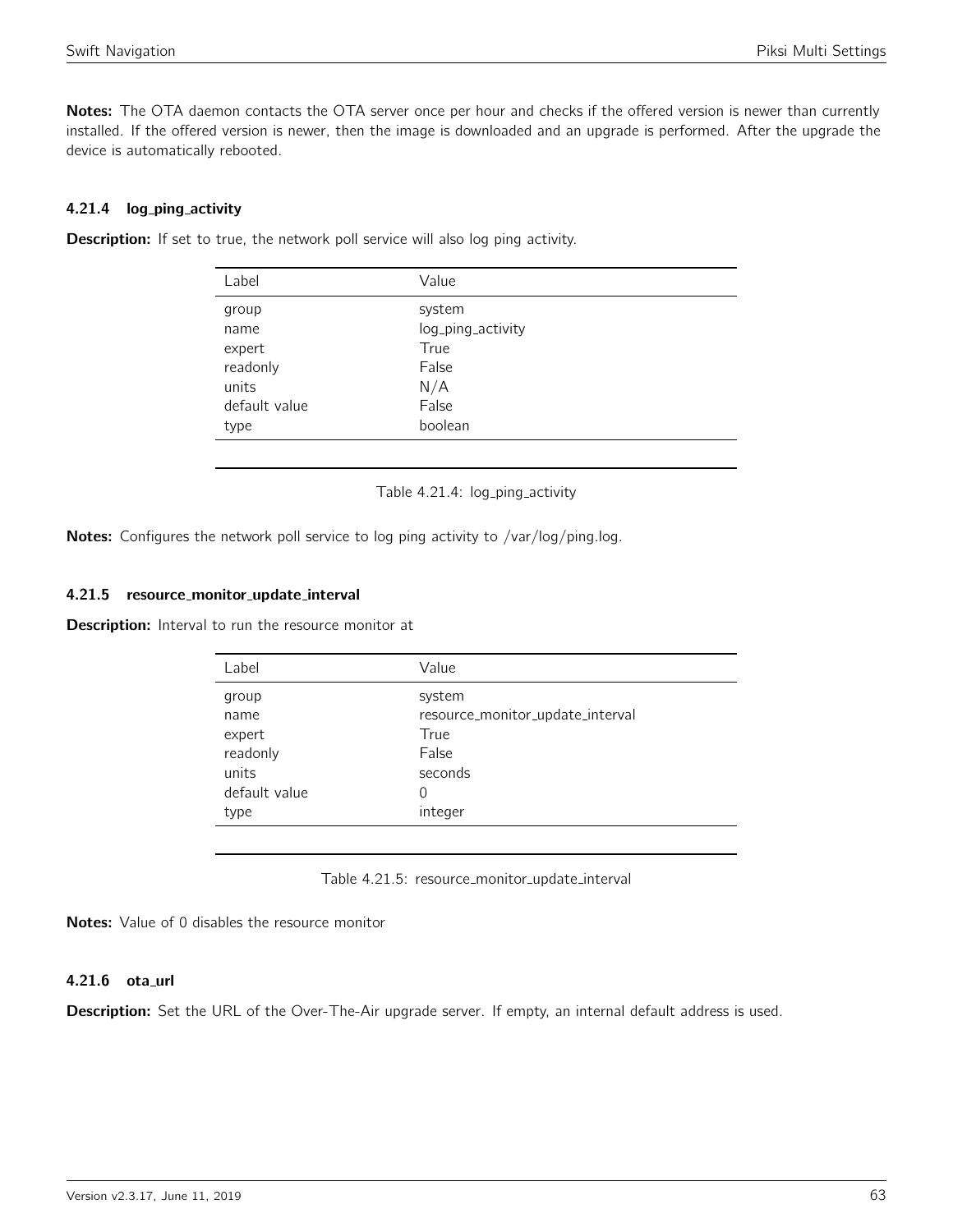**Notes:** The OTA daemon contacts the OTA server once per hour and checks if the offered version is newer than currently installed. If the offered version is newer, then the image is downloaded and an upgrade is performed. After the upgrade the device is automatically rebooted.

### 4.21.4 log_ping_activity

**Description:** If set to true, the network poll service will also log ping activity.

| Label | Value |
|---|---|
| group | system |
| name | log_ping_activity |
| expert | True |
| readonly | False |
| units | N/A |
| default value | False |
| type | boolean |

Table 4.21.4: log_ping_activity

**Notes:** Configures the network poll service to log ping activity to /var/log/ping.log.

### 4.21.5 resource_monitor_update_interval

**Description:** Interval to run the resource monitor at

| Label | Value |
|---|---|
| group | system |
| name | resource_monitor_update_interval |
| expert | True |
| readonly | False |
| units | seconds |
| default value | 0 |
| type | integer |

Table 4.21.5: resource_monitor_update_interval

**Notes:** Value of 0 disables the resource monitor

### 4.21.6 ota_url

**Description:** Set the URL of the Over-The-Air upgrade server. If empty, an internal default address is used.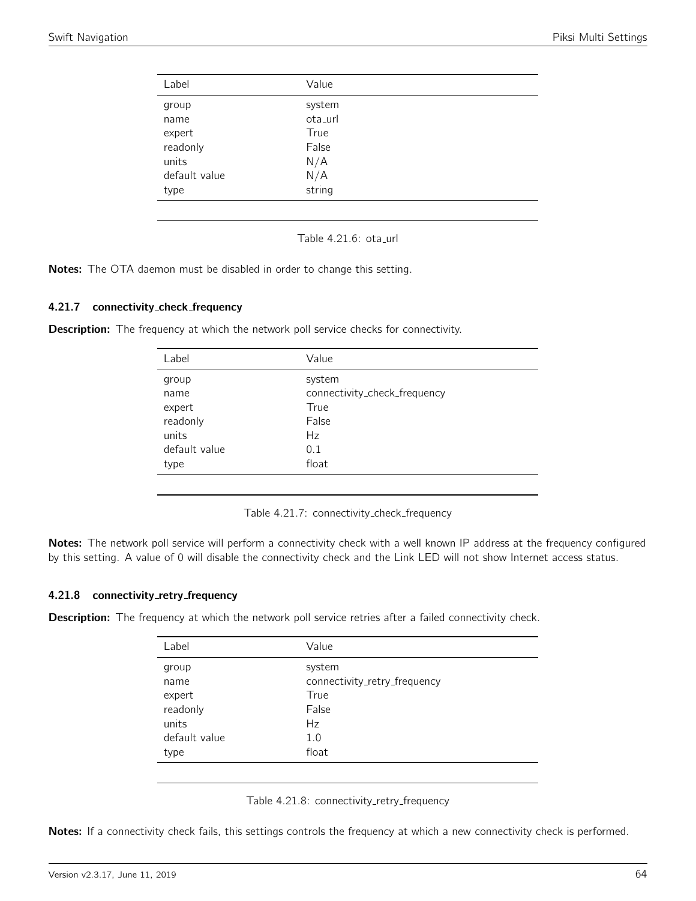| Label | Value |
|---|---|
| group | system |
| name | ota_url |
| expert | True |
| readonly | False |
| units | N/A |
| default value | N/A |
| type | string |

Table 4.21.6: ota_url

**Notes:** The OTA daemon must be disabled in order to change this setting.

### 4.21.7 connectivity_check_frequency

**Description:** The frequency at which the network poll service checks for connectivity.

| Label | Value |
|---|---|
| group | system |
| name | connectivity_check_frequency |
| expert | True |
| readonly | False |
| units | Hz |
| default value | 0.1 |
| type | float |

Table 4.21.7: connectivity_check_frequency

**Notes:** The network poll service will perform a connectivity check with a well known IP address at the frequency configured by this setting. A value of 0 will disable the connectivity check and the Link LED will not show Internet access status.

### 4.21.8 connectivity_retry_frequency

**Description:** The frequency at which the network poll service retries after a failed connectivity check.

| Label | Value |
|---|---|
| group | system |
| name | connectivity_retry_frequency |
| expert | True |
| readonly | False |
| units | Hz |
| default value | 1.0 |
| type | float |

Table 4.21.8: connectivity_retry_frequency

**Notes:** If a connectivity check fails, this settings controls the frequency at which a new connectivity check is performed.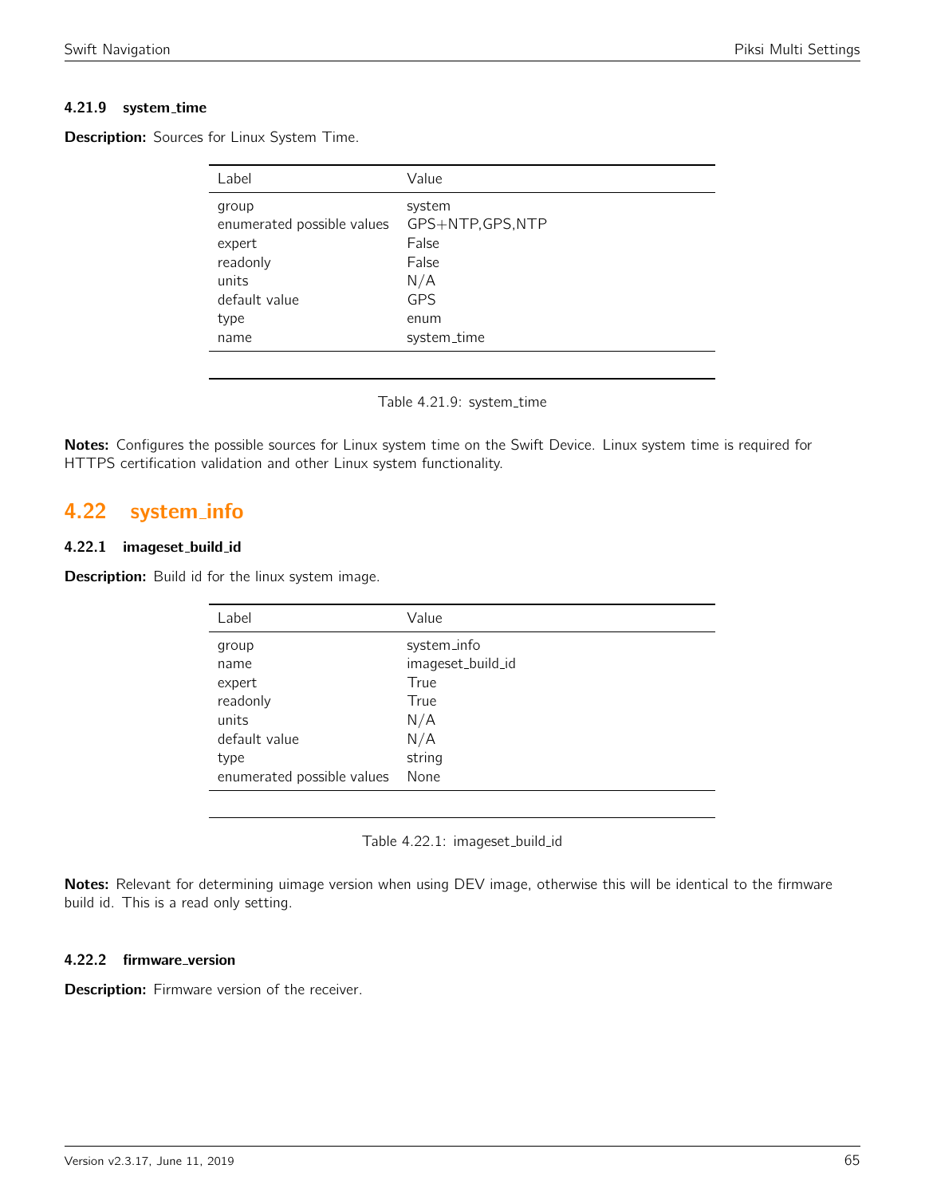#### 4.21.9 system_time

**Description:** Sources for Linux System Time.

| Label | Value |
|---|---|
| group | system |
| enumerated possible values | GPS+NTP,GPS,NTP |
| expert | False |
| readonly | False |
| units | N/A |
| default value | GPS |
| type | enum |
| name | system_time |

Table 4.21.9: system_time

**Notes:** Configures the possible sources for Linux system time on the Swift Device. Linux system time is required for HTTPS certification validation and other Linux system functionality.

## 4.22 system_info

#### 4.22.1 imageset_build_id

**Description:** Build id for the linux system image.

| Label | Value |
|---|---|
| group | system_info |
| name | imageset_build_id |
| expert | True |
| readonly | True |
| units | N/A |
| default value | N/A |
| type | string |
| enumerated possible values | None |

Table 4.22.1: imageset_build_id

**Notes:** Relevant for determining uimage version when using DEV image, otherwise this will be identical to the firmware build id. This is a read only setting.

#### 4.22.2 firmware_version

**Description:** Firmware version of the receiver.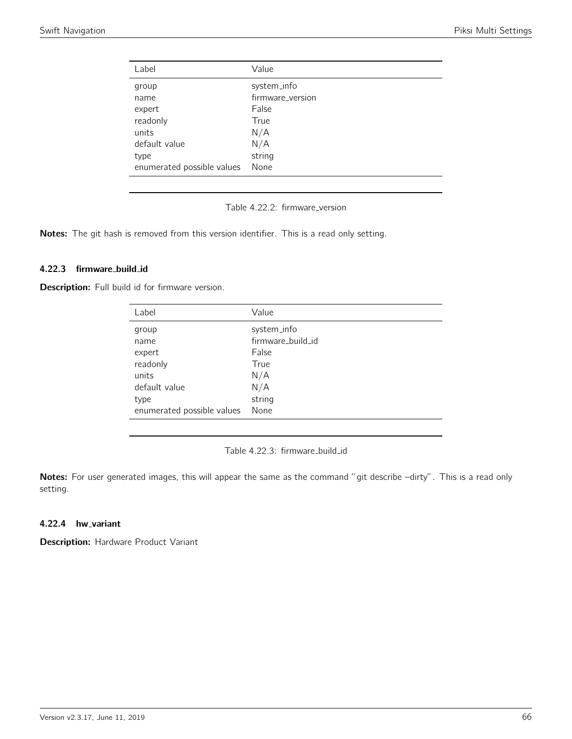| Label | Value |
| --- | --- |
| group | system_info |
| name | firmware_version |
| expert | False |
| readonly | True |
| units | N/A |
| default value | N/A |
| type | string |
| enumerated possible values | None |

Table 4.22.2: firmware_version

**Notes:** The git hash is removed from this version identifier. This is a read only setting.

### 4.22.3 firmware_build_id

**Description:** Full build id for firmware version.

| Label | Value |
| --- | --- |
| group | system_info |
| name | firmware_build_id |
| expert | False |
| readonly | True |
| units | N/A |
| default value | N/A |
| type | string |
| enumerated possible values | None |

Table 4.22.3: firmware_build_id

**Notes:** For user generated images, this will appear the same as the command "git describe –dirty". This is a read only setting.

### 4.22.4 hw_variant

**Description:** Hardware Product Variant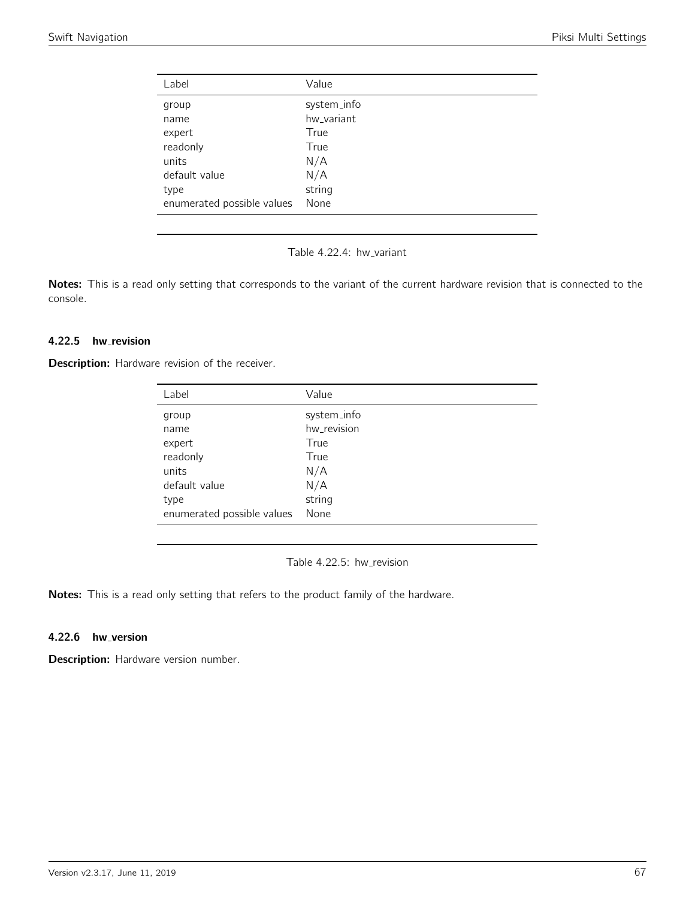| Label | Value |
|---|---|
| group | system_info |
| name | hw_variant |
| expert | True |
| readonly | True |
| units | N/A |
| default value | N/A |
| type | string |
| enumerated possible values | None |

Table 4.22.4: hw_variant

**Notes:** This is a read only setting that corresponds to the variant of the current hardware revision that is connected to the console.

### 4.22.5 hw_revision

**Description:** Hardware revision of the receiver.

| Label | Value |
|---|---|
| group | system_info |
| name | hw_revision |
| expert | True |
| readonly | True |
| units | N/A |
| default value | N/A |
| type | string |
| enumerated possible values | None |

Table 4.22.5: hw_revision

**Notes:** This is a read only setting that refers to the product family of the hardware.

### 4.22.6 hw_version

**Description:** Hardware version number.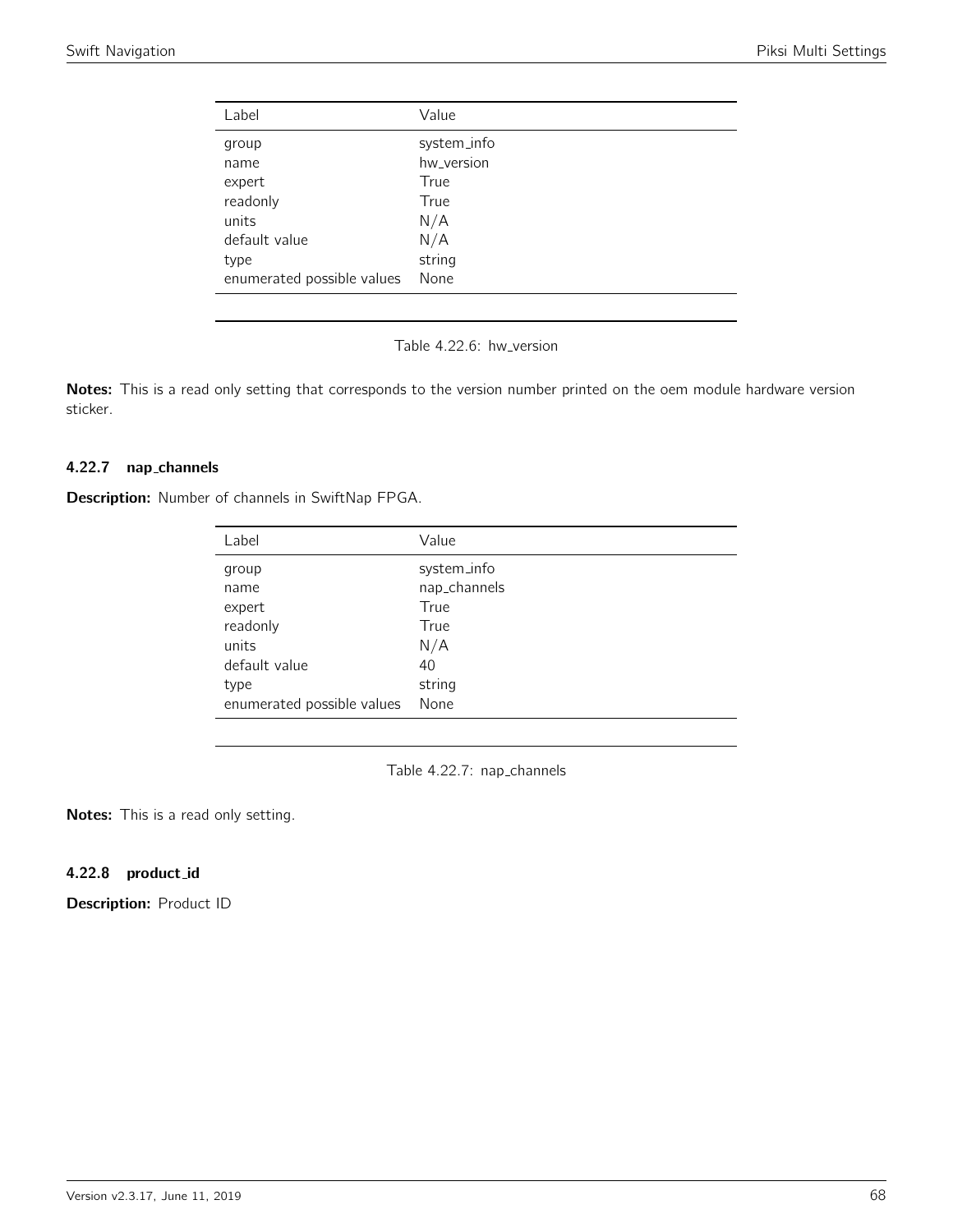| Label | Value |
| --- | --- |
| group | system_info |
| name | hw_version |
| expert | True |
| readonly | True |
| units | N/A |
| default value | N/A |
| type | string |
| enumerated possible values | None |

Table 4.22.6: hw_version

**Notes:** This is a read only setting that corresponds to the version number printed on the oem module hardware version sticker.

### 4.22.7 nap_channels

**Description:** Number of channels in SwiftNap FPGA.

| Label | Value |
| --- | --- |
| group | system_info |
| name | nap_channels |
| expert | True |
| readonly | True |
| units | N/A |
| default value | 40 |
| type | string |
| enumerated possible values | None |

Table 4.22.7: nap_channels

**Notes:** This is a read only setting.

### 4.22.8 product_id

**Description:** Product ID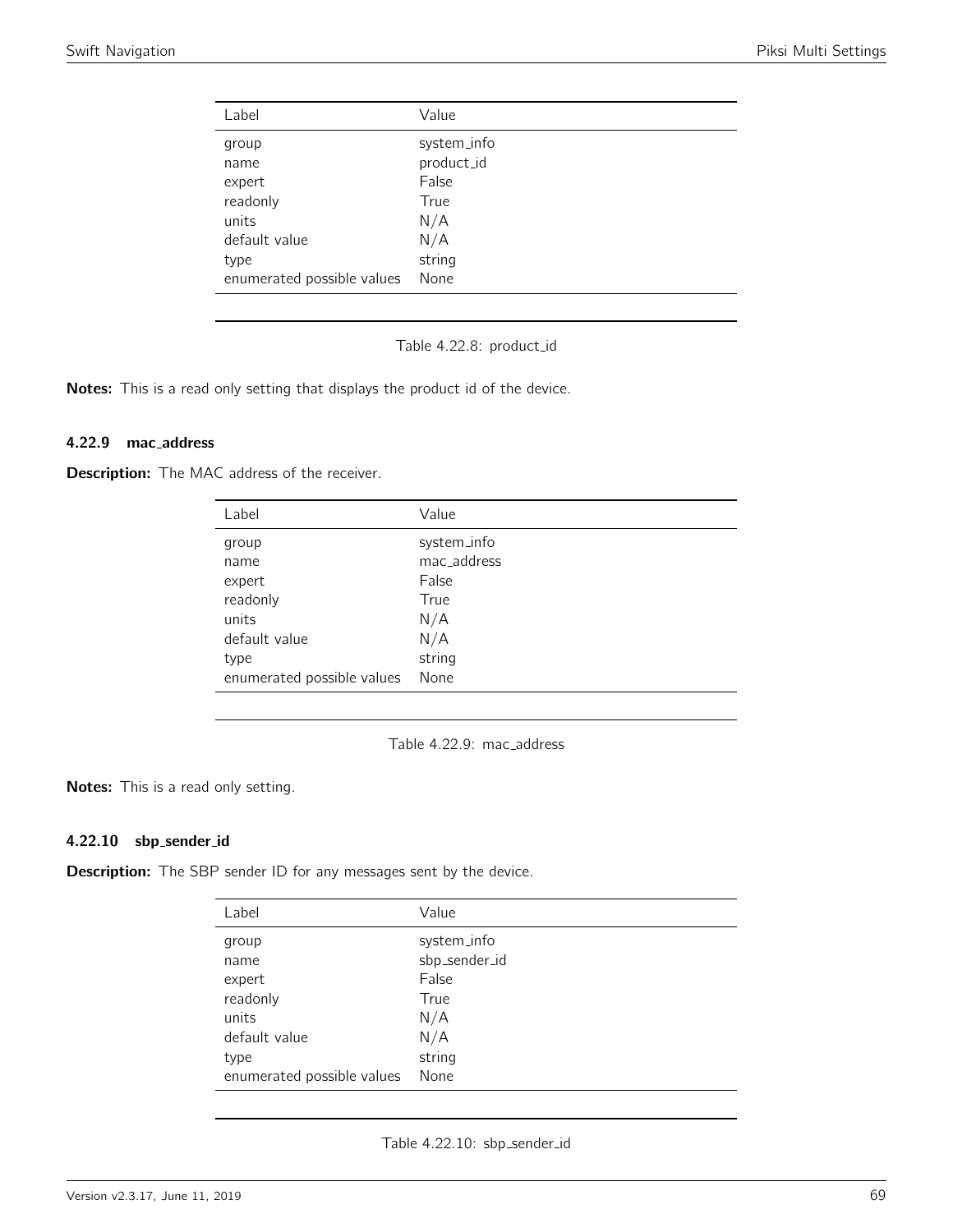| Label | Value |
|---|---|
| group | system_info |
| name | product_id |
| expert | False |
| readonly | True |
| units | N/A |
| default value | N/A |
| type | string |
| enumerated possible values | None |

Table 4.22.8: product_id

**Notes:** This is a read only setting that displays the product id of the device.

### 4.22.9 mac_address

**Description:** The MAC address of the receiver.

| Label | Value |
|---|---|
| group | system_info |
| name | mac_address |
| expert | False |
| readonly | True |
| units | N/A |
| default value | N/A |
| type | string |
| enumerated possible values | None |

Table 4.22.9: mac_address

**Notes:** This is a read only setting.

### 4.22.10 sbp_sender_id

**Description:** The SBP sender ID for any messages sent by the device.

| Label | Value |
|---|---|
| group | system_info |
| name | sbp_sender_id |
| expert | False |
| readonly | True |
| units | N/A |
| default value | N/A |
| type | string |
| enumerated possible values | None |

Table 4.22.10: sbp_sender_id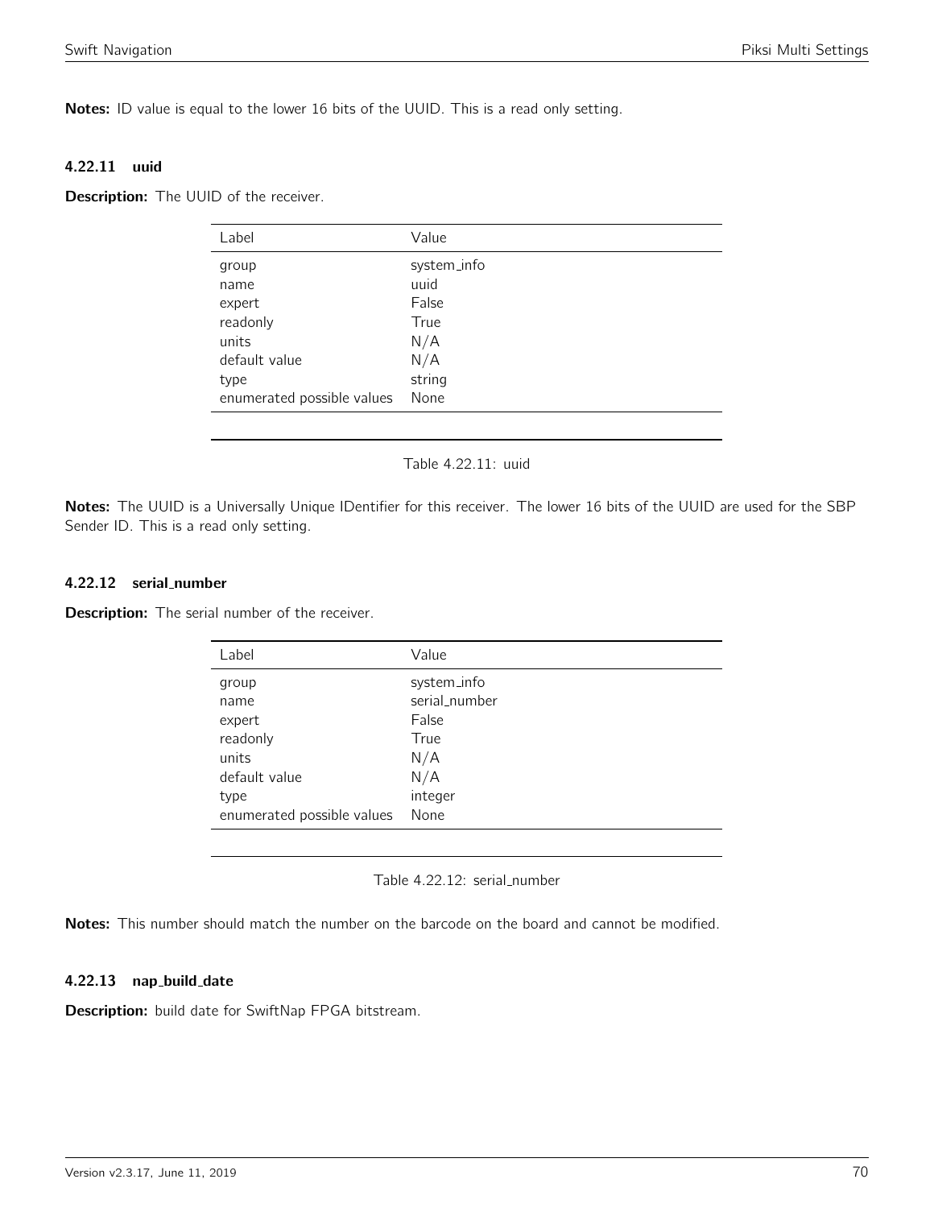**Notes:** ID value is equal to the lower 16 bits of the UUID. This is a read only setting.

#### 4.22.11 uuid

**Description:** The UUID of the receiver.

| Label | Value |
|---|---|
| group | system_info |
| name | uuid |
| expert | False |
| readonly | True |
| units | N/A |
| default value | N/A |
| type | string |
| enumerated possible values | None |

Table 4.22.11: uuid

**Notes:** The UUID is a Universally Unique IDentifier for this receiver. The lower 16 bits of the UUID are used for the SBP Sender ID. This is a read only setting.

#### 4.22.12 serial_number

**Description:** The serial number of the receiver.

| Label | Value |
|---|---|
| group | system_info |
| name | serial_number |
| expert | False |
| readonly | True |
| units | N/A |
| default value | N/A |
| type | integer |
| enumerated possible values | None |

Table 4.22.12: serial_number

**Notes:** This number should match the number on the barcode on the board and cannot be modified.

#### 4.22.13 nap_build_date

**Description:** build date for SwiftNap FPGA bitstream.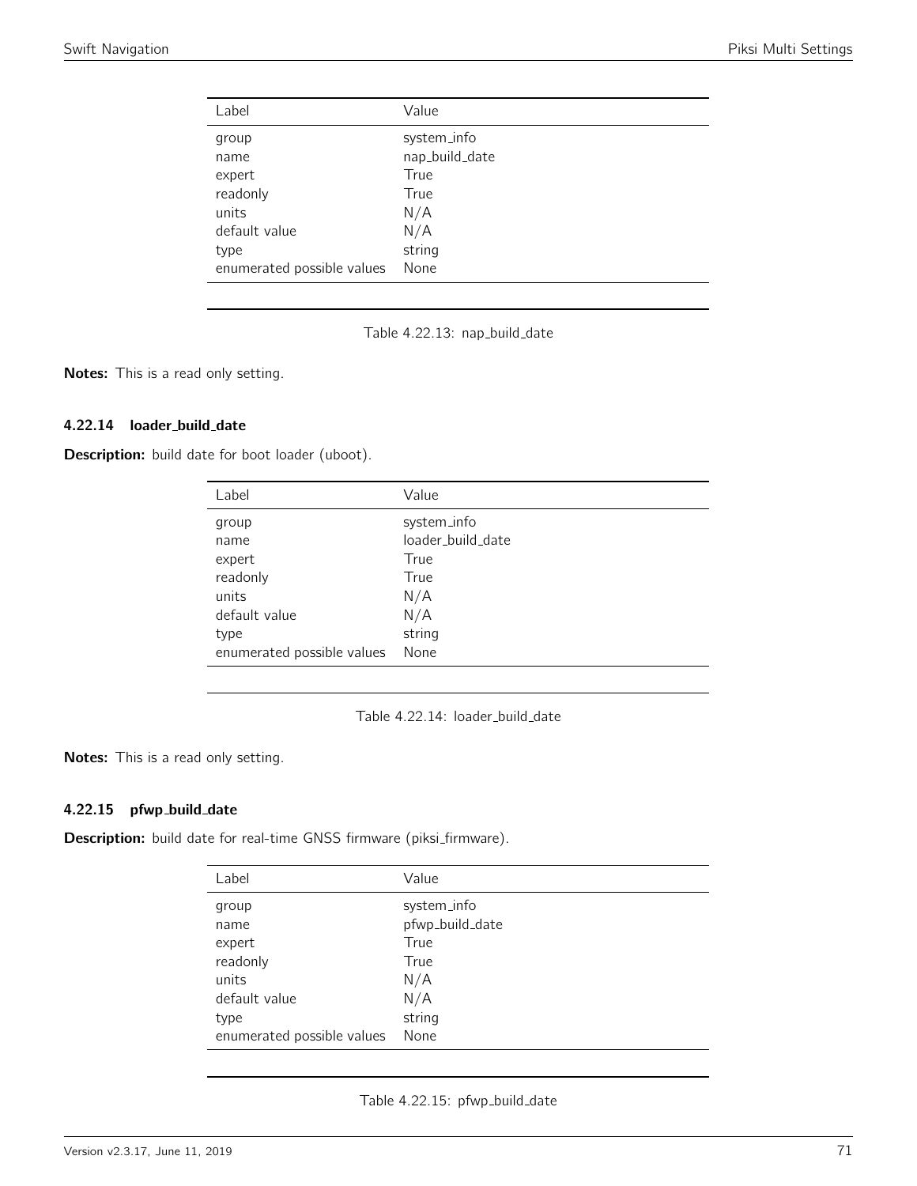| Label | Value |
| --- | --- |
| group | system_info |
| name | nap_build_date |
| expert | True |
| readonly | True |
| units | N/A |
| default value | N/A |
| type | string |
| enumerated possible values | None |

Table 4.22.13: nap_build_date

**Notes:** This is a read only setting.

### 4.22.14 loader_build_date

**Description:** build date for boot loader (uboot).

| Label | Value |
| --- | --- |
| group | system_info |
| name | loader_build_date |
| expert | True |
| readonly | True |
| units | N/A |
| default value | N/A |
| type | string |
| enumerated possible values | None |

Table 4.22.14: loader_build_date

**Notes:** This is a read only setting.

### 4.22.15 pfwp_build_date

**Description:** build date for real-time GNSS firmware (piksi_firmware).

| Label | Value |
| --- | --- |
| group | system_info |
| name | pfwp_build_date |
| expert | True |
| readonly | True |
| units | N/A |
| default value | N/A |
| type | string |
| enumerated possible values | None |

Table 4.22.15: pfwp_build_date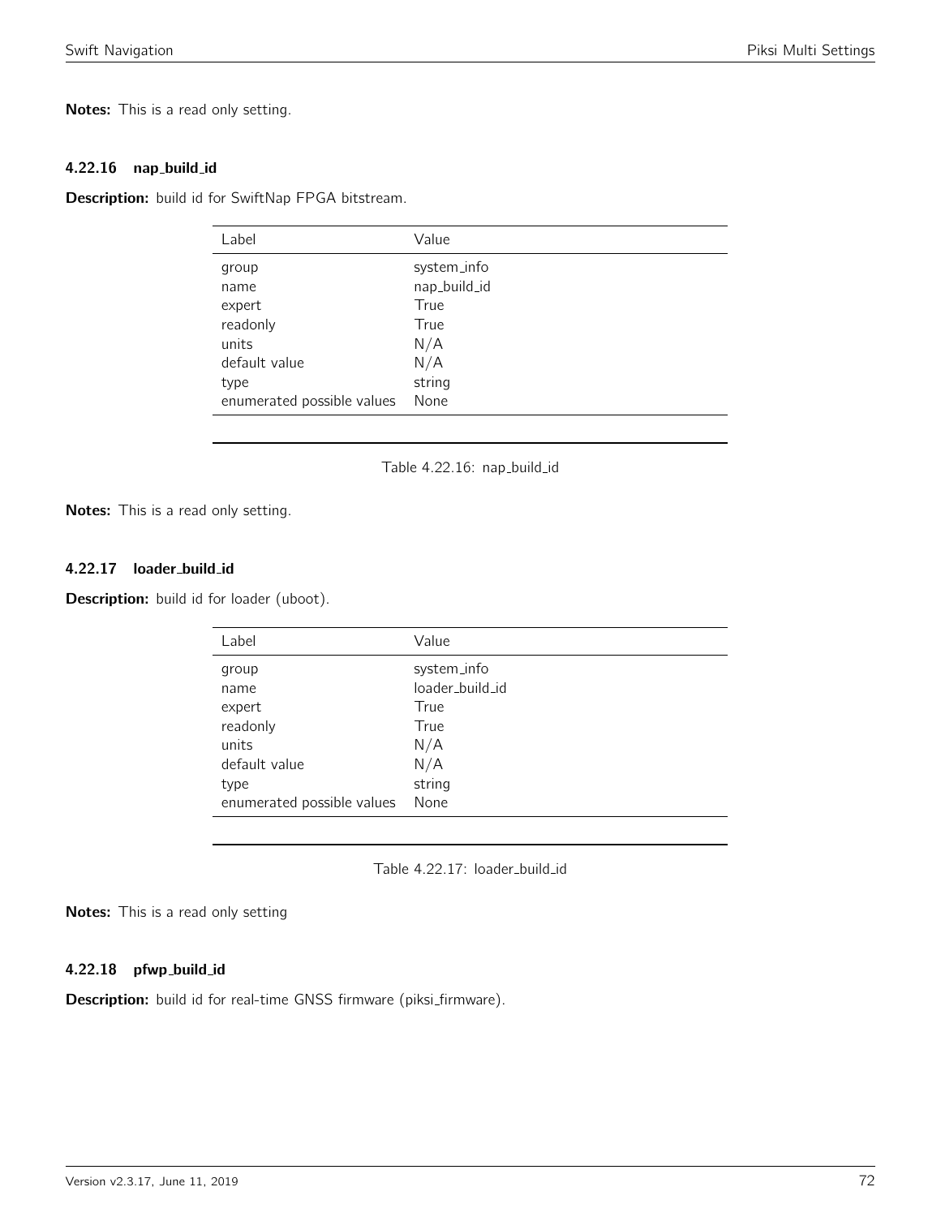**Notes:** This is a read only setting.

### 4.22.16 nap_build_id

**Description:** build id for SwiftNap FPGA bitstream.

| Label | Value |
|---|---|
| group | system_info |
| name | nap_build_id |
| expert | True |
| readonly | True |
| units | N/A |
| default value | N/A |
| type | string |
| enumerated possible values | None |

Table 4.22.16: nap_build_id

**Notes:** This is a read only setting.

### 4.22.17 loader_build_id

**Description:** build id for loader (uboot).

| Label | Value |
|---|---|
| group | system_info |
| name | loader_build_id |
| expert | True |
| readonly | True |
| units | N/A |
| default value | N/A |
| type | string |
| enumerated possible values | None |

Table 4.22.17: loader_build_id

**Notes:** This is a read only setting

### 4.22.18 pfwp_build_id

**Description:** build id for real-time GNSS firmware (piksi_firmware).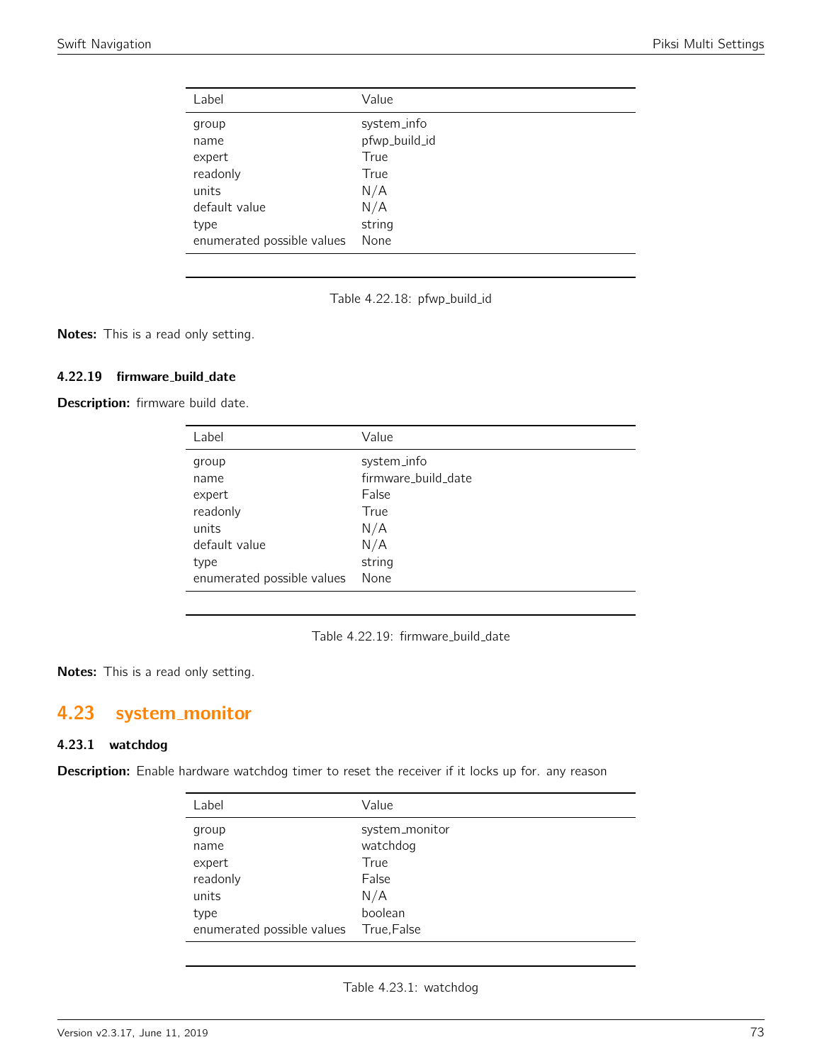| Label | Value |
|---|---|
| group | system_info |
| name | pfwp_build_id |
| expert | True |
| readonly | True |
| units | N/A |
| default value | N/A |
| type | string |
| enumerated possible values | None |

Table 4.22.18: pfwp_build_id

**Notes:** This is a read only setting.

### 4.22.19 firmware_build_date

**Description:** firmware build date.

| Label | Value |
|---|---|
| group | system_info |
| name | firmware_build_date |
| expert | False |
| readonly | True |
| units | N/A |
| default value | N/A |
| type | string |
| enumerated possible values | None |

Table 4.22.19: firmware_build_date

**Notes:** This is a read only setting.

## 4.23 system_monitor

### 4.23.1 watchdog

**Description:** Enable hardware watchdog timer to reset the receiver if it locks up for. any reason

| Label | Value |
|---|---|
| group | system_monitor |
| name | watchdog |
| expert | True |
| readonly | False |
| units | N/A |
| type | boolean |
| enumerated possible values | True,False |

Table 4.23.1: watchdog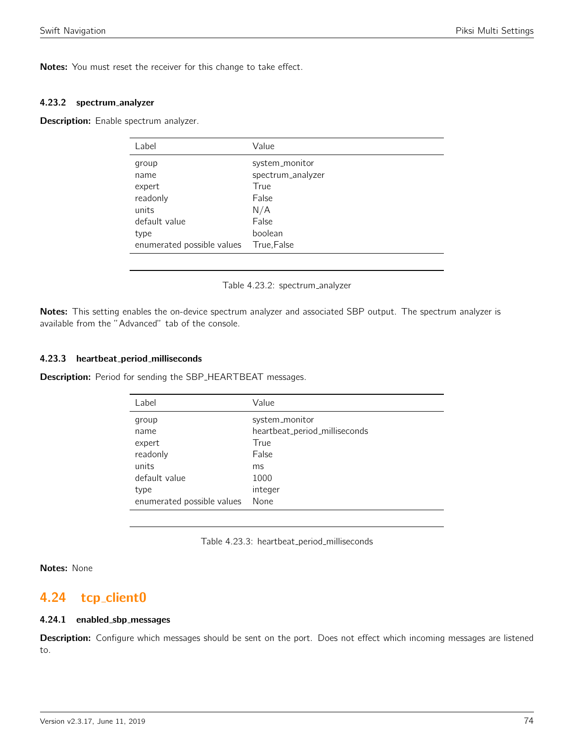**Notes:** You must reset the receiver for this change to take effect.

#### 4.23.2 spectrum_analyzer

**Description:** Enable spectrum analyzer.

| Label | Value |
|---|---|
| group | system_monitor |
| name | spectrum_analyzer |
| expert | True |
| readonly | False |
| units | N/A |
| default value | False |
| type | boolean |
| enumerated possible values | True,False |

Table 4.23.2: spectrum_analyzer

**Notes:** This setting enables the on-device spectrum analyzer and associated SBP output. The spectrum analyzer is available from the "Advanced" tab of the console.

#### 4.23.3 heartbeat_period_milliseconds

**Description:** Period for sending the SBP_HEARTBEAT messages.

| Label | Value |
|---|---|
| group | system_monitor |
| name | heartbeat_period_milliseconds |
| expert | True |
| readonly | False |
| units | ms |
| default value | 1000 |
| type | integer |
| enumerated possible values | None |

Table 4.23.3: heartbeat_period_milliseconds

**Notes:** None

## 4.24 tcp_client0

#### 4.24.1 enabled_sbp_messages

**Description:** Configure which messages should be sent on the port. Does not effect which incoming messages are listened to.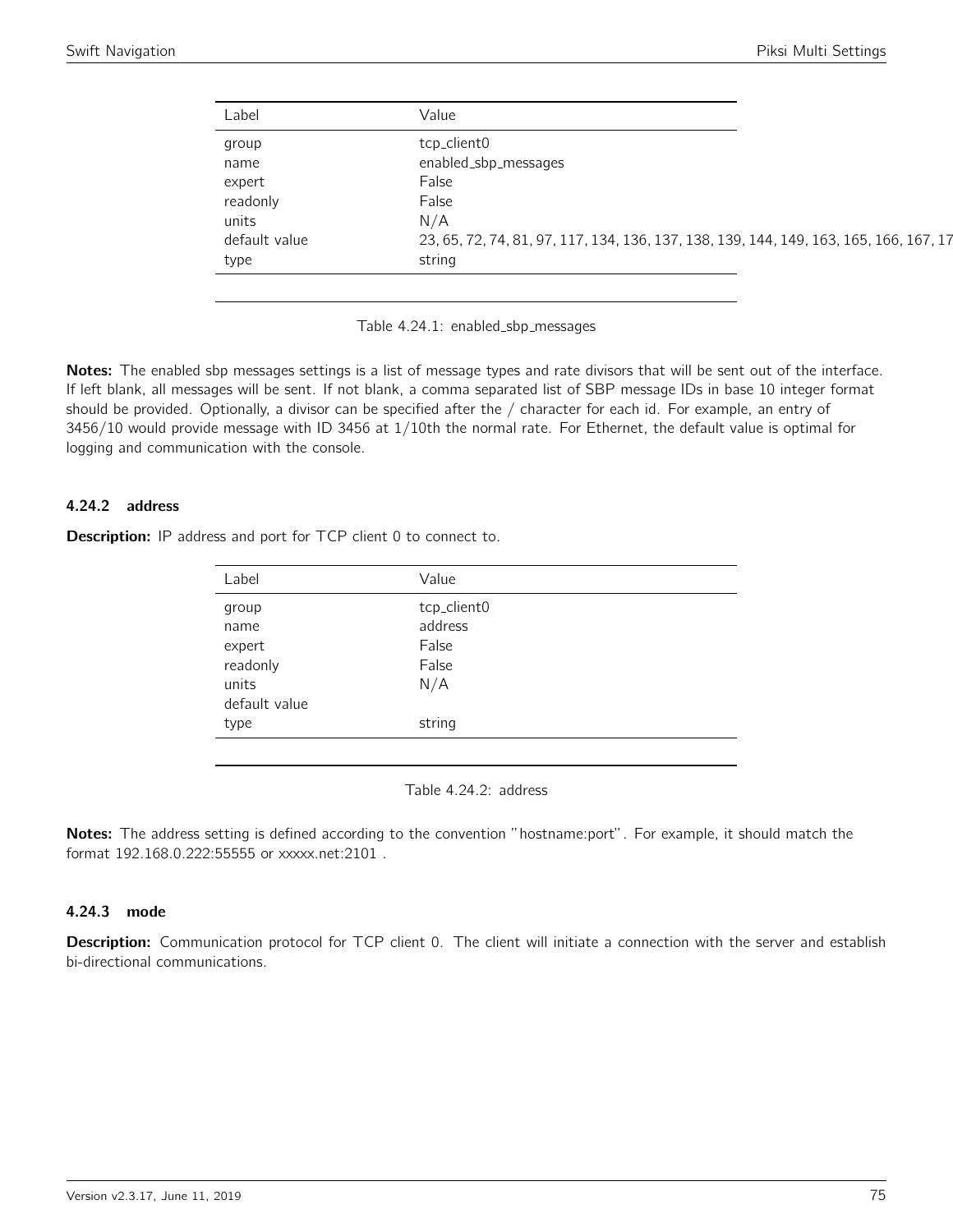| Label | Value |
| --- | --- |
| group | tcp_client0 |
| name | enabled_sbp_messages |
| expert | False |
| readonly | False |
| units | N/A |
| default value | 23, 65, 72, 74, 81, 97, 117, 134, 136, 137, 138, 139, 144, 149, 163, 165, 166, 167, 17 |
| type | string |

Table 4.24.1: enabled_sbp_messages

**Notes:** The enabled sbp messages settings is a list of message types and rate divisors that will be sent out of the interface. If left blank, all messages will be sent. If not blank, a comma separated list of SBP message IDs in base 10 integer format should be provided. Optionally, a divisor can be specified after the / character for each id. For example, an entry of 3456/10 would provide message with ID 3456 at 1/10th the normal rate. For Ethernet, the default value is optimal for logging and communication with the console.

### 4.24.2 address

**Description:** IP address and port for TCP client 0 to connect to.

| Label | Value |
| --- | --- |
| group | tcp_client0 |
| name | address |
| expert | False |
| readonly | False |
| units | N/A |
| default value | |
| type | string |

Table 4.24.2: address

**Notes:** The address setting is defined according to the convention "hostname:port". For example, it should match the format 192.168.0.222:55555 or xxxxx.net:2101 .

### 4.24.3 mode

**Description:** Communication protocol for TCP client 0. The client will initiate a connection with the server and establish bi-directional communications.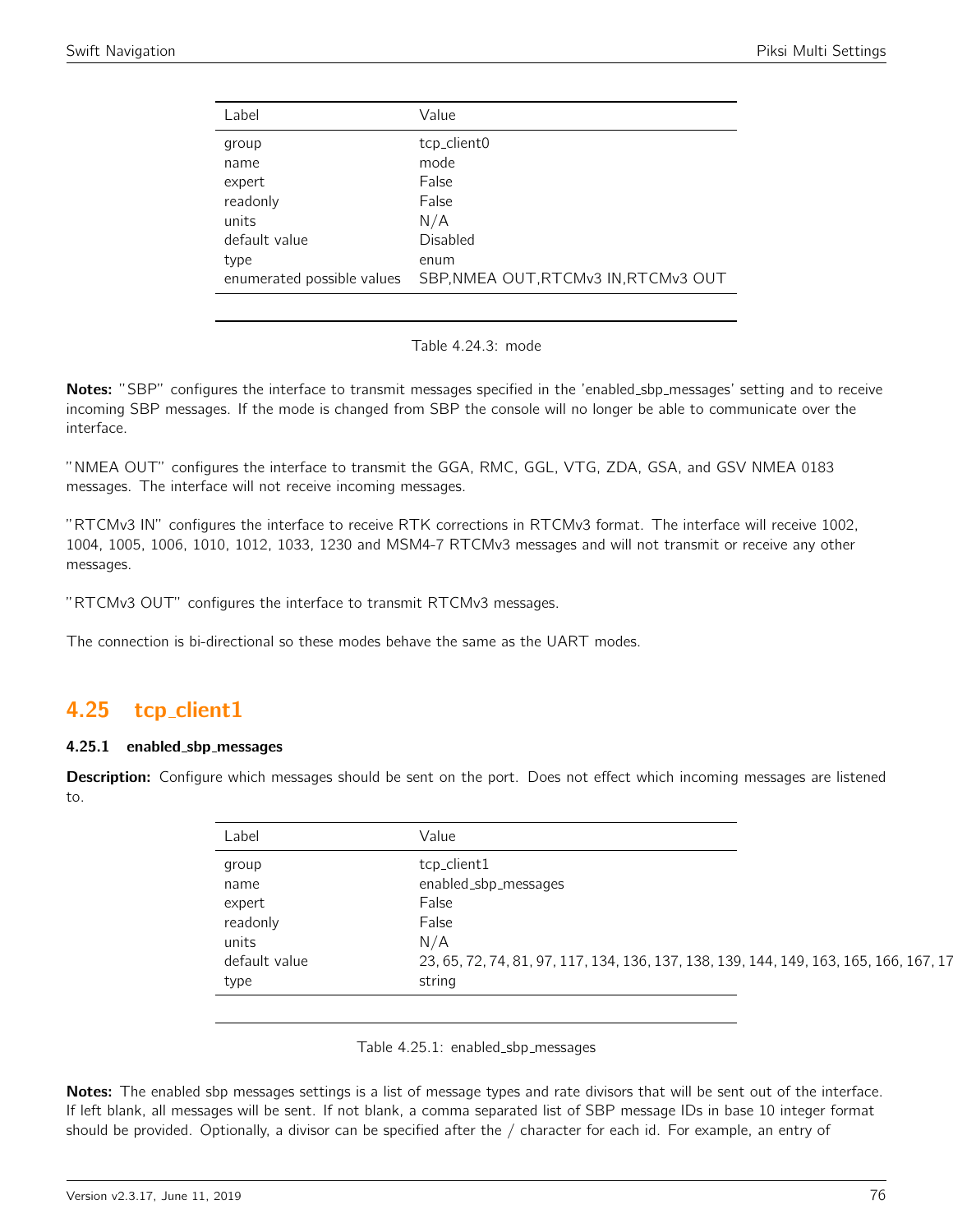| Label | Value |
| --- | --- |
| group | tcp_client0 |
| name | mode |
| expert | False |
| readonly | False |
| units | N/A |
| default value | Disabled |
| type | enum |
| enumerated possible values | SBP,NMEA OUT,RTCMv3 IN,RTCMv3 OUT |

Table 4.24.3: mode

**Notes:** "SBP" configures the interface to transmit messages specified in the 'enabled_sbp_messages' setting and to receive incoming SBP messages. If the mode is changed from SBP the console will no longer be able to communicate over the interface.

"NMEA OUT" configures the interface to transmit the GGA, RMC, GGL, VTG, ZDA, GSA, and GSV NMEA 0183 messages. The interface will not receive incoming messages.

"RTCMv3 IN" configures the interface to receive RTK corrections in RTCMv3 format. The interface will receive 1002, 1004, 1005, 1006, 1010, 1012, 1033, 1230 and MSM4-7 RTCMv3 messages and will not transmit or receive any other messages.

"RTCMv3 OUT" configures the interface to transmit RTCMv3 messages.

The connection is bi-directional so these modes behave the same as the UART modes.

## 4.25 tcp_client1

### 4.25.1 enabled_sbp_messages

**Description:** Configure which messages should be sent on the port. Does not effect which incoming messages are listened to.

| Label | Value |
| --- | --- |
| group | tcp_client1 |
| name | enabled_sbp_messages |
| expert | False |
| readonly | False |
| units | N/A |
| default value | 23, 65, 72, 74, 81, 97, 117, 134, 136, 137, 138, 139, 144, 149, 163, 165, 166, 167, 17 |
| type | string |

Table 4.25.1: enabled_sbp_messages

**Notes:** The enabled sbp messages settings is a list of message types and rate divisors that will be sent out of the interface. If left blank, all messages will be sent. If not blank, a comma separated list of SBP message IDs in base 10 integer format should be provided. Optionally, a divisor can be specified after the / character for each id. For example, an entry of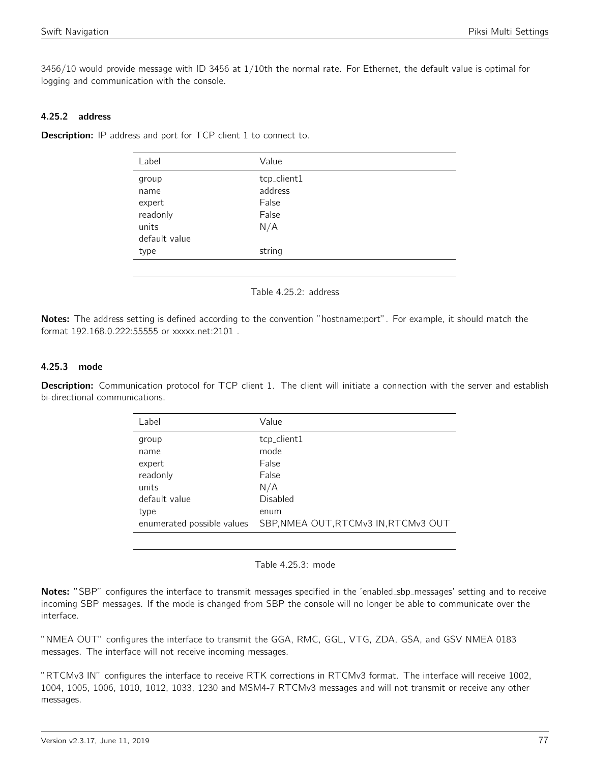3456/10 would provide message with ID 3456 at 1/10th the normal rate. For Ethernet, the default value is optimal for logging and communication with the console.

#### 4.25.2 address

**Description:** IP address and port for TCP client 1 to connect to.

| Label | Value |
|---|---|
| group | tcp_client1 |
| name | address |
| expert | False |
| readonly | False |
| units | N/A |
| default value | |
| type | string |

Table 4.25.2: address

**Notes:** The address setting is defined according to the convention "hostname:port". For example, it should match the format 192.168.0.222:55555 or xxxxx.net:2101 .

#### 4.25.3 mode

**Description:** Communication protocol for TCP client 1. The client will initiate a connection with the server and establish bi-directional communications.

| Label | Value |
|---|---|
| group | tcp_client1 |
| name | mode |
| expert | False |
| readonly | False |
| units | N/A |
| default value | Disabled |
| type | enum |
| enumerated possible values | SBP,NMEA OUT,RTCMv3 IN,RTCMv3 OUT |

Table 4.25.3: mode

**Notes:** "SBP" configures the interface to transmit messages specified in the 'enabled_sbp_messages' setting and to receive incoming SBP messages. If the mode is changed from SBP the console will no longer be able to communicate over the interface.

"NMEA OUT" configures the interface to transmit the GGA, RMC, GGL, VTG, ZDA, GSA, and GSV NMEA 0183 messages. The interface will not receive incoming messages.

"RTCMv3 IN" configures the interface to receive RTK corrections in RTCMv3 format. The interface will receive 1002, 1004, 1005, 1006, 1010, 1012, 1033, 1230 and MSM4-7 RTCMv3 messages and will not transmit or receive any other messages.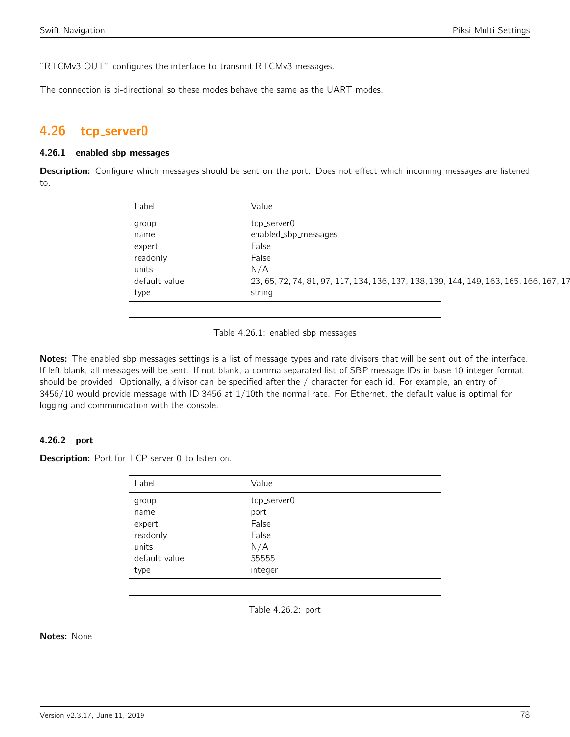"RTCMv3 OUT" configures the interface to transmit RTCMv3 messages.

The connection is bi-directional so these modes behave the same as the UART modes.

## 4.26 tcp_server0

### 4.26.1 enabled_sbp_messages

**Description:** Configure which messages should be sent on the port. Does not effect which incoming messages are listened to.

| Label | Value |
|---|---|
| group | tcp_server0 |
| name | enabled_sbp_messages |
| expert | False |
| readonly | False |
| units | N/A |
| default value | 23, 65, 72, 74, 81, 97, 117, 134, 136, 137, 138, 139, 144, 149, 163, 165, 166, 167, 17 |
| type | string |

Table 4.26.1: enabled_sbp_messages

**Notes:** The enabled sbp messages settings is a list of message types and rate divisors that will be sent out of the interface. If left blank, all messages will be sent. If not blank, a comma separated list of SBP message IDs in base 10 integer format should be provided. Optionally, a divisor can be specified after the / character for each id. For example, an entry of 3456/10 would provide message with ID 3456 at 1/10th the normal rate. For Ethernet, the default value is optimal for logging and communication with the console.

### 4.26.2 port

**Description:** Port for TCP server 0 to listen on.

| Label | Value |
|---|---|
| group | tcp_server0 |
| name | port |
| expert | False |
| readonly | False |
| units | N/A |
| default value | 55555 |
| type | integer |

Table 4.26.2: port

**Notes:** None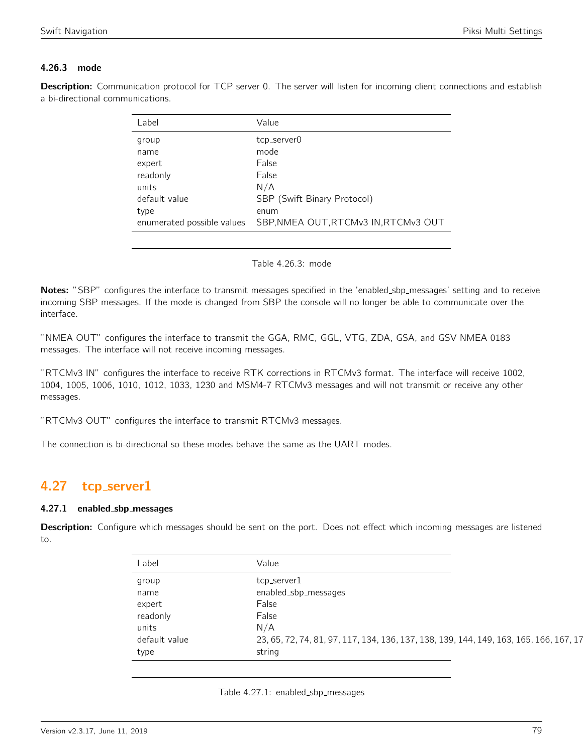### 4.26.3 mode

**Description:** Communication protocol for TCP server 0. The server will listen for incoming client connections and establish a bi-directional communications.

| Label | Value |
|---|---|
| group | tcp_server0 |
| name | mode |
| expert | False |
| readonly | False |
| units | N/A |
| default value | SBP (Swift Binary Protocol) |
| type | enum |
| enumerated possible values | SBP,NMEA OUT,RTCMv3 IN,RTCMv3 OUT |

Table 4.26.3: mode

**Notes:** "SBP" configures the interface to transmit messages specified in the 'enabled_sbp_messages' setting and to receive incoming SBP messages. If the mode is changed from SBP the console will no longer be able to communicate over the interface.

"NMEA OUT" configures the interface to transmit the GGA, RMC, GGL, VTG, ZDA, GSA, and GSV NMEA 0183 messages. The interface will not receive incoming messages.

"RTCMv3 IN" configures the interface to receive RTK corrections in RTCMv3 format. The interface will receive 1002, 1004, 1005, 1006, 1010, 1012, 1033, 1230 and MSM4-7 RTCMv3 messages and will not transmit or receive any other messages.

"RTCMv3 OUT" configures the interface to transmit RTCMv3 messages.

The connection is bi-directional so these modes behave the same as the UART modes.

## 4.27 tcp_server1

### 4.27.1 enabled_sbp_messages

**Description:** Configure which messages should be sent on the port. Does not effect which incoming messages are listened to.

| Label | Value |
|---|---|
| group | tcp_server1 |
| name | enabled_sbp_messages |
| expert | False |
| readonly | False |
| units | N/A |
| default value | 23, 65, 72, 74, 81, 97, 117, 134, 136, 137, 138, 139, 144, 149, 163, 165, 166, 167, 17 |
| type | string |

Table 4.27.1: enabled_sbp_messages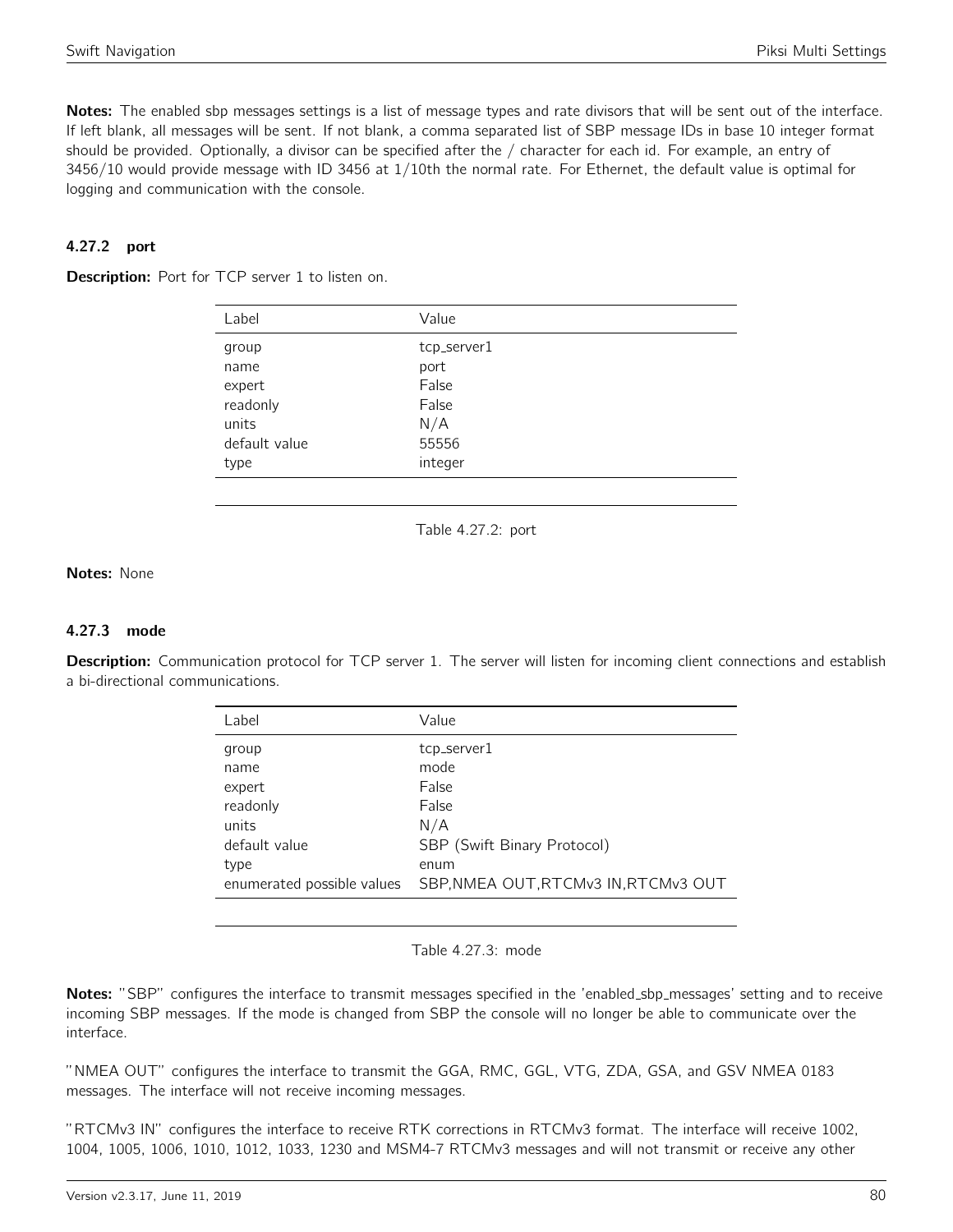**Notes:** The enabled sbp messages settings is a list of message types and rate divisors that will be sent out of the interface. If left blank, all messages will be sent. If not blank, a comma separated list of SBP message IDs in base 10 integer format should be provided. Optionally, a divisor can be specified after the / character for each id. For example, an entry of 3456/10 would provide message with ID 3456 at 1/10th the normal rate. For Ethernet, the default value is optimal for logging and communication with the console.

### 4.27.2 port

**Description:** Port for TCP server 1 to listen on.

| Label | Value |
|---|---|
| group | tcp_server1 |
| name | port |
| expert | False |
| readonly | False |
| units | N/A |
| default value | 55556 |
| type | integer |

Table 4.27.2: port

**Notes:** None

### 4.27.3 mode

**Description:** Communication protocol for TCP server 1. The server will listen for incoming client connections and establish a bi-directional communications.

| Label | Value |
|---|---|
| group | tcp_server1 |
| name | mode |
| expert | False |
| readonly | False |
| units | N/A |
| default value | SBP (Swift Binary Protocol) |
| type | enum |
| enumerated possible values | SBP,NMEA OUT,RTCMv3 IN,RTCMv3 OUT |

Table 4.27.3: mode

**Notes:** "SBP" configures the interface to transmit messages specified in the 'enabled_sbp_messages' setting and to receive incoming SBP messages. If the mode is changed from SBP the console will no longer be able to communicate over the interface.

"NMEA OUT" configures the interface to transmit the GGA, RMC, GGL, VTG, ZDA, GSA, and GSV NMEA 0183 messages. The interface will not receive incoming messages.

"RTCMv3 IN" configures the interface to receive RTK corrections in RTCMv3 format. The interface will receive 1002, 1004, 1005, 1006, 1010, 1012, 1033, 1230 and MSM4-7 RTCMv3 messages and will not transmit or receive any other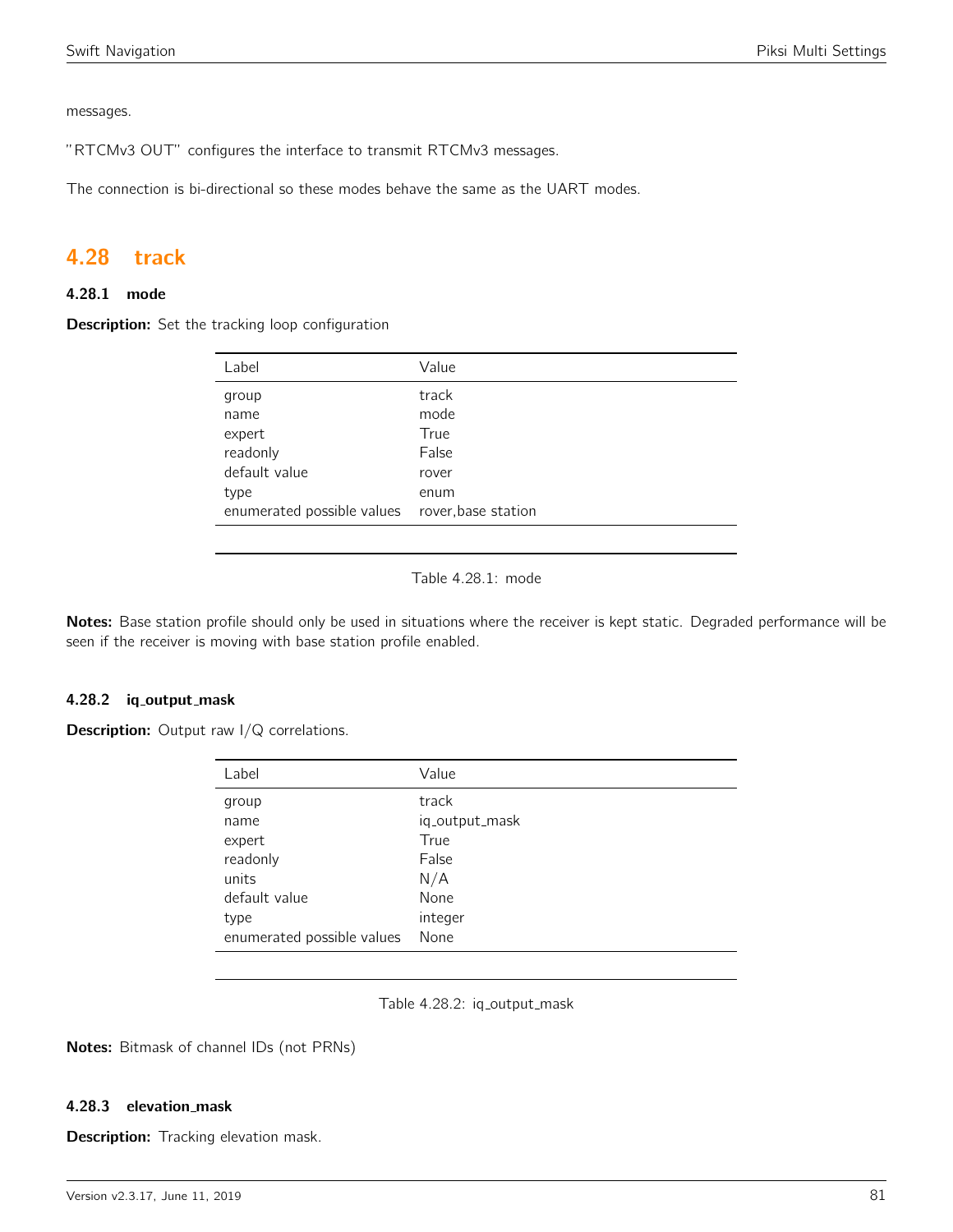messages.

"RTCMv3 OUT" configures the interface to transmit RTCMv3 messages.

The connection is bi-directional so these modes behave the same as the UART modes.

## 4.28 track

### 4.28.1 mode

**Description:** Set the tracking loop configuration

| Label | Value |
|---|---|
| group | track |
| name | mode |
| expert | True |
| readonly | False |
| default value | rover |
| type | enum |
| enumerated possible values | rover,base station |

Table 4.28.1: mode

**Notes:** Base station profile should only be used in situations where the receiver is kept static. Degraded performance will be seen if the receiver is moving with base station profile enabled.

### 4.28.2 iq_output_mask

**Description:** Output raw I/Q correlations.

| Label | Value |
|---|---|
| group | track |
| name | iq_output_mask |
| expert | True |
| readonly | False |
| units | N/A |
| default value | None |
| type | integer |
| enumerated possible values | None |

Table 4.28.2: iq_output_mask

**Notes:** Bitmask of channel IDs (not PRNs)

### 4.28.3 elevation_mask

**Description:** Tracking elevation mask.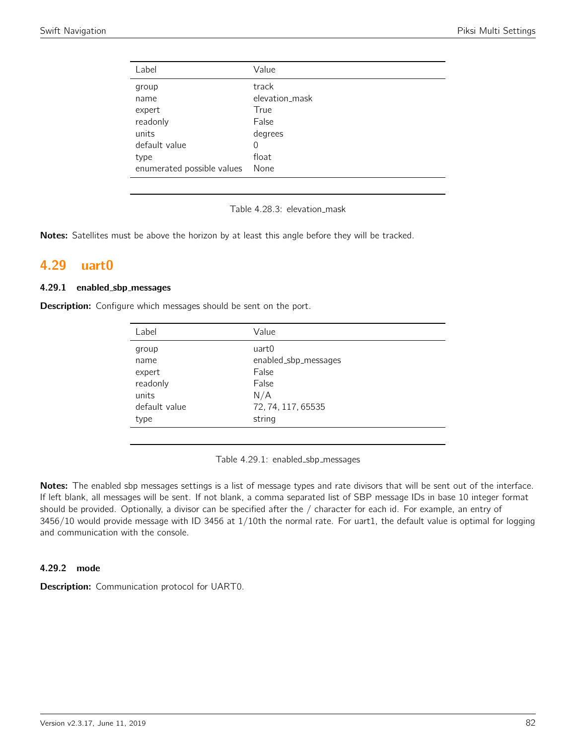| Label | Value |
|---|---|
| group | track |
| name | elevation_mask |
| expert | True |
| readonly | False |
| units | degrees |
| default value | 0 |
| type | float |
| enumerated possible values | None |

Table 4.28.3: elevation_mask

**Notes:** Satellites must be above the horizon by at least this angle before they will be tracked.

## 4.29 uart0

### 4.29.1 enabled_sbp_messages

**Description:** Configure which messages should be sent on the port.

| Label | Value |
|---|---|
| group | uart0 |
| name | enabled_sbp_messages |
| expert | False |
| readonly | False |
| units | N/A |
| default value | 72, 74, 117, 65535 |
| type | string |

Table 4.29.1: enabled_sbp_messages

**Notes:** The enabled sbp messages settings is a list of message types and rate divisors that will be sent out of the interface. If left blank, all messages will be sent. If not blank, a comma separated list of SBP message IDs in base 10 integer format should be provided. Optionally, a divisor can be specified after the / character for each id. For example, an entry of 3456/10 would provide message with ID 3456 at 1/10th the normal rate. For uart1, the default value is optimal for logging and communication with the console.

### 4.29.2 mode

**Description:** Communication protocol for UART0.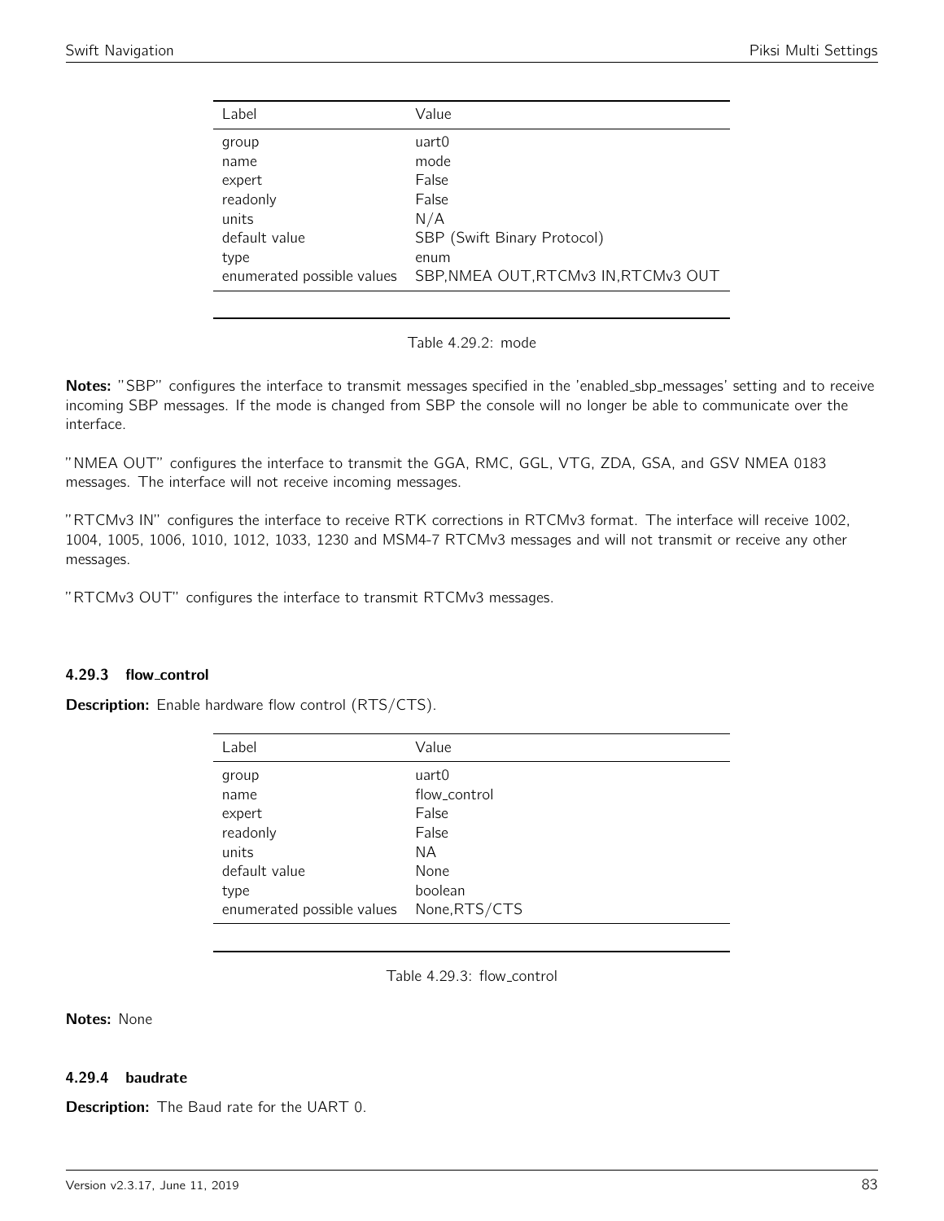| Label | Value |
|---|---|
| group | uart0 |
| name | mode |
| expert | False |
| readonly | False |
| units | N/A |
| default value | SBP (Swift Binary Protocol) |
| type | enum |
| enumerated possible values | SBP,NMEA OUT,RTCMv3 IN,RTCMv3 OUT |

Table 4.29.2: mode

**Notes:** "SBP" configures the interface to transmit messages specified in the 'enabled_sbp_messages' setting and to receive incoming SBP messages. If the mode is changed from SBP the console will no longer be able to communicate over the interface.

"NMEA OUT" configures the interface to transmit the GGA, RMC, GGL, VTG, ZDA, GSA, and GSV NMEA 0183 messages. The interface will not receive incoming messages.

"RTCMv3 IN" configures the interface to receive RTK corrections in RTCMv3 format. The interface will receive 1002, 1004, 1005, 1006, 1010, 1012, 1033, 1230 and MSM4-7 RTCMv3 messages and will not transmit or receive any other messages.

"RTCMv3 OUT" configures the interface to transmit RTCMv3 messages.

#### 4.29.3 flow_control

**Description:** Enable hardware flow control (RTS/CTS).

| Label | Value |
|---|---|
| group | uart0 |
| name | flow_control |
| expert | False |
| readonly | False |
| units | NA |
| default value | None |
| type | boolean |
| enumerated possible values | None,RTS/CTS |

Table 4.29.3: flow_control

**Notes:** None

#### 4.29.4 baudrate

**Description:** The Baud rate for the UART 0.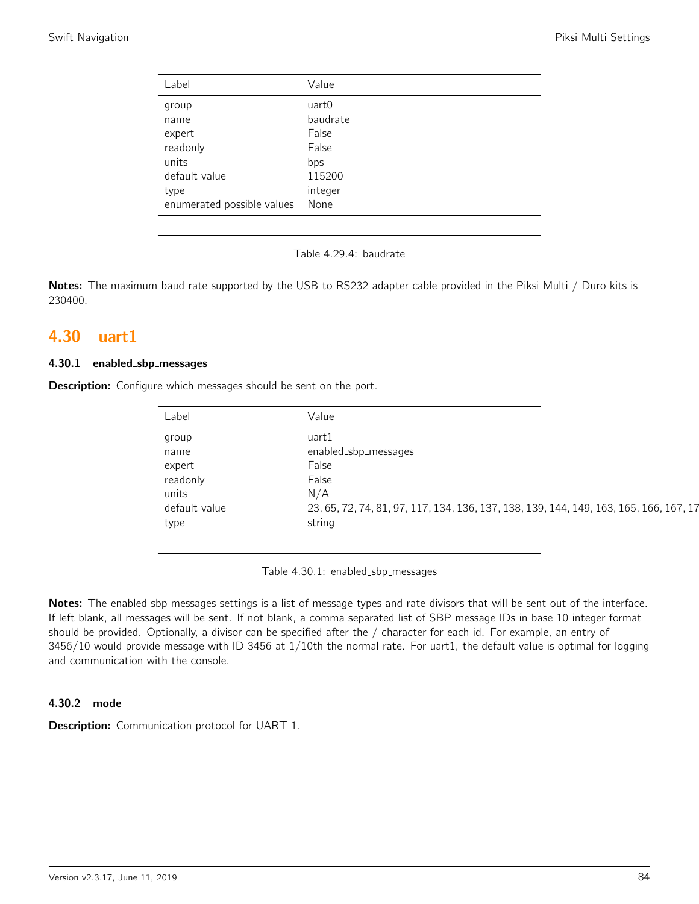| Label | Value |
|---|---|
| group | uart0 |
| name | baudrate |
| expert | False |
| readonly | False |
| units | bps |
| default value | 115200 |
| type | integer |
| enumerated possible values | None |

Table 4.29.4: baudrate

**Notes:** The maximum baud rate supported by the USB to RS232 adapter cable provided in the Piksi Multi / Duro kits is 230400.

## 4.30 uart1

### 4.30.1 enabled_sbp_messages

**Description:** Configure which messages should be sent on the port.

| Label | Value |
|---|---|
| group | uart1 |
| name | enabled_sbp_messages |
| expert | False |
| readonly | False |
| units | N/A |
| default value | 23, 65, 72, 74, 81, 97, 117, 134, 136, 137, 138, 139, 144, 149, 163, 165, 166, 167, 17 |
| type | string |

Table 4.30.1: enabled_sbp_messages

**Notes:** The enabled sbp messages settings is a list of message types and rate divisors that will be sent out of the interface. If left blank, all messages will be sent. If not blank, a comma separated list of SBP message IDs in base 10 integer format should be provided. Optionally, a divisor can be specified after the / character for each id. For example, an entry of 3456/10 would provide message with ID 3456 at 1/10th the normal rate. For uart1, the default value is optimal for logging and communication with the console.

### 4.30.2 mode

**Description:** Communication protocol for UART 1.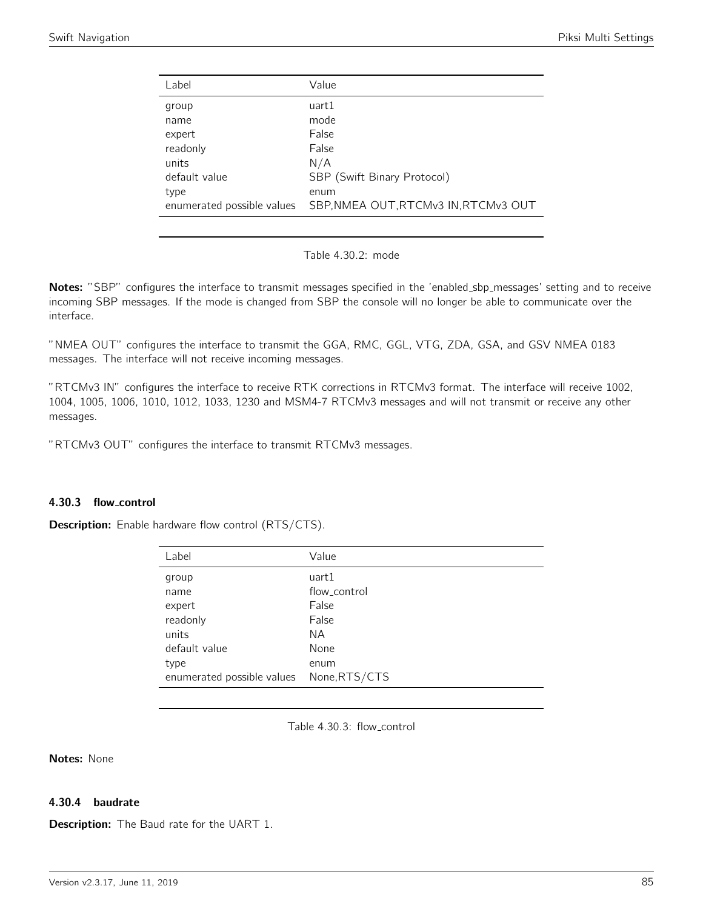| Label | Value |
|---|---|
| group | uart1 |
| name | mode |
| expert | False |
| readonly | False |
| units | N/A |
| default value | SBP (Swift Binary Protocol) |
| type | enum |
| enumerated possible values | SBP,NMEA OUT,RTCMv3 IN,RTCMv3 OUT |

Table 4.30.2: mode

**Notes:** "SBP" configures the interface to transmit messages specified in the 'enabled_sbp_messages' setting and to receive incoming SBP messages. If the mode is changed from SBP the console will no longer be able to communicate over the interface.

"NMEA OUT" configures the interface to transmit the GGA, RMC, GGL, VTG, ZDA, GSA, and GSV NMEA 0183 messages. The interface will not receive incoming messages.

"RTCMv3 IN" configures the interface to receive RTK corrections in RTCMv3 format. The interface will receive 1002, 1004, 1005, 1006, 1010, 1012, 1033, 1230 and MSM4-7 RTCMv3 messages and will not transmit or receive any other messages.

"RTCMv3 OUT" configures the interface to transmit RTCMv3 messages.

### 4.30.3 flow_control

**Description:** Enable hardware flow control (RTS/CTS).

| Label | Value |
|---|---|
| group | uart1 |
| name | flow_control |
| expert | False |
| readonly | False |
| units | NA |
| default value | None |
| type | enum |
| enumerated possible values | None,RTS/CTS |

Table 4.30.3: flow_control

**Notes:** None

### 4.30.4 baudrate

**Description:** The Baud rate for the UART 1.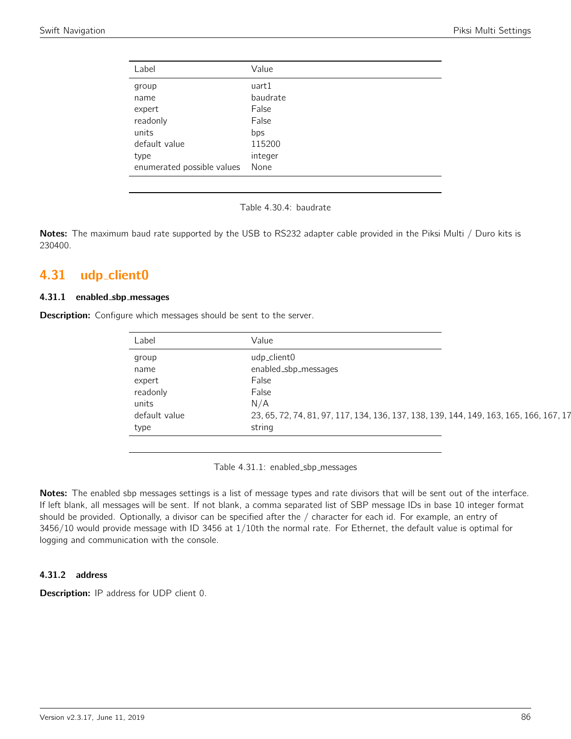| Label | Value |
|---|---|
| group | uart1 |
| name | baudrate |
| expert | False |
| readonly | False |
| units | bps |
| default value | 115200 |
| type | integer |
| enumerated possible values | None |

Table 4.30.4: baudrate

**Notes:** The maximum baud rate supported by the USB to RS232 adapter cable provided in the Piksi Multi / Duro kits is 230400.

## 4.31 udp_client0

### 4.31.1 enabled_sbp_messages

**Description:** Configure which messages should be sent to the server.

| Label | Value |
|---|---|
| group | udp_client0 |
| name | enabled_sbp_messages |
| expert | False |
| readonly | False |
| units | N/A |
| default value | 23, 65, 72, 74, 81, 97, 117, 134, 136, 137, 138, 139, 144, 149, 163, 165, 166, 167, 17 |
| type | string |

Table 4.31.1: enabled_sbp_messages

**Notes:** The enabled sbp messages settings is a list of message types and rate divisors that will be sent out of the interface. If left blank, all messages will be sent. If not blank, a comma separated list of SBP message IDs in base 10 integer format should be provided. Optionally, a divisor can be specified after the / character for each id. For example, an entry of 3456/10 would provide message with ID 3456 at 1/10th the normal rate. For Ethernet, the default value is optimal for logging and communication with the console.

### 4.31.2 address

**Description:** IP address for UDP client 0.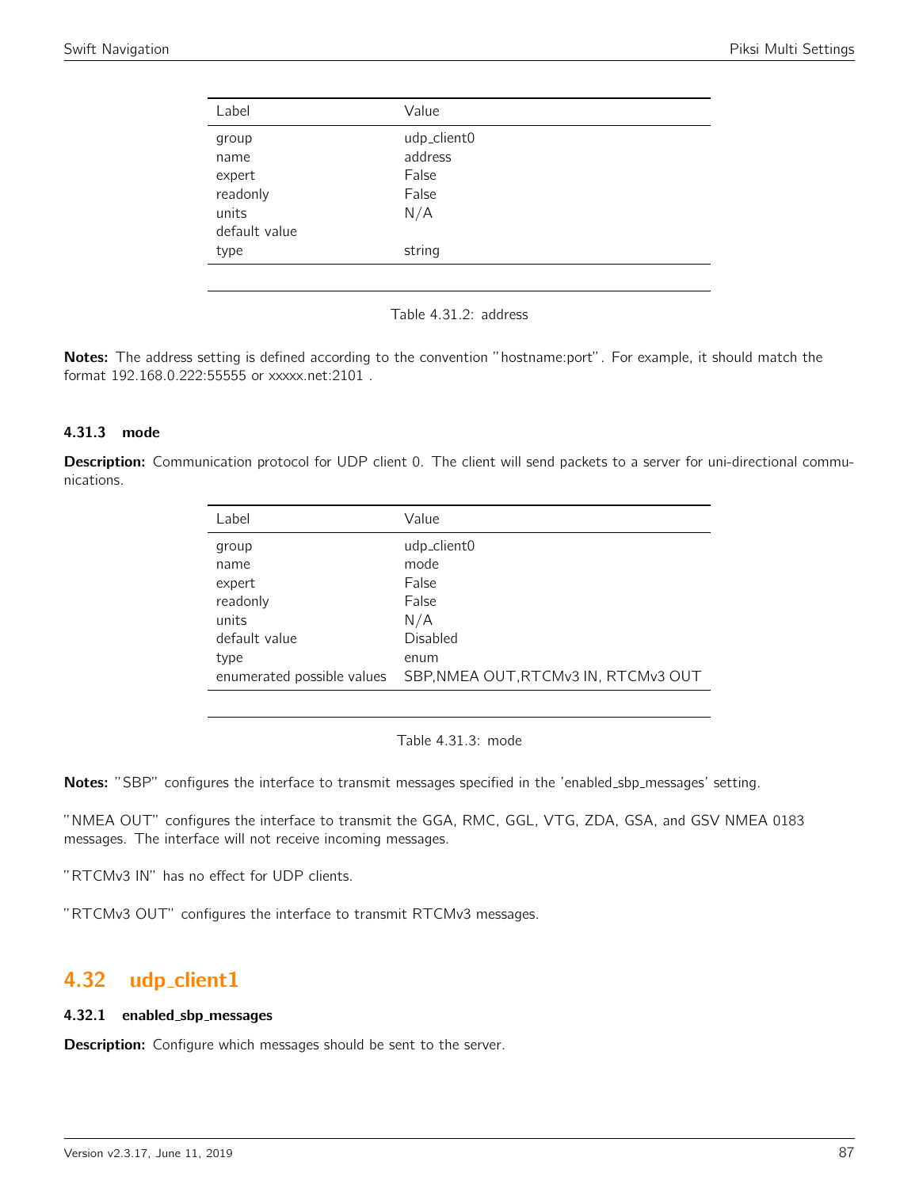| Label | Value |
|---|---|
| group | udp_client0 |
| name | address |
| expert | False |
| readonly | False |
| units | N/A |
| default value | |
| type | string |

Table 4.31.2: address

**Notes:** The address setting is defined according to the convention "hostname:port". For example, it should match the format 192.168.0.222:55555 or xxxxx.net:2101 .

### 4.31.3 mode

**Description:** Communication protocol for UDP client 0. The client will send packets to a server for uni-directional communications.

| Label | Value |
|---|---|
| group | udp_client0 |
| name | mode |
| expert | False |
| readonly | False |
| units | N/A |
| default value | Disabled |
| type | enum |
| enumerated possible values | SBP,NMEA OUT,RTCMv3 IN, RTCMv3 OUT |

Table 4.31.3: mode

**Notes:** "SBP" configures the interface to transmit messages specified in the 'enabled_sbp_messages' setting.

"NMEA OUT" configures the interface to transmit the GGA, RMC, GGL, VTG, ZDA, GSA, and GSV NMEA 0183 messages. The interface will not receive incoming messages.

"RTCMv3 IN" has no effect for UDP clients.

"RTCMv3 OUT" configures the interface to transmit RTCMv3 messages.

## 4.32 udp_client1

### 4.32.1 enabled_sbp_messages

**Description:** Configure which messages should be sent to the server.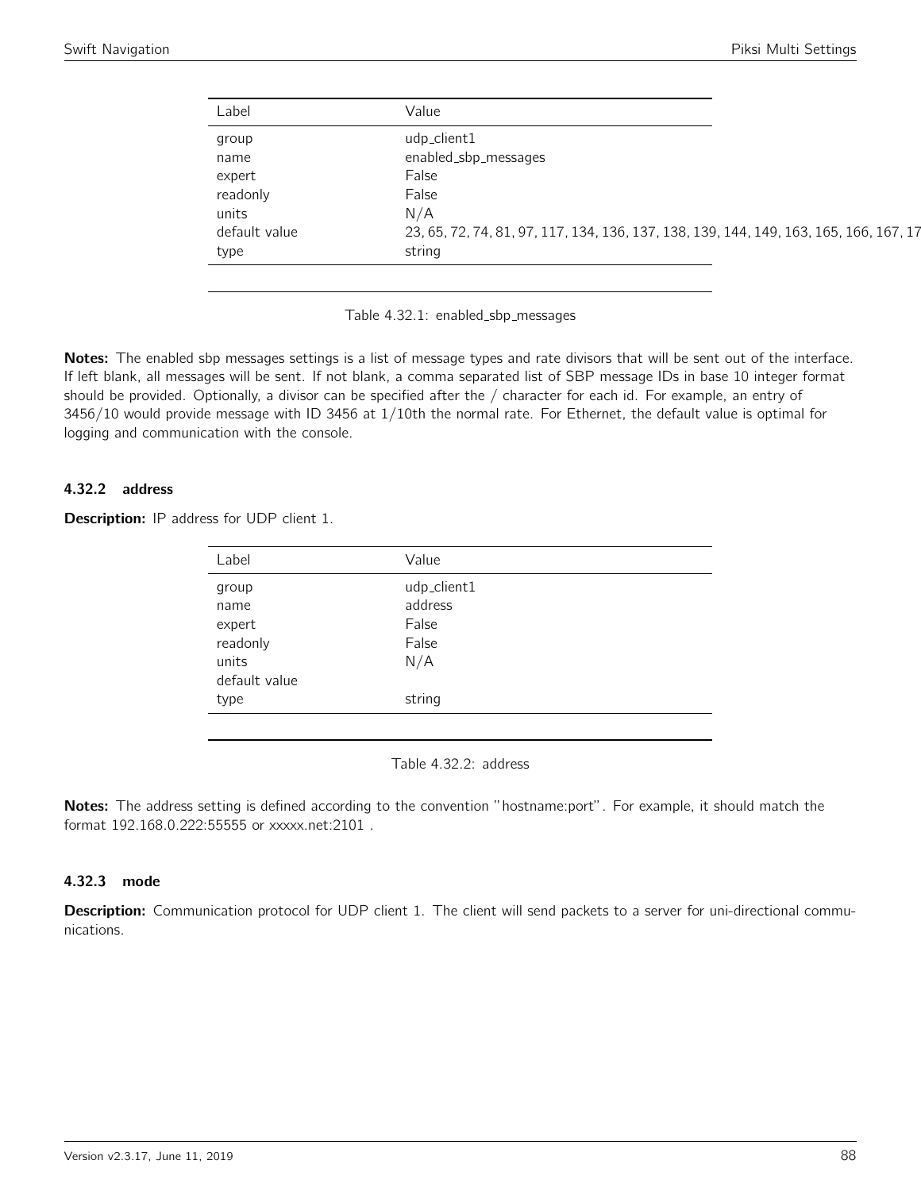| Label | Value |
|---|---|
| group | udp_client1 |
| name | enabled_sbp_messages |
| expert | False |
| readonly | False |
| units | N/A |
| default value | 23, 65, 72, 74, 81, 97, 117, 134, 136, 137, 138, 139, 144, 149, 163, 165, 166, 167, 17 |
| type | string |

Table 4.32.1: enabled_sbp_messages

**Notes:** The enabled sbp messages settings is a list of message types and rate divisors that will be sent out of the interface. If left blank, all messages will be sent. If not blank, a comma separated list of SBP message IDs in base 10 integer format should be provided. Optionally, a divisor can be specified after the / character for each id. For example, an entry of 3456/10 would provide message with ID 3456 at 1/10th the normal rate. For Ethernet, the default value is optimal for logging and communication with the console.

### 4.32.2 address

**Description:** IP address for UDP client 1.

| Label | Value |
|---|---|
| group | udp_client1 |
| name | address |
| expert | False |
| readonly | False |
| units | N/A |
| default value | |
| type | string |

Table 4.32.2: address

**Notes:** The address setting is defined according to the convention "hostname:port". For example, it should match the format 192.168.0.222:55555 or xxxxx.net:2101 .

### 4.32.3 mode

**Description:** Communication protocol for UDP client 1. The client will send packets to a server for uni-directional communications.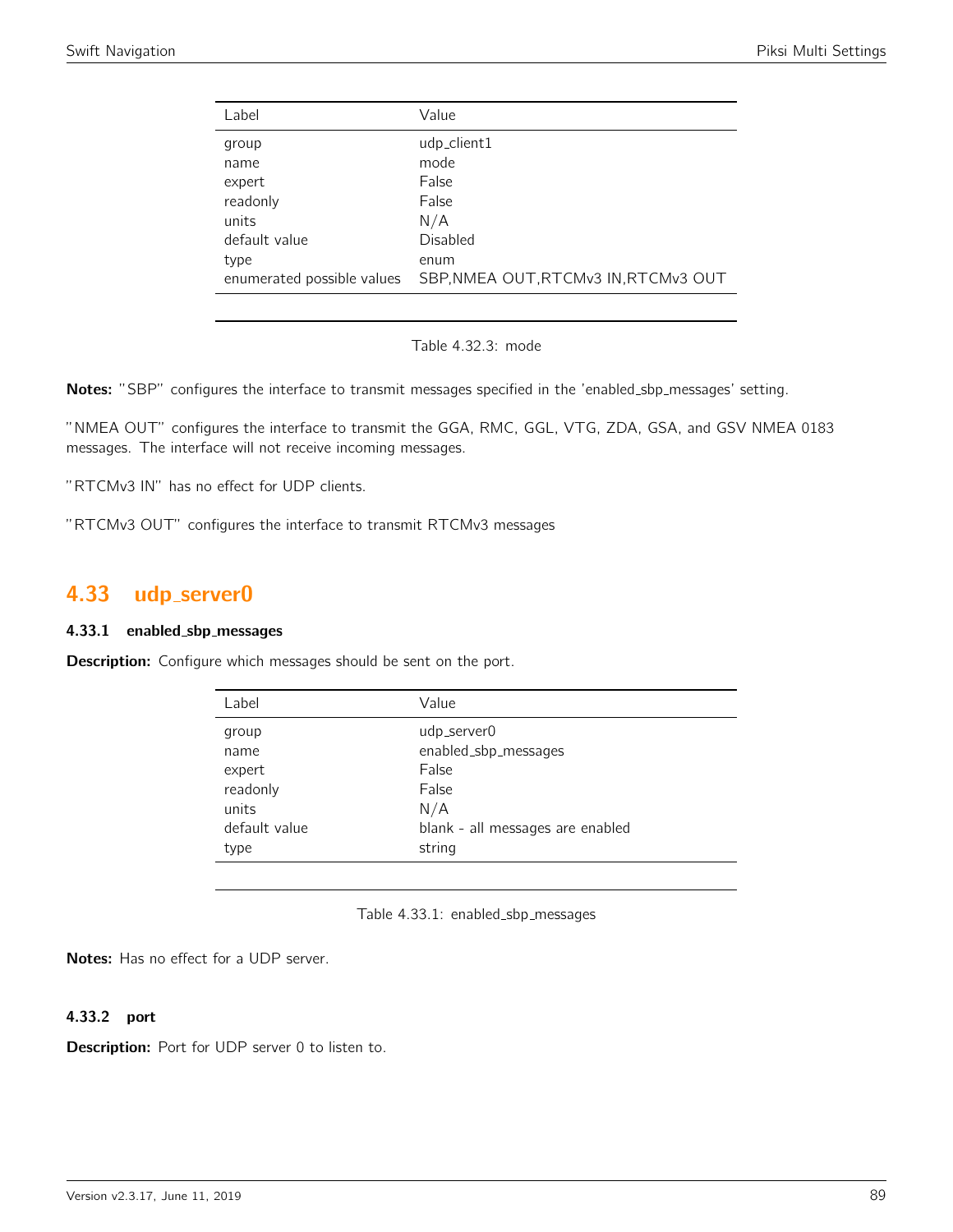| Label | Value |
|---|---|
| group | udp_client1 |
| name | mode |
| expert | False |
| readonly | False |
| units | N/A |
| default value | Disabled |
| type | enum |
| enumerated possible values | SBP,NMEA OUT,RTCMv3 IN,RTCMv3 OUT |

Table 4.32.3: mode

**Notes:** "SBP" configures the interface to transmit messages specified in the 'enabled_sbp_messages' setting.

"NMEA OUT" configures the interface to transmit the GGA, RMC, GGL, VTG, ZDA, GSA, and GSV NMEA 0183 messages. The interface will not receive incoming messages.

"RTCMv3 IN" has no effect for UDP clients.

"RTCMv3 OUT" configures the interface to transmit RTCMv3 messages

## 4.33 udp_server0

### 4.33.1 enabled_sbp_messages

**Description:** Configure which messages should be sent on the port.

| Label | Value |
|---|---|
| group | udp_server0 |
| name | enabled_sbp_messages |
| expert | False |
| readonly | False |
| units | N/A |
| default value | blank - all messages are enabled |
| type | string |

Table 4.33.1: enabled_sbp_messages

**Notes:** Has no effect for a UDP server.

### 4.33.2 port

**Description:** Port for UDP server 0 to listen to.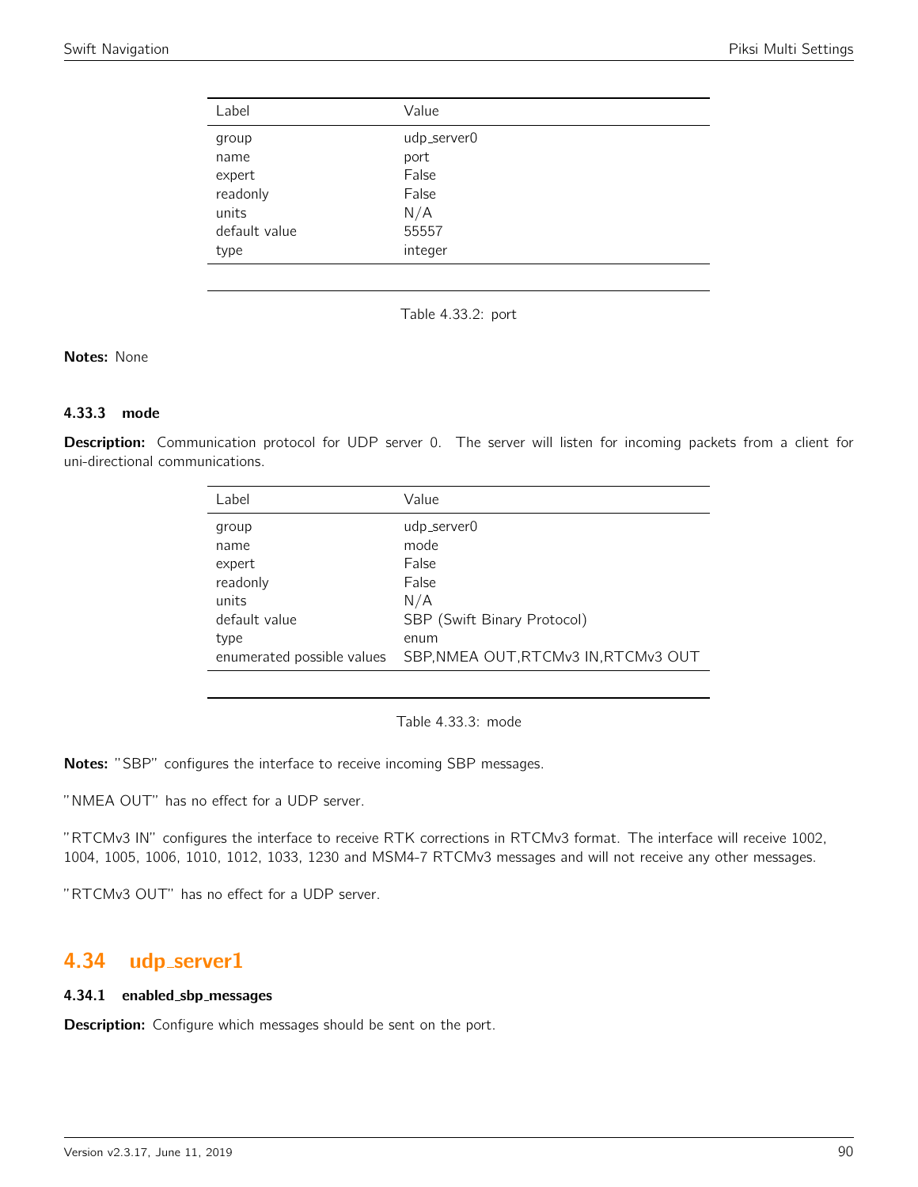| Label | Value |
|---|---|
| group | udp_server0 |
| name | port |
| expert | False |
| readonly | False |
| units | N/A |
| default value | 55557 |
| type | integer |

Table 4.33.2: port

**Notes:** None

### 4.33.3 mode

**Description:** Communication protocol for UDP server 0. The server will listen for incoming packets from a client for uni-directional communications.

| Label | Value |
|---|---|
| group | udp_server0 |
| name | mode |
| expert | False |
| readonly | False |
| units | N/A |
| default value | SBP (Swift Binary Protocol) |
| type | enum |
| enumerated possible values | SBP,NMEA OUT,RTCMv3 IN,RTCMv3 OUT |

Table 4.33.3: mode

**Notes:** "SBP" configures the interface to receive incoming SBP messages.

"NMEA OUT" has no effect for a UDP server.

"RTCMv3 IN" configures the interface to receive RTK corrections in RTCMv3 format. The interface will receive 1002, 1004, 1005, 1006, 1010, 1012, 1033, 1230 and MSM4-7 RTCMv3 messages and will not receive any other messages.

"RTCMv3 OUT" has no effect for a UDP server.

## 4.34 udp_server1

### 4.34.1 enabled_sbp_messages

**Description:** Configure which messages should be sent on the port.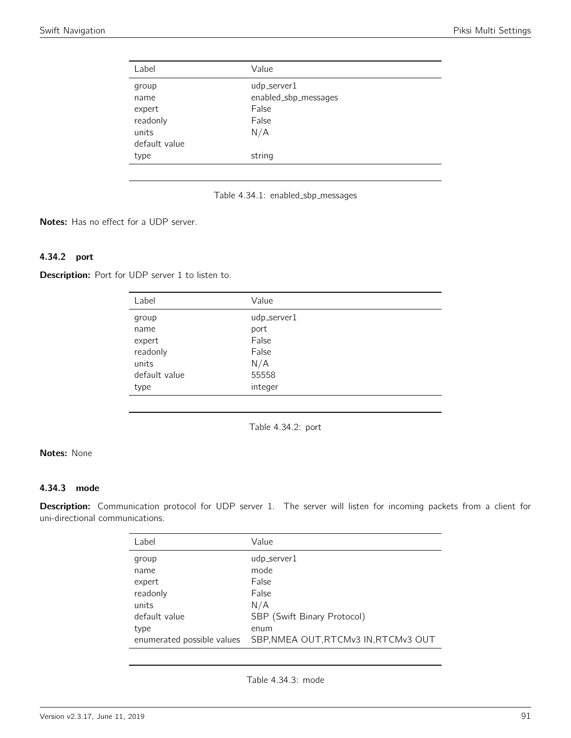| Label | Value |
| --- | --- |
| group | udp_server1 |
| name | enabled_sbp_messages |
| expert | False |
| readonly | False |
| units | N/A |
| default value | |
| type | string |

Table 4.34.1: enabled_sbp_messages

**Notes:** Has no effect for a UDP server.

### 4.34.2 port

**Description:** Port for UDP server 1 to listen to.

| Label | Value |
| --- | --- |
| group | udp_server1 |
| name | port |
| expert | False |
| readonly | False |
| units | N/A |
| default value | 55558 |
| type | integer |

Table 4.34.2: port

**Notes:** None

### 4.34.3 mode

**Description:** Communication protocol for UDP server 1. The server will listen for incoming packets from a client for uni-directional communications.

| Label | Value |
| --- | --- |
| group | udp_server1 |
| name | mode |
| expert | False |
| readonly | False |
| units | N/A |
| default value | SBP (Swift Binary Protocol) |
| type | enum |
| enumerated possible values | SBP,NMEA OUT,RTCMv3 IN,RTCMv3 OUT |

Table 4.34.3: mode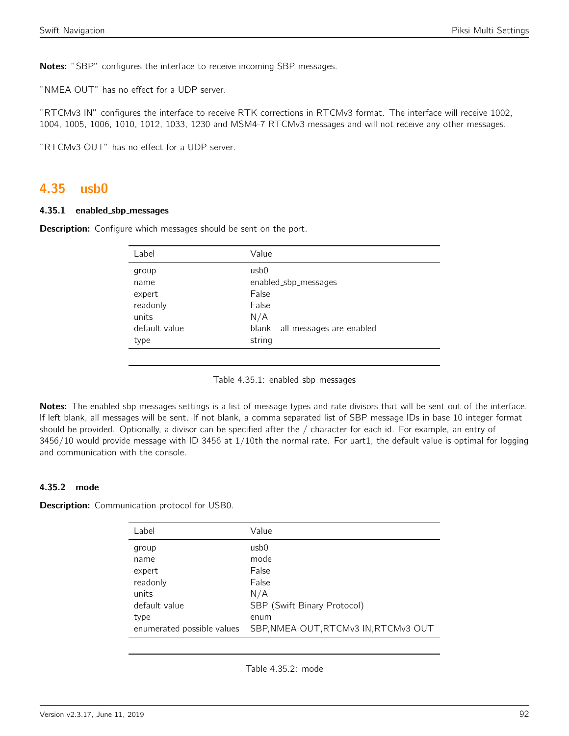**Notes:** "SBP" configures the interface to receive incoming SBP messages.

"NMEA OUT" has no effect for a UDP server.

"RTCMv3 IN" configures the interface to receive RTK corrections in RTCMv3 format. The interface will receive 1002, 1004, 1005, 1006, 1010, 1012, 1033, 1230 and MSM4-7 RTCMv3 messages and will not receive any other messages.

"RTCMv3 OUT" has no effect for a UDP server.

## 4.35 usb0

### 4.35.1 enabled_sbp_messages

**Description:** Configure which messages should be sent on the port.

| Label | Value |
|---|---|
| group | usb0 |
| name | enabled_sbp_messages |
| expert | False |
| readonly | False |
| units | N/A |
| default value | blank - all messages are enabled |
| type | string |

Table 4.35.1: enabled_sbp_messages

**Notes:** The enabled sbp messages settings is a list of message types and rate divisors that will be sent out of the interface. If left blank, all messages will be sent. If not blank, a comma separated list of SBP message IDs in base 10 integer format should be provided. Optionally, a divisor can be specified after the / character for each id. For example, an entry of 3456/10 would provide message with ID 3456 at 1/10th the normal rate. For uart1, the default value is optimal for logging and communication with the console.

### 4.35.2 mode

**Description:** Communication protocol for USB0.

| Label | Value |
|---|---|
| group | usb0 |
| name | mode |
| expert | False |
| readonly | False |
| units | N/A |
| default value | SBP (Swift Binary Protocol) |
| type | enum |
| enumerated possible values | SBP,NMEA OUT,RTCMv3 IN,RTCMv3 OUT |

Table 4.35.2: mode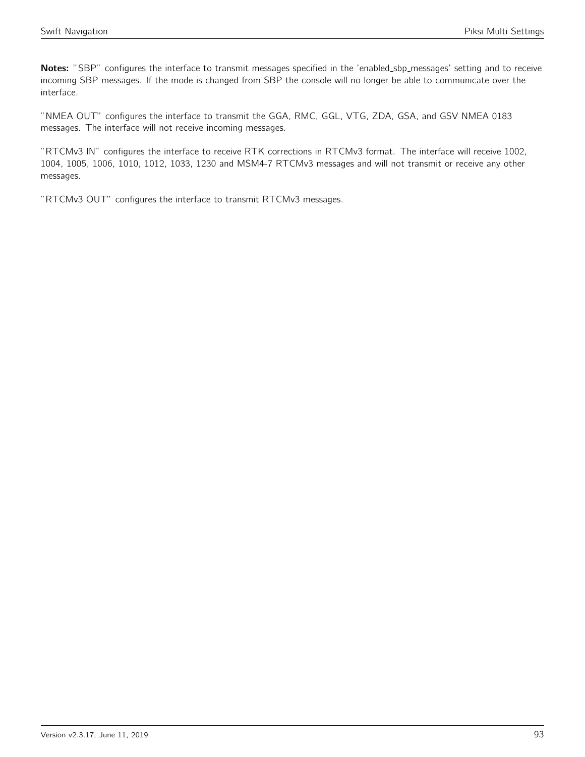**Notes:** "SBP" configures the interface to transmit messages specified in the 'enabled_sbp_messages' setting and to receive incoming SBP messages. If the mode is changed from SBP the console will no longer be able to communicate over the interface.

"NMEA OUT" configures the interface to transmit the GGA, RMC, GGL, VTG, ZDA, GSA, and GSV NMEA 0183 messages. The interface will not receive incoming messages.

"RTCMv3 IN" configures the interface to receive RTK corrections in RTCMv3 format. The interface will receive 1002, 1004, 1005, 1006, 1010, 1012, 1033, 1230 and MSM4-7 RTCMv3 messages and will not transmit or receive any other messages.

"RTCMv3 OUT" configures the interface to transmit RTCMv3 messages.